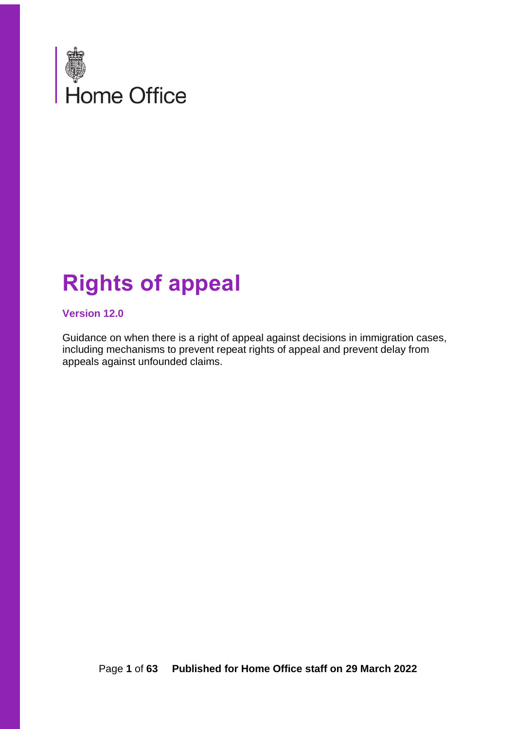Home Office

# Rights of appeal

**Version 12.0**

Guidance on when there is a right of appeal against decisions in immigration cases, including mechanisms to prevent repeat rights of appeal and prevent delay from appeals against unfounded claims.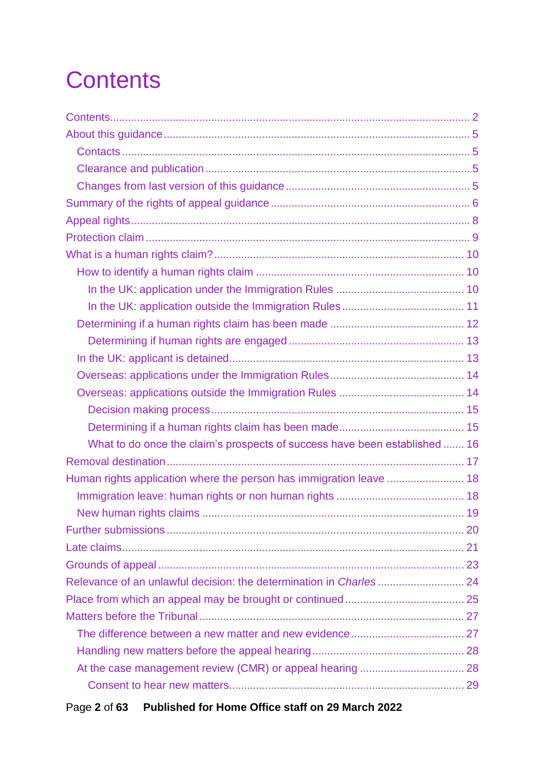# Contents

- Contents ..... 2
- About this guidance ..... 5
  - Contacts ..... 5
  - Clearance and publication ..... 5
  - Changes from last version of this guidance ..... 5
- Summary of the rights of appeal guidance ..... 6
- Appeal rights ..... 8
- Protection claim ..... 9
- What is a human rights claim? ..... 10
  - How to identify a human rights claim ..... 10
    - In the UK: application under the Immigration Rules ..... 10
    - In the UK: application outside the Immigration Rules ..... 11
  - Determining if a human rights claim has been made ..... 12
    - Determining if human rights are engaged ..... 13
  - In the UK: applicant is detained ..... 13
  - Overseas: applications under the Immigration Rules ..... 14
  - Overseas: applications outside the Immigration Rules ..... 14
    - Decision making process ..... 15
    - Determining if a human rights claim has been made ..... 15
    - What to do once the claim's prospects of success have been established ..... 16
- Removal destination ..... 17
- Human rights application where the person has immigration leave ..... 18
  - Immigration leave: human rights or non human rights ..... 18
  - New human rights claims ..... 19
- Further submissions ..... 20
- Late claims ..... 21
- Grounds of appeal ..... 23
- Relevance of an unlawful decision: the determination in *Charles* ..... 24
- Place from which an appeal may be brought or continued ..... 25
- Matters before the Tribunal ..... 27
  - The difference between a new matter and new evidence ..... 27
  - Handling new matters before the appeal hearing ..... 28
  - At the case management review (CMR) or appeal hearing ..... 28
    - Consent to hear new matters ..... 29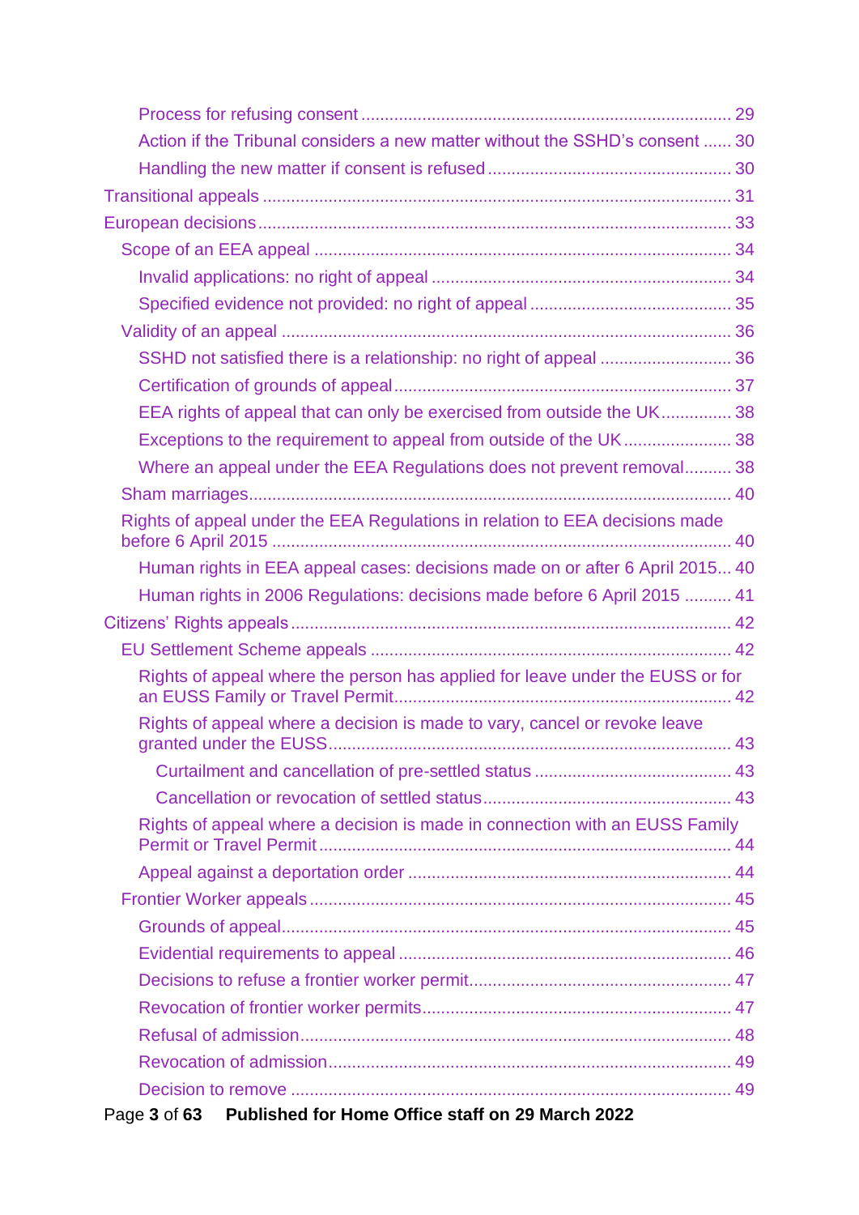- Process for refusing consent ... 29
- Action if the Tribunal considers a new matter without the SSHD's consent ... 30
- Handling the new matter if consent is refused ... 30

Transitional appeals ... 31

European decisions ... 33

- Scope of an EEA appeal ... 34
  - Invalid applications: no right of appeal ... 34
  - Specified evidence not provided: no right of appeal ... 35
- Validity of an appeal ... 36
  - SSHD not satisfied there is a relationship: no right of appeal ... 36
  - Certification of grounds of appeal ... 37
  - EEA rights of appeal that can only be exercised from outside the UK ... 38
  - Exceptions to the requirement to appeal from outside of the UK ... 38
  - Where an appeal under the EEA Regulations does not prevent removal ... 38
- Sham marriages ... 40
- Rights of appeal under the EEA Regulations in relation to EEA decisions made before 6 April 2015 ... 40
  - Human rights in EEA appeal cases: decisions made on or after 6 April 2015 ... 40
  - Human rights in 2006 Regulations: decisions made before 6 April 2015 ... 41

Citizens' Rights appeals ... 42

- EU Settlement Scheme appeals ... 42
  - Rights of appeal where the person has applied for leave under the EUSS or for an EUSS Family or Travel Permit ... 42
  - Rights of appeal where a decision is made to vary, cancel or revoke leave granted under the EUSS ... 43
    - Curtailment and cancellation of pre-settled status ... 43
    - Cancellation or revocation of settled status ... 43
  - Rights of appeal where a decision is made in connection with an EUSS Family Permit or Travel Permit ... 44
  - Appeal against a deportation order ... 44
- Frontier Worker appeals ... 45
  - Grounds of appeal ... 45
  - Evidential requirements to appeal ... 46
  - Decisions to refuse a frontier worker permit ... 47
  - Revocation of frontier worker permits ... 47
  - Refusal of admission ... 48
  - Revocation of admission ... 49
  - Decision to remove ... 49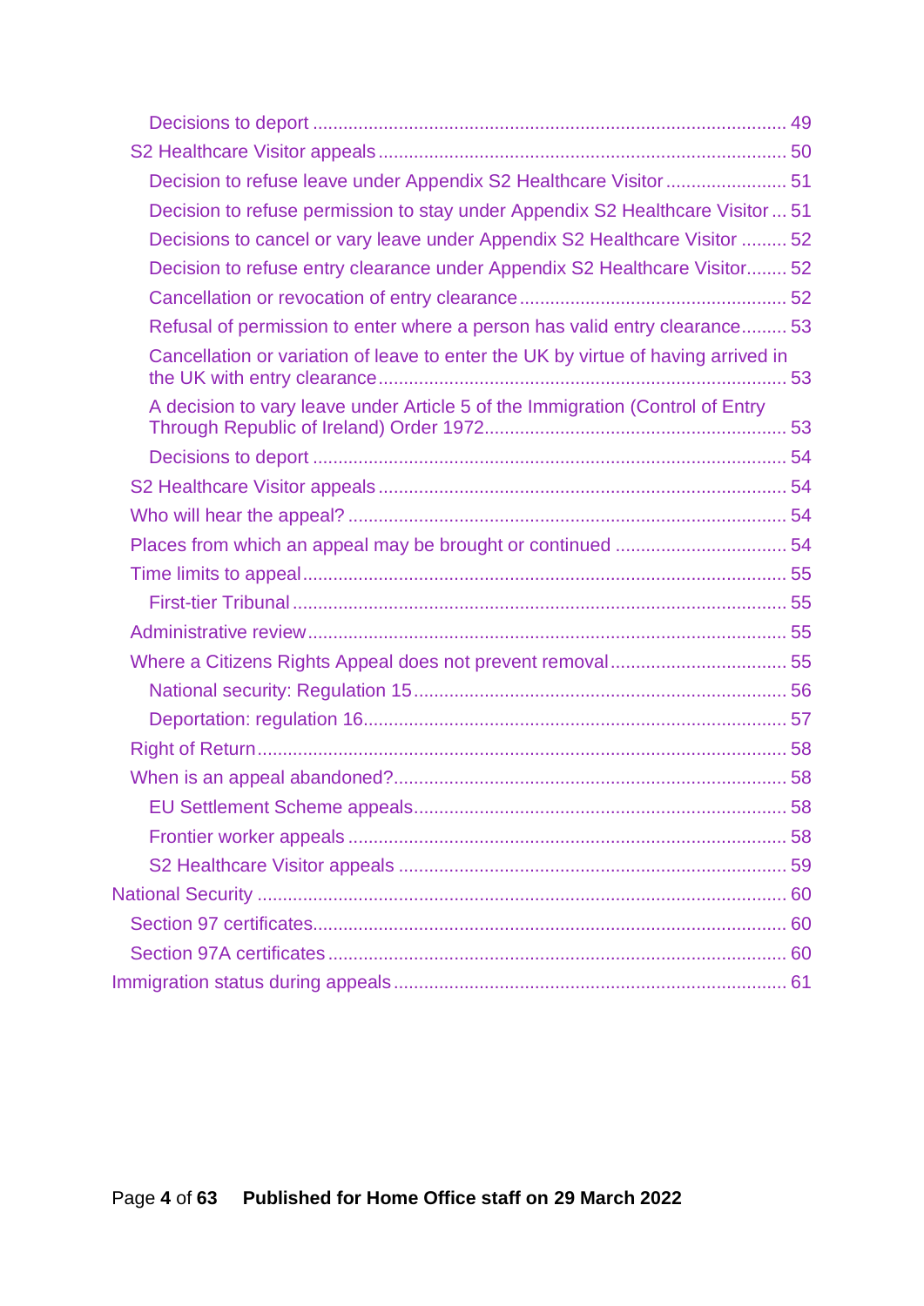- Decisions to deport ..... 49
- S2 Healthcare Visitor appeals ..... 50
  - Decision to refuse leave under Appendix S2 Healthcare Visitor ..... 51
  - Decision to refuse permission to stay under Appendix S2 Healthcare Visitor ... 51
  - Decisions to cancel or vary leave under Appendix S2 Healthcare Visitor ..... 52
  - Decision to refuse entry clearance under Appendix S2 Healthcare Visitor..... 52
  - Cancellation or revocation of entry clearance ..... 52
  - Refusal of permission to enter where a person has valid entry clearance..... 53
  - Cancellation or variation of leave to enter the UK by virtue of having arrived in the UK with entry clearance ..... 53
  - A decision to vary leave under Article 5 of the Immigration (Control of Entry Through Republic of Ireland) Order 1972..... 53
  - Decisions to deport ..... 54
- S2 Healthcare Visitor appeals ..... 54
- Who will hear the appeal? ..... 54
- Places from which an appeal may be brought or continued ..... 54
- Time limits to appeal ..... 55
  - First-tier Tribunal ..... 55
- Administrative review ..... 55
- Where a Citizens Rights Appeal does not prevent removal ..... 55
  - National security: Regulation 15 ..... 56
  - Deportation: regulation 16..... 57
- Right of Return ..... 58
- When is an appeal abandoned? ..... 58
  - EU Settlement Scheme appeals ..... 58
  - Frontier worker appeals ..... 58
  - S2 Healthcare Visitor appeals ..... 59

National Security ..... 60
- Section 97 certificates..... 60
- Section 97A certificates ..... 60

Immigration status during appeals ..... 61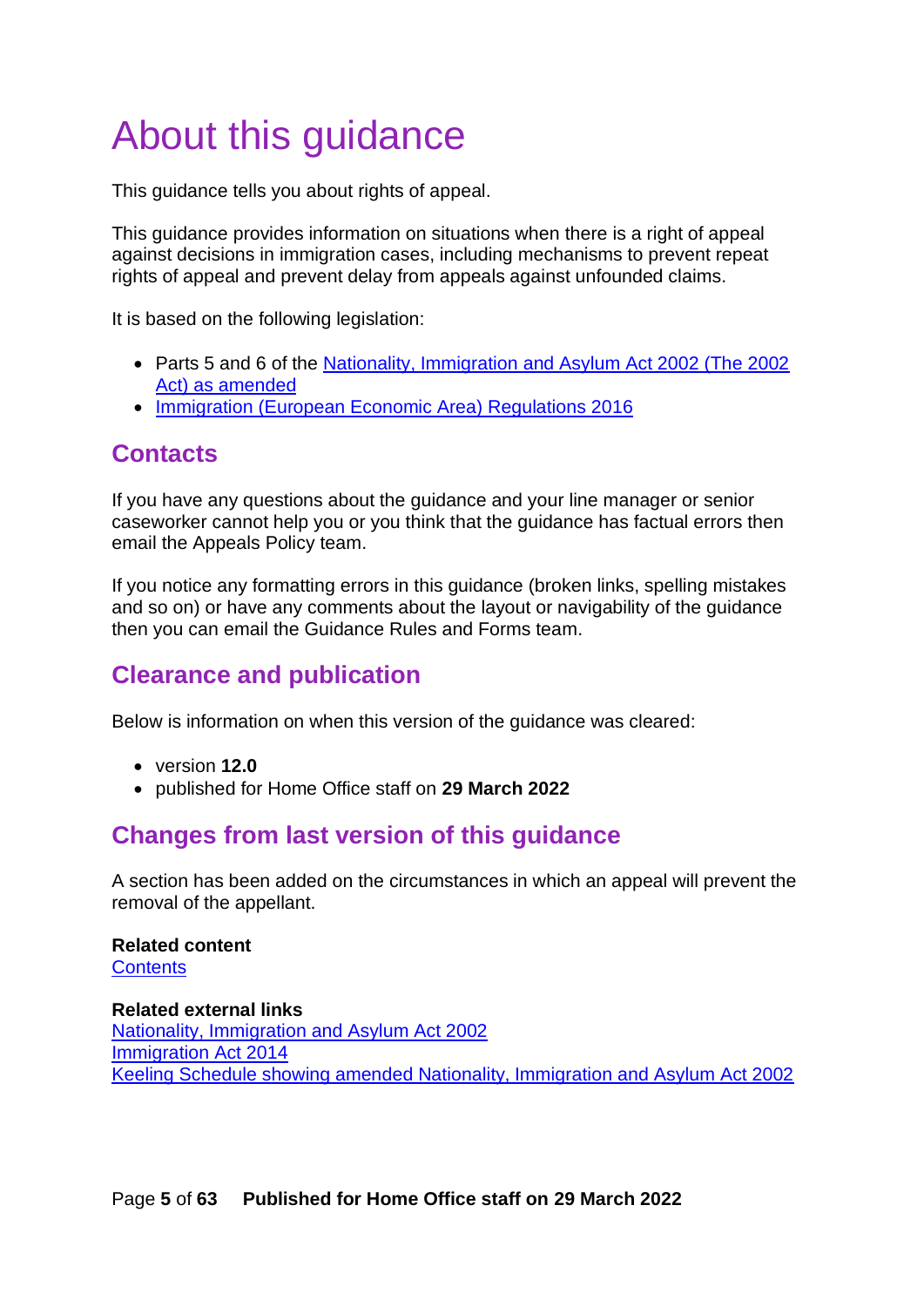# About this guidance

This guidance tells you about rights of appeal.

This guidance provides information on situations when there is a right of appeal against decisions in immigration cases, including mechanisms to prevent repeat rights of appeal and prevent delay from appeals against unfounded claims.

It is based on the following legislation:

- Parts 5 and 6 of the Nationality, Immigration and Asylum Act 2002 (The 2002 Act) as amended
- Immigration (European Economic Area) Regulations 2016

## Contacts

If you have any questions about the guidance and your line manager or senior caseworker cannot help you or you think that the guidance has factual errors then email the Appeals Policy team.

If you notice any formatting errors in this guidance (broken links, spelling mistakes and so on) or have any comments about the layout or navigability of the guidance then you can email the Guidance Rules and Forms team.

## Clearance and publication

Below is information on when this version of the guidance was cleared:

- version **12.0**
- published for Home Office staff on **29 March 2022**

## Changes from last version of this guidance

A section has been added on the circumstances in which an appeal will prevent the removal of the appellant.

**Related content**
Contents

**Related external links**
Nationality, Immigration and Asylum Act 2002
Immigration Act 2014
Keeling Schedule showing amended Nationality, Immigration and Asylum Act 2002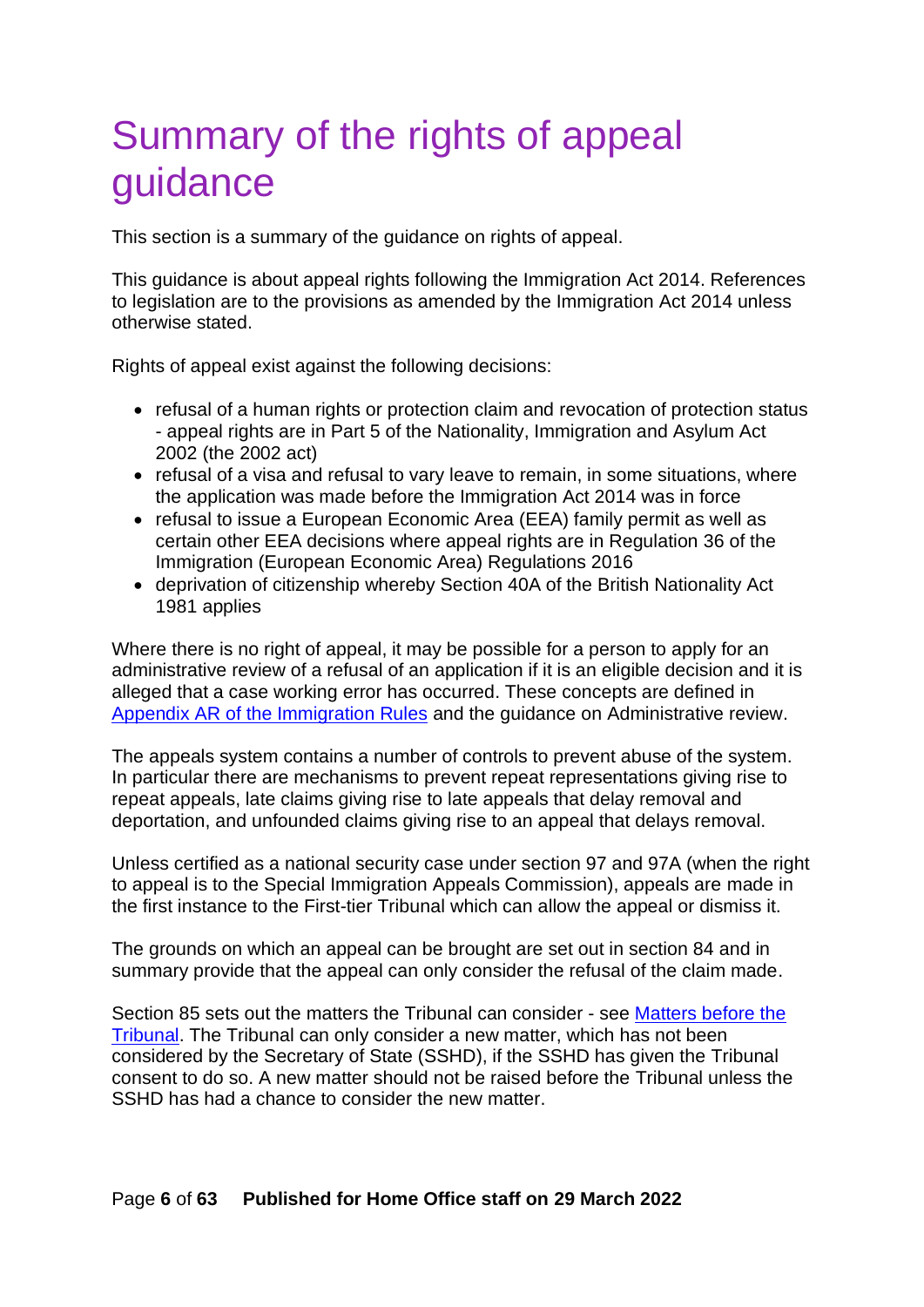# Summary of the rights of appeal guidance

This section is a summary of the guidance on rights of appeal.

This guidance is about appeal rights following the Immigration Act 2014. References to legislation are to the provisions as amended by the Immigration Act 2014 unless otherwise stated.

Rights of appeal exist against the following decisions:

- refusal of a human rights or protection claim and revocation of protection status - appeal rights are in Part 5 of the Nationality, Immigration and Asylum Act 2002 (the 2002 act)
- refusal of a visa and refusal to vary leave to remain, in some situations, where the application was made before the Immigration Act 2014 was in force
- refusal to issue a European Economic Area (EEA) family permit as well as certain other EEA decisions where appeal rights are in Regulation 36 of the Immigration (European Economic Area) Regulations 2016
- deprivation of citizenship whereby Section 40A of the British Nationality Act 1981 applies

Where there is no right of appeal, it may be possible for a person to apply for an administrative review of a refusal of an application if it is an eligible decision and it is alleged that a case working error has occurred. These concepts are defined in [Appendix AR of the Immigration Rules] and the guidance on Administrative review.

The appeals system contains a number of controls to prevent abuse of the system. In particular there are mechanisms to prevent repeat representations giving rise to repeat appeals, late claims giving rise to late appeals that delay removal and deportation, and unfounded claims giving rise to an appeal that delays removal.

Unless certified as a national security case under section 97 and 97A (when the right to appeal is to the Special Immigration Appeals Commission), appeals are made in the first instance to the First-tier Tribunal which can allow the appeal or dismiss it.

The grounds on which an appeal can be brought are set out in section 84 and in summary provide that the appeal can only consider the refusal of the claim made.

Section 85 sets out the matters the Tribunal can consider - see [Matters before the Tribunal]. The Tribunal can only consider a new matter, which has not been considered by the Secretary of State (SSHD), if the SSHD has given the Tribunal consent to do so. A new matter should not be raised before the Tribunal unless the SSHD has had a chance to consider the new matter.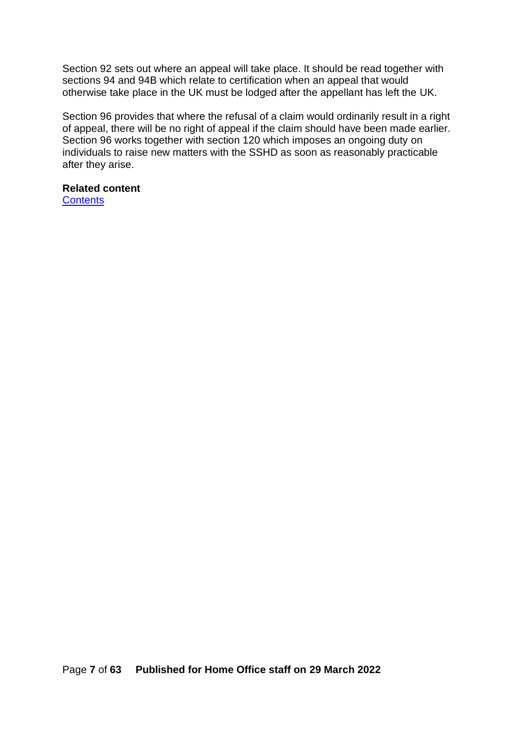Section 92 sets out where an appeal will take place. It should be read together with sections 94 and 94B which relate to certification when an appeal that would otherwise take place in the UK must be lodged after the appellant has left the UK.

Section 96 provides that where the refusal of a claim would ordinarily result in a right of appeal, there will be no right of appeal if the claim should have been made earlier. Section 96 works together with section 120 which imposes an ongoing duty on individuals to raise new matters with the SSHD as soon as reasonably practicable after they arise.

**Related content**
[Contents]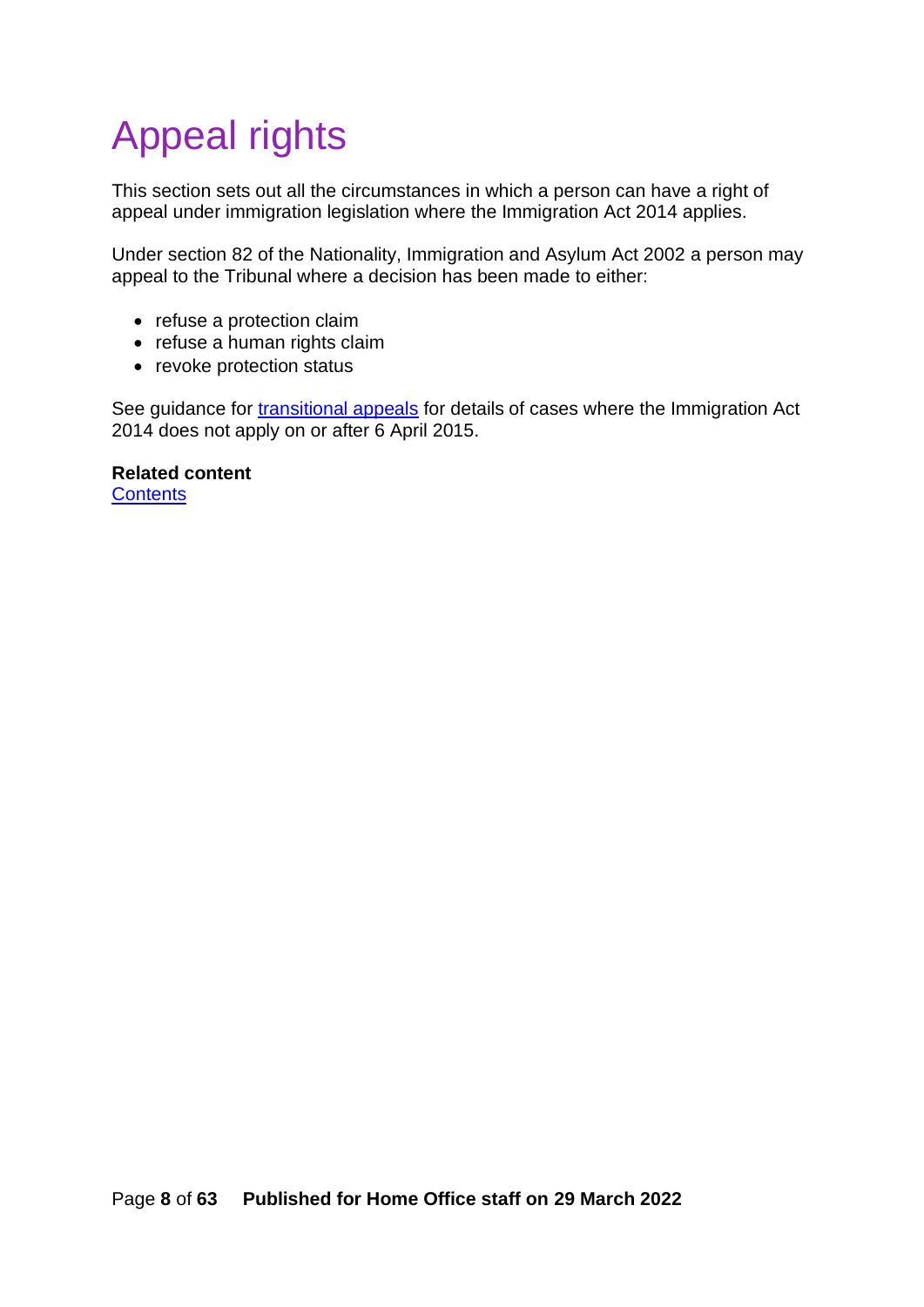# Appeal rights

This section sets out all the circumstances in which a person can have a right of appeal under immigration legislation where the Immigration Act 2014 applies.

Under section 82 of the Nationality, Immigration and Asylum Act 2002 a person may appeal to the Tribunal where a decision has been made to either:

- refuse a protection claim
- refuse a human rights claim
- revoke protection status

See guidance for transitional appeals for details of cases where the Immigration Act 2014 does not apply on or after 6 April 2015.

**Related content**
Contents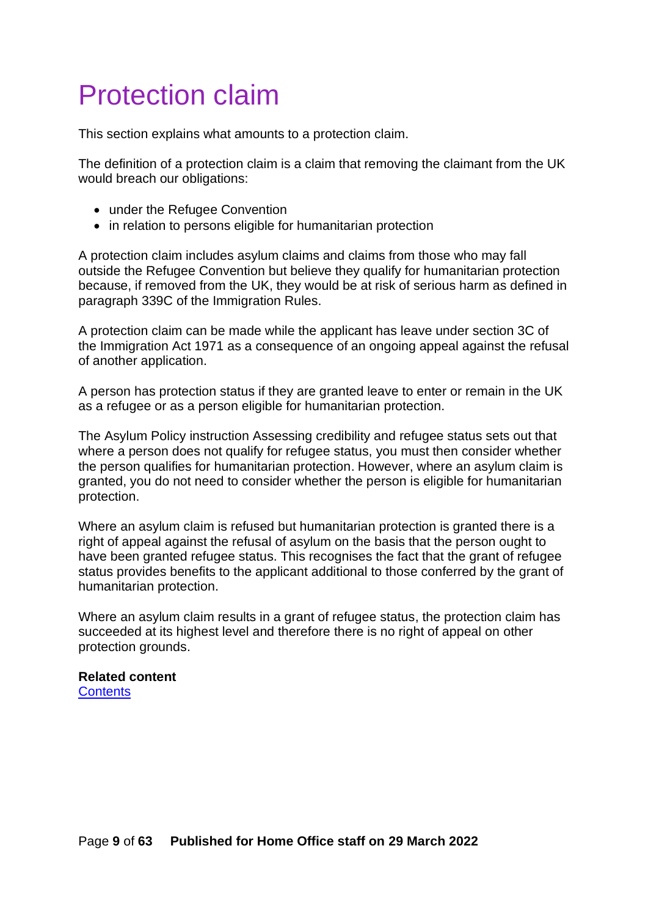# Protection claim

This section explains what amounts to a protection claim.

The definition of a protection claim is a claim that removing the claimant from the UK would breach our obligations:

- under the Refugee Convention
- in relation to persons eligible for humanitarian protection

A protection claim includes asylum claims and claims from those who may fall outside the Refugee Convention but believe they qualify for humanitarian protection because, if removed from the UK, they would be at risk of serious harm as defined in paragraph 339C of the Immigration Rules.

A protection claim can be made while the applicant has leave under section 3C of the Immigration Act 1971 as a consequence of an ongoing appeal against the refusal of another application.

A person has protection status if they are granted leave to enter or remain in the UK as a refugee or as a person eligible for humanitarian protection.

The Asylum Policy instruction Assessing credibility and refugee status sets out that where a person does not qualify for refugee status, you must then consider whether the person qualifies for humanitarian protection. However, where an asylum claim is granted, you do not need to consider whether the person is eligible for humanitarian protection.

Where an asylum claim is refused but humanitarian protection is granted there is a right of appeal against the refusal of asylum on the basis that the person ought to have been granted refugee status. This recognises the fact that the grant of refugee status provides benefits to the applicant additional to those conferred by the grant of humanitarian protection.

Where an asylum claim results in a grant of refugee status, the protection claim has succeeded at its highest level and therefore there is no right of appeal on other protection grounds.

**Related content**
Contents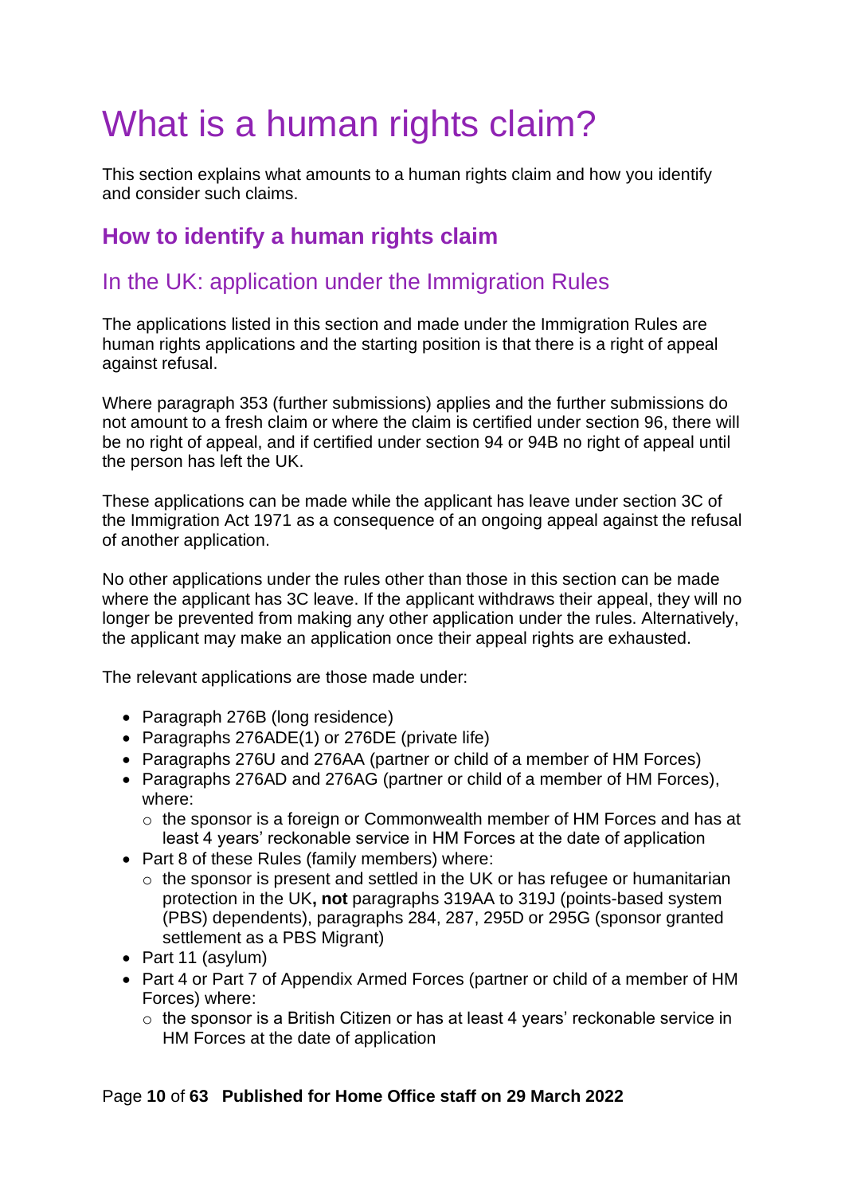# What is a human rights claim?

This section explains what amounts to a human rights claim and how you identify and consider such claims.

## How to identify a human rights claim

### In the UK: application under the Immigration Rules

The applications listed in this section and made under the Immigration Rules are human rights applications and the starting position is that there is a right of appeal against refusal.

Where paragraph 353 (further submissions) applies and the further submissions do not amount to a fresh claim or where the claim is certified under section 96, there will be no right of appeal, and if certified under section 94 or 94B no right of appeal until the person has left the UK.

These applications can be made while the applicant has leave under section 3C of the Immigration Act 1971 as a consequence of an ongoing appeal against the refusal of another application.

No other applications under the rules other than those in this section can be made where the applicant has 3C leave. If the applicant withdraws their appeal, they will no longer be prevented from making any other application under the rules. Alternatively, the applicant may make an application once their appeal rights are exhausted.

The relevant applications are those made under:

- Paragraph 276B (long residence)
- Paragraphs 276ADE(1) or 276DE (private life)
- Paragraphs 276U and 276AA (partner or child of a member of HM Forces)
- Paragraphs 276AD and 276AG (partner or child of a member of HM Forces), where:
  - the sponsor is a foreign or Commonwealth member of HM Forces and has at least 4 years' reckonable service in HM Forces at the date of application
- Part 8 of these Rules (family members) where:
  - the sponsor is present and settled in the UK or has refugee or humanitarian protection in the UK**, not** paragraphs 319AA to 319J (points-based system (PBS) dependents), paragraphs 284, 287, 295D or 295G (sponsor granted settlement as a PBS Migrant)
- Part 11 (asylum)
- Part 4 or Part 7 of Appendix Armed Forces (partner or child of a member of HM Forces) where:
  - the sponsor is a British Citizen or has at least 4 years' reckonable service in HM Forces at the date of application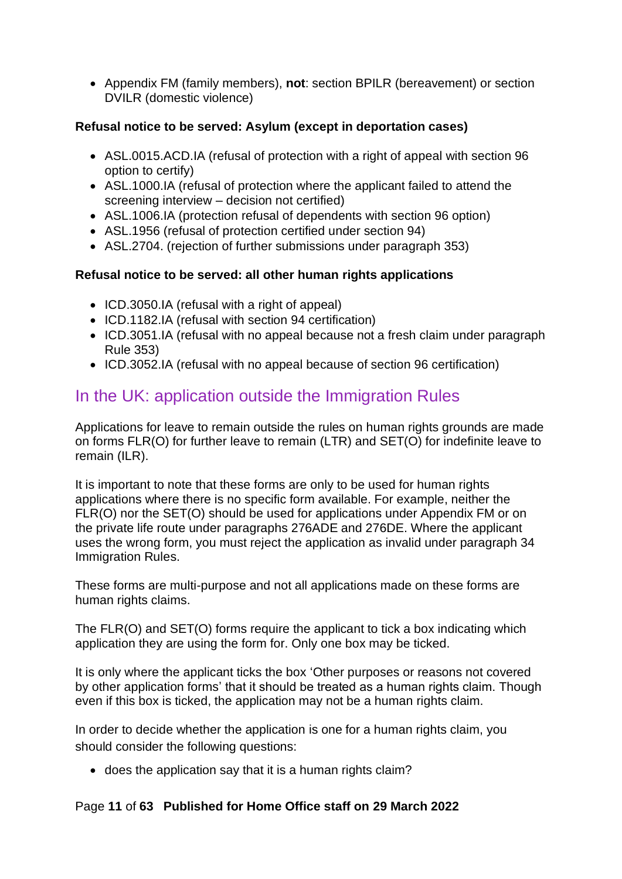- Appendix FM (family members), **not**: section BPILR (bereavement) or section DVILR (domestic violence)

**Refusal notice to be served: Asylum (except in deportation cases)**

- ASL.0015.ACD.IA (refusal of protection with a right of appeal with section 96 option to certify)
- ASL.1000.IA (refusal of protection where the applicant failed to attend the screening interview – decision not certified)
- ASL.1006.IA (protection refusal of dependents with section 96 option)
- ASL.1956 (refusal of protection certified under section 94)
- ASL.2704. (rejection of further submissions under paragraph 353)

**Refusal notice to be served: all other human rights applications**

- ICD.3050.IA (refusal with a right of appeal)
- ICD.1182.IA (refusal with section 94 certification)
- ICD.3051.IA (refusal with no appeal because not a fresh claim under paragraph Rule 353)
- ICD.3052.IA (refusal with no appeal because of section 96 certification)

## In the UK: application outside the Immigration Rules

Applications for leave to remain outside the rules on human rights grounds are made on forms FLR(O) for further leave to remain (LTR) and SET(O) for indefinite leave to remain (ILR).

It is important to note that these forms are only to be used for human rights applications where there is no specific form available. For example, neither the FLR(O) nor the SET(O) should be used for applications under Appendix FM or on the private life route under paragraphs 276ADE and 276DE. Where the applicant uses the wrong form, you must reject the application as invalid under paragraph 34 Immigration Rules.

These forms are multi-purpose and not all applications made on these forms are human rights claims.

The FLR(O) and SET(O) forms require the applicant to tick a box indicating which application they are using the form for. Only one box may be ticked.

It is only where the applicant ticks the box 'Other purposes or reasons not covered by other application forms' that it should be treated as a human rights claim. Though even if this box is ticked, the application may not be a human rights claim.

In order to decide whether the application is one for a human rights claim, you should consider the following questions:

- does the application say that it is a human rights claim?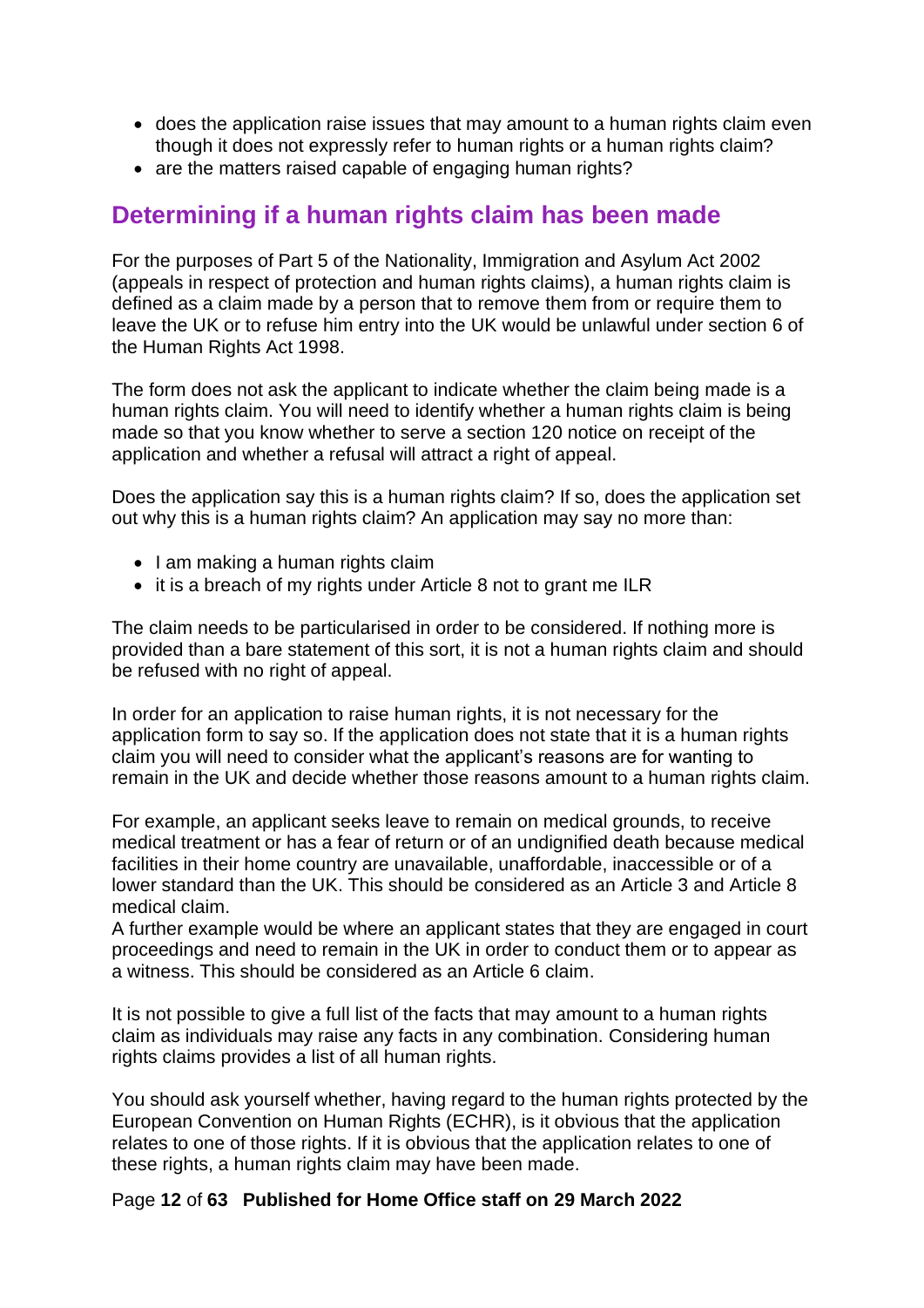- does the application raise issues that may amount to a human rights claim even though it does not expressly refer to human rights or a human rights claim?
- are the matters raised capable of engaging human rights?

## Determining if a human rights claim has been made

For the purposes of Part 5 of the Nationality, Immigration and Asylum Act 2002 (appeals in respect of protection and human rights claims), a human rights claim is defined as a claim made by a person that to remove them from or require them to leave the UK or to refuse him entry into the UK would be unlawful under section 6 of the Human Rights Act 1998.

The form does not ask the applicant to indicate whether the claim being made is a human rights claim. You will need to identify whether a human rights claim is being made so that you know whether to serve a section 120 notice on receipt of the application and whether a refusal will attract a right of appeal.

Does the application say this is a human rights claim? If so, does the application set out why this is a human rights claim? An application may say no more than:

- I am making a human rights claim
- it is a breach of my rights under Article 8 not to grant me ILR

The claim needs to be particularised in order to be considered. If nothing more is provided than a bare statement of this sort, it is not a human rights claim and should be refused with no right of appeal.

In order for an application to raise human rights, it is not necessary for the application form to say so. If the application does not state that it is a human rights claim you will need to consider what the applicant's reasons are for wanting to remain in the UK and decide whether those reasons amount to a human rights claim.

For example, an applicant seeks leave to remain on medical grounds, to receive medical treatment or has a fear of return or of an undignified death because medical facilities in their home country are unavailable, unaffordable, inaccessible or of a lower standard than the UK. This should be considered as an Article 3 and Article 8 medical claim.
A further example would be where an applicant states that they are engaged in court proceedings and need to remain in the UK in order to conduct them or to appear as a witness. This should be considered as an Article 6 claim.

It is not possible to give a full list of the facts that may amount to a human rights claim as individuals may raise any facts in any combination. Considering human rights claims provides a list of all human rights.

You should ask yourself whether, having regard to the human rights protected by the European Convention on Human Rights (ECHR), is it obvious that the application relates to one of those rights. If it is obvious that the application relates to one of these rights, a human rights claim may have been made.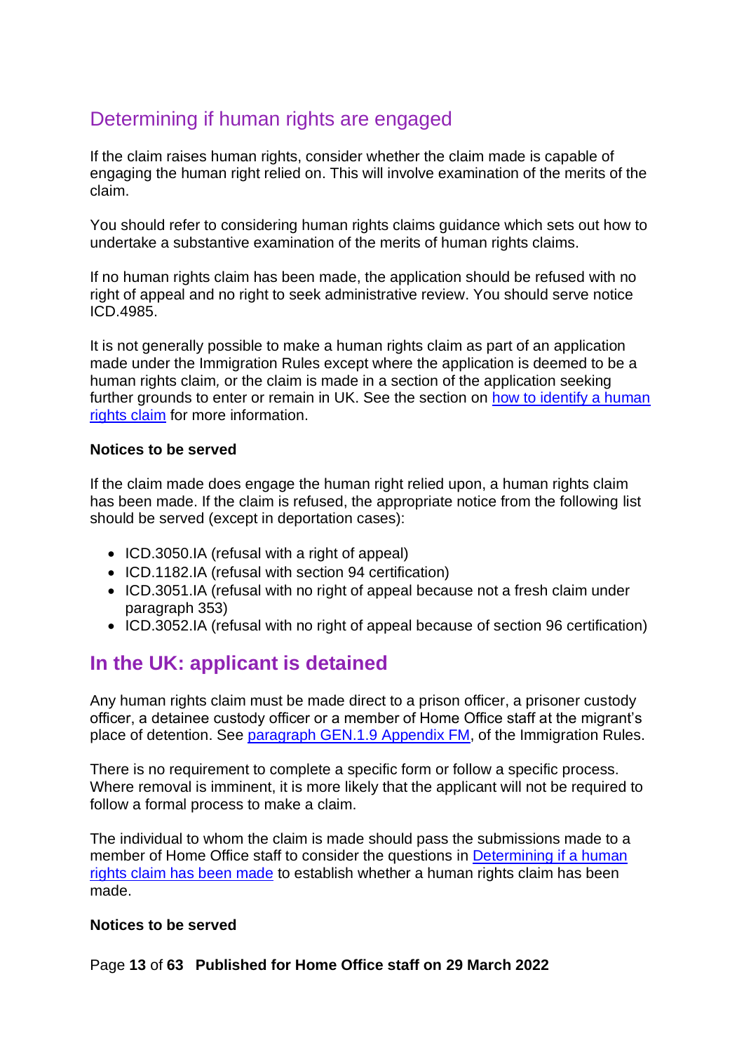## Determining if human rights are engaged

If the claim raises human rights, consider whether the claim made is capable of engaging the human right relied on. This will involve examination of the merits of the claim.

You should refer to considering human rights claims guidance which sets out how to undertake a substantive examination of the merits of human rights claims.

If no human rights claim has been made, the application should be refused with no right of appeal and no right to seek administrative review. You should serve notice ICD.4985.

It is not generally possible to make a human rights claim as part of an application made under the Immigration Rules except where the application is deemed to be a human rights claim*,* or the claim is made in a section of the application seeking further grounds to enter or remain in UK. See the section on how to identify a human rights claim for more information.

**Notices to be served**

If the claim made does engage the human right relied upon, a human rights claim has been made. If the claim is refused, the appropriate notice from the following list should be served (except in deportation cases):

- ICD.3050.IA (refusal with a right of appeal)
- ICD.1182.IA (refusal with section 94 certification)
- ICD.3051.IA (refusal with no right of appeal because not a fresh claim under paragraph 353)
- ICD.3052.IA (refusal with no right of appeal because of section 96 certification)

## In the UK: applicant is detained

Any human rights claim must be made direct to a prison officer, a prisoner custody officer, a detainee custody officer or a member of Home Office staff at the migrant's place of detention. See paragraph GEN.1.9 Appendix FM, of the Immigration Rules.

There is no requirement to complete a specific form or follow a specific process. Where removal is imminent, it is more likely that the applicant will not be required to follow a formal process to make a claim.

The individual to whom the claim is made should pass the submissions made to a member of Home Office staff to consider the questions in Determining if a human rights claim has been made to establish whether a human rights claim has been made.

**Notices to be served**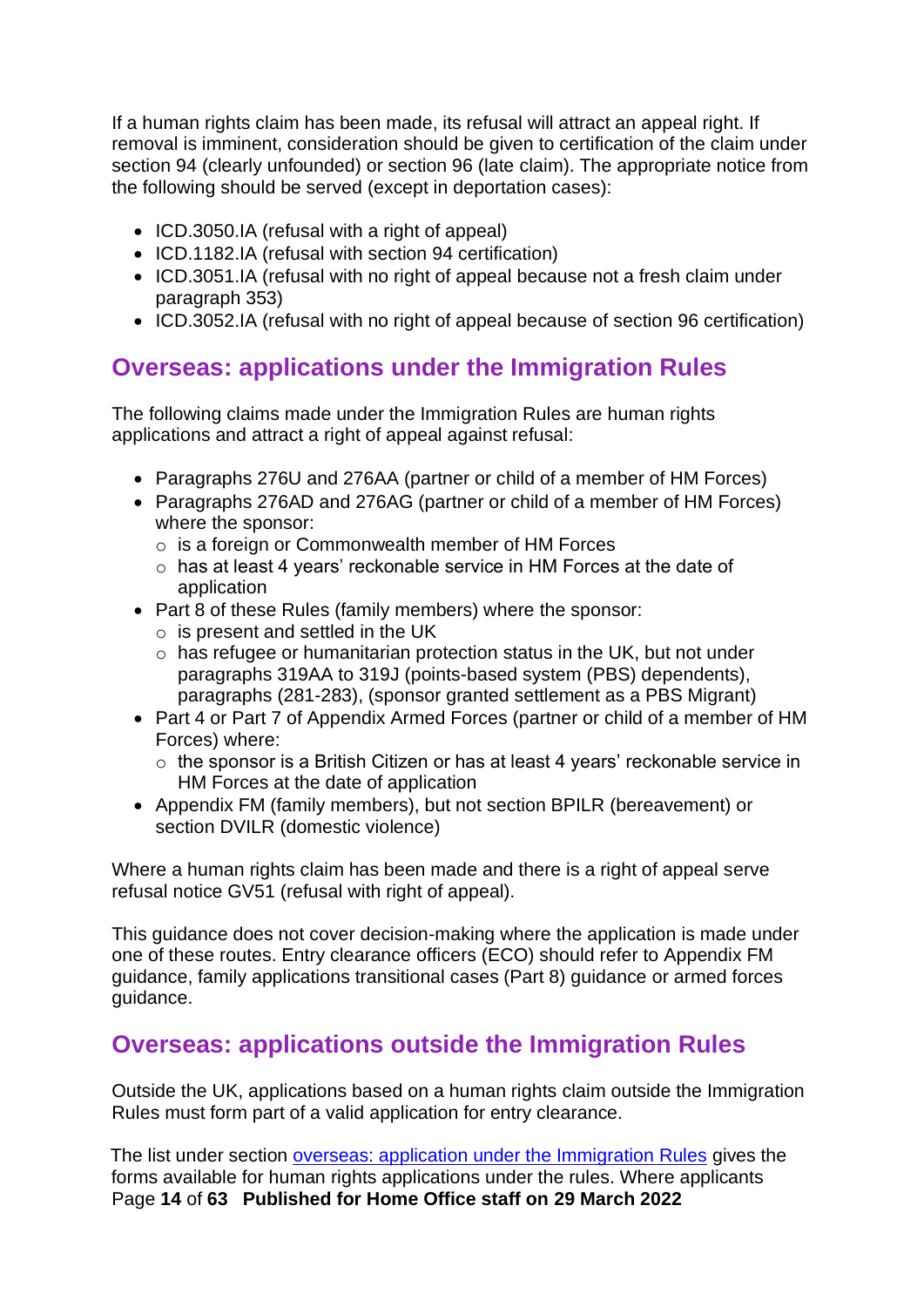If a human rights claim has been made, its refusal will attract an appeal right. If removal is imminent, consideration should be given to certification of the claim under section 94 (clearly unfounded) or section 96 (late claim). The appropriate notice from the following should be served (except in deportation cases):

- ICD.3050.IA (refusal with a right of appeal)
- ICD.1182.IA (refusal with section 94 certification)
- ICD.3051.IA (refusal with no right of appeal because not a fresh claim under paragraph 353)
- ICD.3052.IA (refusal with no right of appeal because of section 96 certification)

## Overseas: applications under the Immigration Rules

The following claims made under the Immigration Rules are human rights applications and attract a right of appeal against refusal:

- Paragraphs 276U and 276AA (partner or child of a member of HM Forces)
- Paragraphs 276AD and 276AG (partner or child of a member of HM Forces) where the sponsor:
  - is a foreign or Commonwealth member of HM Forces
  - has at least 4 years' reckonable service in HM Forces at the date of application
- Part 8 of these Rules (family members) where the sponsor:
  - is present and settled in the UK
  - has refugee or humanitarian protection status in the UK, but not under paragraphs 319AA to 319J (points-based system (PBS) dependents), paragraphs (281-283), (sponsor granted settlement as a PBS Migrant)
- Part 4 or Part 7 of Appendix Armed Forces (partner or child of a member of HM Forces) where:
  - the sponsor is a British Citizen or has at least 4 years' reckonable service in HM Forces at the date of application
- Appendix FM (family members), but not section BPILR (bereavement) or section DVILR (domestic violence)

Where a human rights claim has been made and there is a right of appeal serve refusal notice GV51 (refusal with right of appeal).

This guidance does not cover decision-making where the application is made under one of these routes. Entry clearance officers (ECO) should refer to Appendix FM guidance, family applications transitional cases (Part 8) guidance or armed forces guidance.

## Overseas: applications outside the Immigration Rules

Outside the UK, applications based on a human rights claim outside the Immigration Rules must form part of a valid application for entry clearance.

The list under section [overseas: application under the Immigration Rules](#) gives the forms available for human rights applications under the rules. Where applicants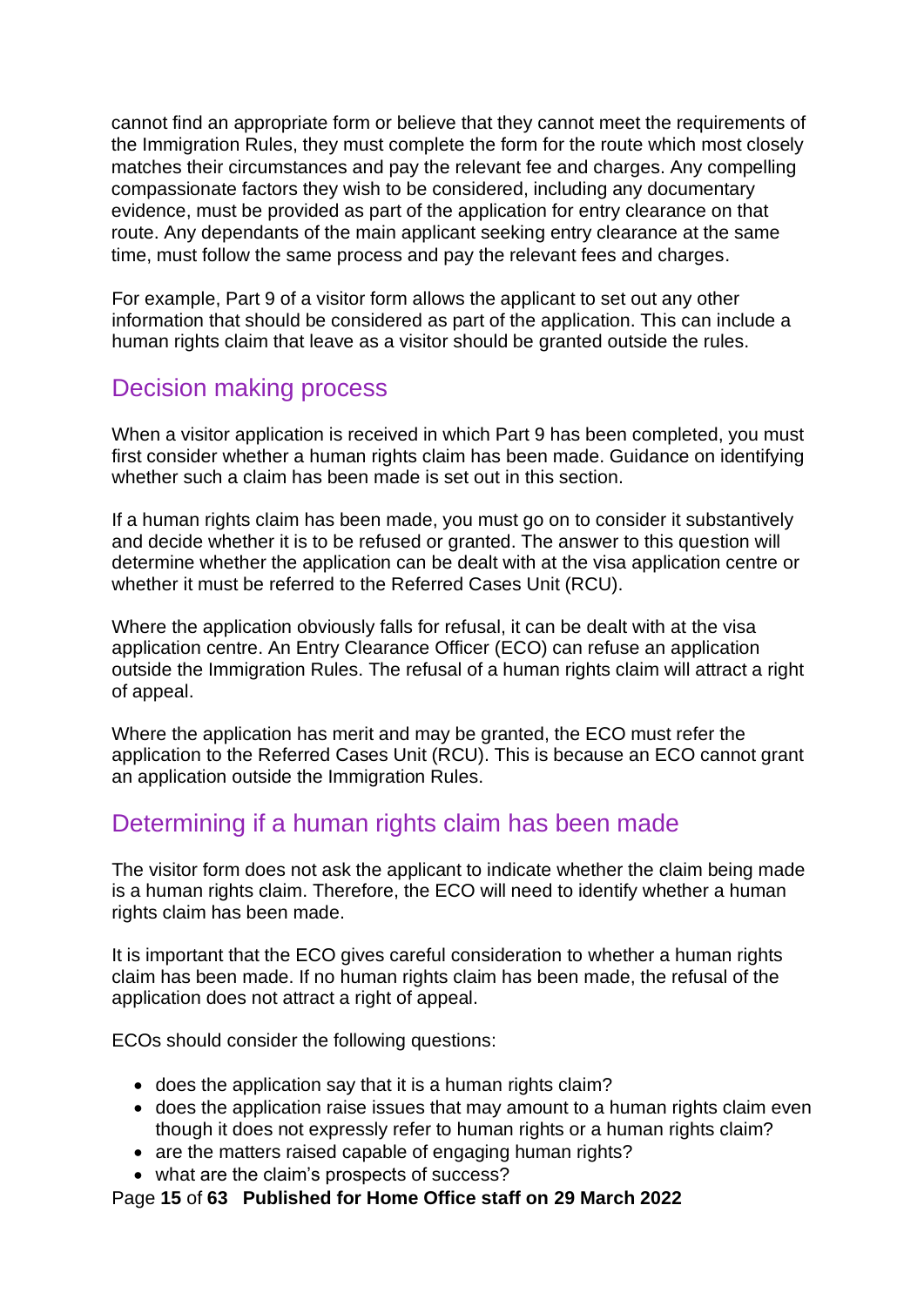cannot find an appropriate form or believe that they cannot meet the requirements of the Immigration Rules, they must complete the form for the route which most closely matches their circumstances and pay the relevant fee and charges. Any compelling compassionate factors they wish to be considered, including any documentary evidence, must be provided as part of the application for entry clearance on that route. Any dependants of the main applicant seeking entry clearance at the same time, must follow the same process and pay the relevant fees and charges.

For example, Part 9 of a visitor form allows the applicant to set out any other information that should be considered as part of the application. This can include a human rights claim that leave as a visitor should be granted outside the rules.

## Decision making process

When a visitor application is received in which Part 9 has been completed, you must first consider whether a human rights claim has been made. Guidance on identifying whether such a claim has been made is set out in this section.

If a human rights claim has been made, you must go on to consider it substantively and decide whether it is to be refused or granted. The answer to this question will determine whether the application can be dealt with at the visa application centre or whether it must be referred to the Referred Cases Unit (RCU).

Where the application obviously falls for refusal, it can be dealt with at the visa application centre. An Entry Clearance Officer (ECO) can refuse an application outside the Immigration Rules. The refusal of a human rights claim will attract a right of appeal.

Where the application has merit and may be granted, the ECO must refer the application to the Referred Cases Unit (RCU). This is because an ECO cannot grant an application outside the Immigration Rules.

## Determining if a human rights claim has been made

The visitor form does not ask the applicant to indicate whether the claim being made is a human rights claim. Therefore, the ECO will need to identify whether a human rights claim has been made.

It is important that the ECO gives careful consideration to whether a human rights claim has been made. If no human rights claim has been made, the refusal of the application does not attract a right of appeal.

ECOs should consider the following questions:

- does the application say that it is a human rights claim?
- does the application raise issues that may amount to a human rights claim even though it does not expressly refer to human rights or a human rights claim?
- are the matters raised capable of engaging human rights?
- what are the claim's prospects of success?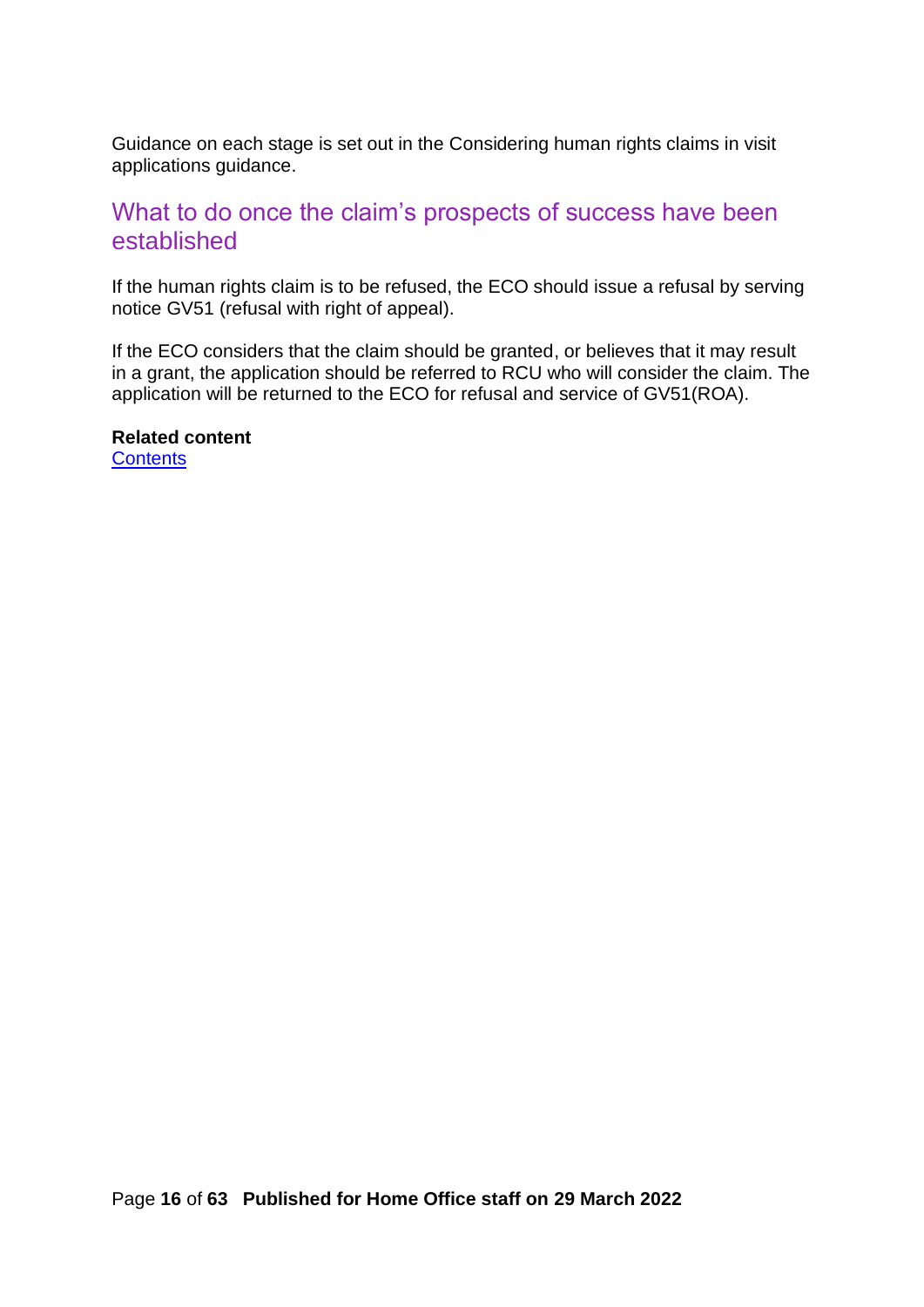Guidance on each stage is set out in the Considering human rights claims in visit applications guidance.

## What to do once the claim's prospects of success have been established

If the human rights claim is to be refused, the ECO should issue a refusal by serving notice GV51 (refusal with right of appeal).

If the ECO considers that the claim should be granted, or believes that it may result in a grant, the application should be referred to RCU who will consider the claim. The application will be returned to the ECO for refusal and service of GV51(ROA).

**Related content**
Contents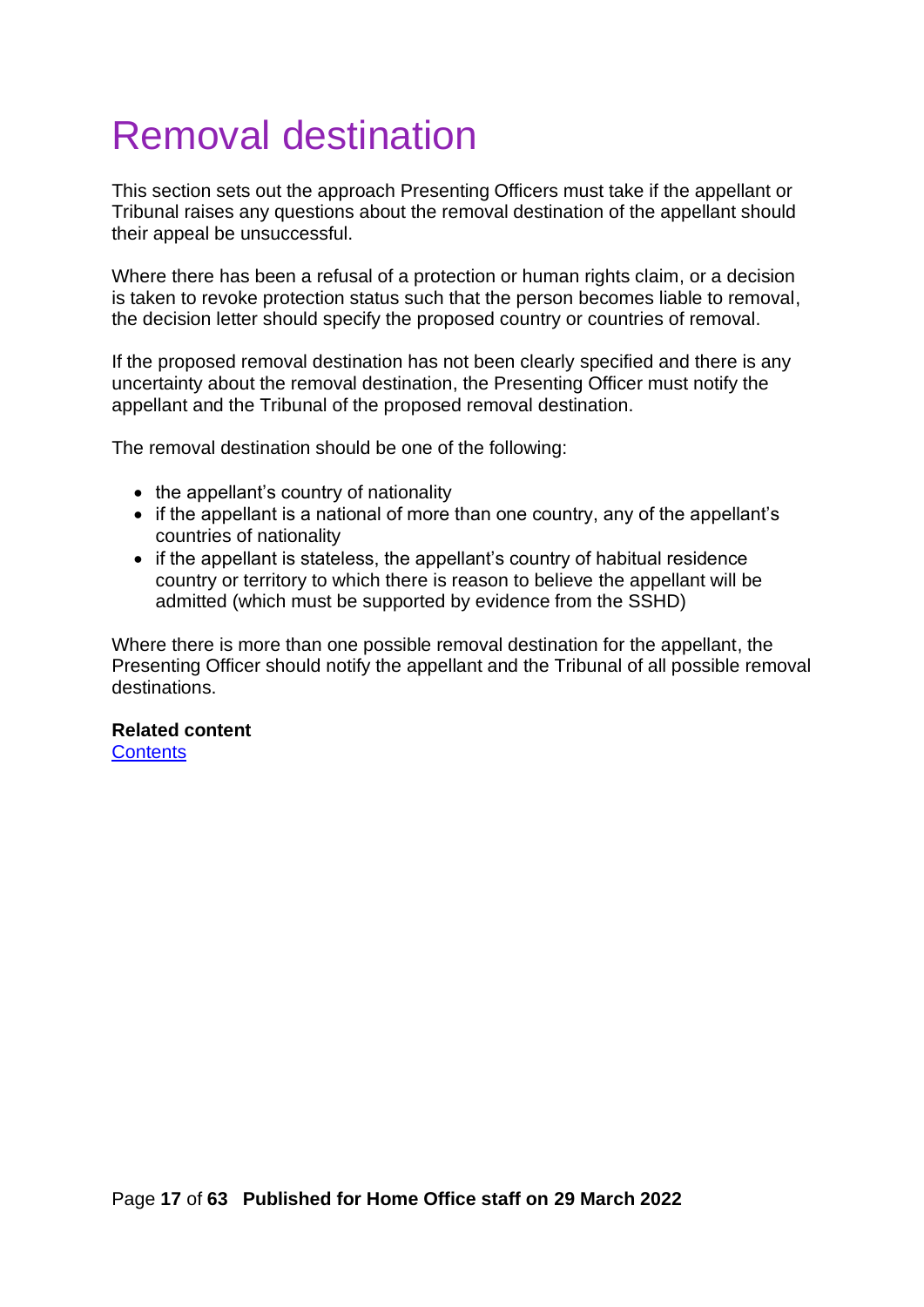# Removal destination

This section sets out the approach Presenting Officers must take if the appellant or Tribunal raises any questions about the removal destination of the appellant should their appeal be unsuccessful.

Where there has been a refusal of a protection or human rights claim, or a decision is taken to revoke protection status such that the person becomes liable to removal, the decision letter should specify the proposed country or countries of removal.

If the proposed removal destination has not been clearly specified and there is any uncertainty about the removal destination, the Presenting Officer must notify the appellant and the Tribunal of the proposed removal destination.

The removal destination should be one of the following:

- the appellant's country of nationality
- if the appellant is a national of more than one country, any of the appellant's countries of nationality
- if the appellant is stateless, the appellant's country of habitual residence country or territory to which there is reason to believe the appellant will be admitted (which must be supported by evidence from the SSHD)

Where there is more than one possible removal destination for the appellant, the Presenting Officer should notify the appellant and the Tribunal of all possible removal destinations.

**Related content**
[Contents]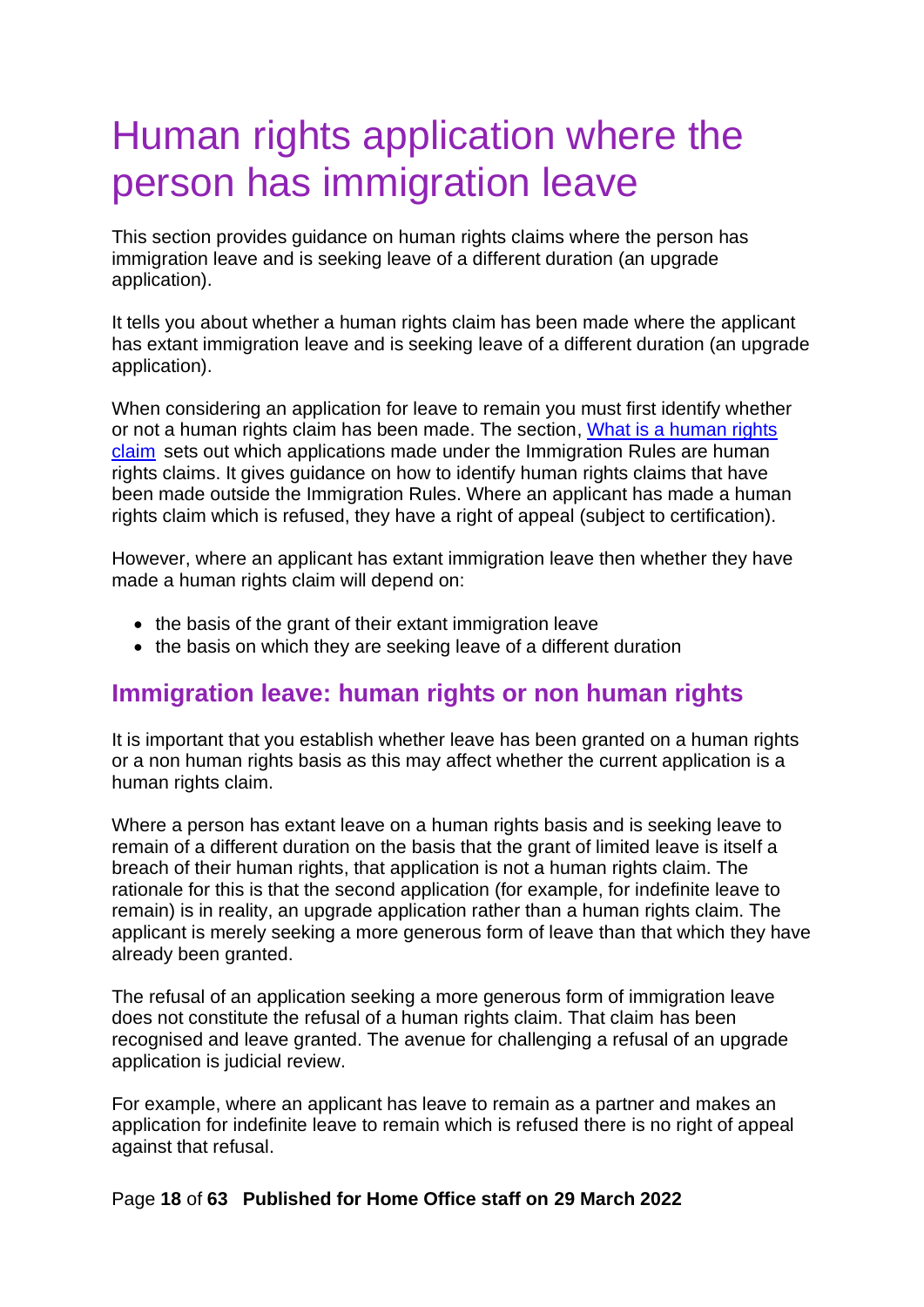# Human rights application where the person has immigration leave

This section provides guidance on human rights claims where the person has immigration leave and is seeking leave of a different duration (an upgrade application).

It tells you about whether a human rights claim has been made where the applicant has extant immigration leave and is seeking leave of a different duration (an upgrade application).

When considering an application for leave to remain you must first identify whether or not a human rights claim has been made. The section, [What is a human rights claim](#) sets out which applications made under the Immigration Rules are human rights claims. It gives guidance on how to identify human rights claims that have been made outside the Immigration Rules. Where an applicant has made a human rights claim which is refused, they have a right of appeal (subject to certification).

However, where an applicant has extant immigration leave then whether they have made a human rights claim will depend on:

- the basis of the grant of their extant immigration leave
- the basis on which they are seeking leave of a different duration

## Immigration leave: human rights or non human rights

It is important that you establish whether leave has been granted on a human rights or a non human rights basis as this may affect whether the current application is a human rights claim.

Where a person has extant leave on a human rights basis and is seeking leave to remain of a different duration on the basis that the grant of limited leave is itself a breach of their human rights, that application is not a human rights claim. The rationale for this is that the second application (for example, for indefinite leave to remain) is in reality, an upgrade application rather than a human rights claim. The applicant is merely seeking a more generous form of leave than that which they have already been granted.

The refusal of an application seeking a more generous form of immigration leave does not constitute the refusal of a human rights claim. That claim has been recognised and leave granted. The avenue for challenging a refusal of an upgrade application is judicial review.

For example, where an applicant has leave to remain as a partner and makes an application for indefinite leave to remain which is refused there is no right of appeal against that refusal.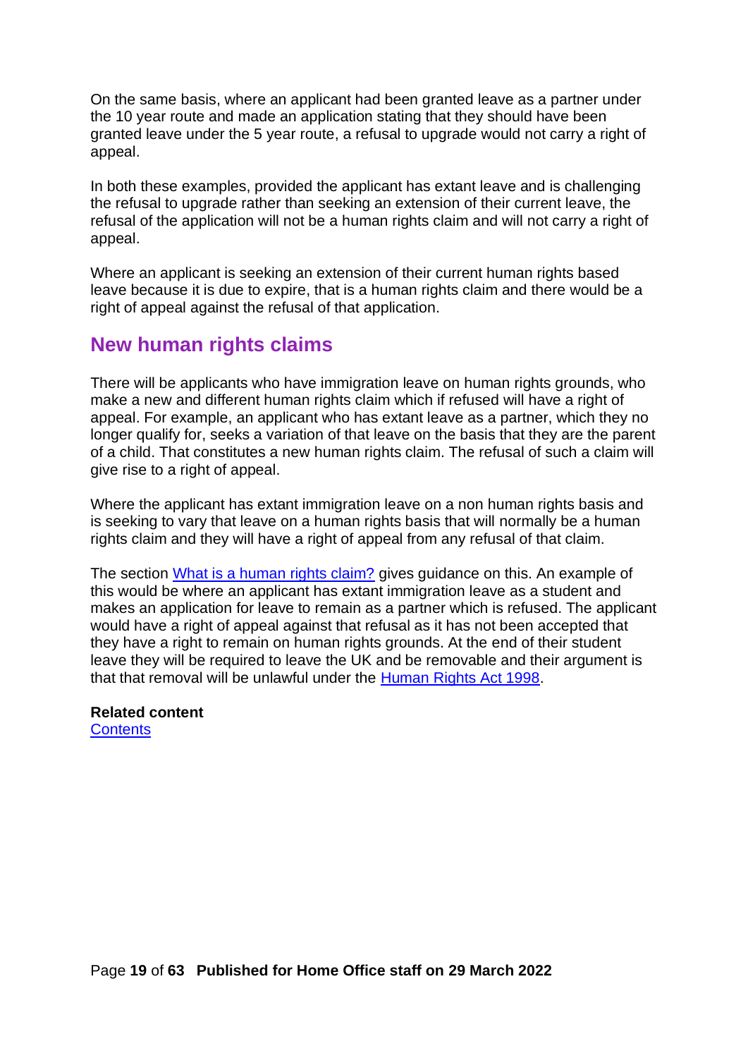On the same basis, where an applicant had been granted leave as a partner under the 10 year route and made an application stating that they should have been granted leave under the 5 year route, a refusal to upgrade would not carry a right of appeal.

In both these examples, provided the applicant has extant leave and is challenging the refusal to upgrade rather than seeking an extension of their current leave, the refusal of the application will not be a human rights claim and will not carry a right of appeal.

Where an applicant is seeking an extension of their current human rights based leave because it is due to expire, that is a human rights claim and there would be a right of appeal against the refusal of that application.

## New human rights claims

There will be applicants who have immigration leave on human rights grounds, who make a new and different human rights claim which if refused will have a right of appeal. For example, an applicant who has extant leave as a partner, which they no longer qualify for, seeks a variation of that leave on the basis that they are the parent of a child. That constitutes a new human rights claim. The refusal of such a claim will give rise to a right of appeal.

Where the applicant has extant immigration leave on a non human rights basis and is seeking to vary that leave on a human rights basis that will normally be a human rights claim and they will have a right of appeal from any refusal of that claim.

The section [What is a human rights claim?](#) gives guidance on this. An example of this would be where an applicant has extant immigration leave as a student and makes an application for leave to remain as a partner which is refused. The applicant would have a right of appeal against that refusal as it has not been accepted that they have a right to remain on human rights grounds. At the end of their student leave they will be required to leave the UK and be removable and their argument is that that removal will be unlawful under the [Human Rights Act 1998](#).

**Related content**
[Contents](#)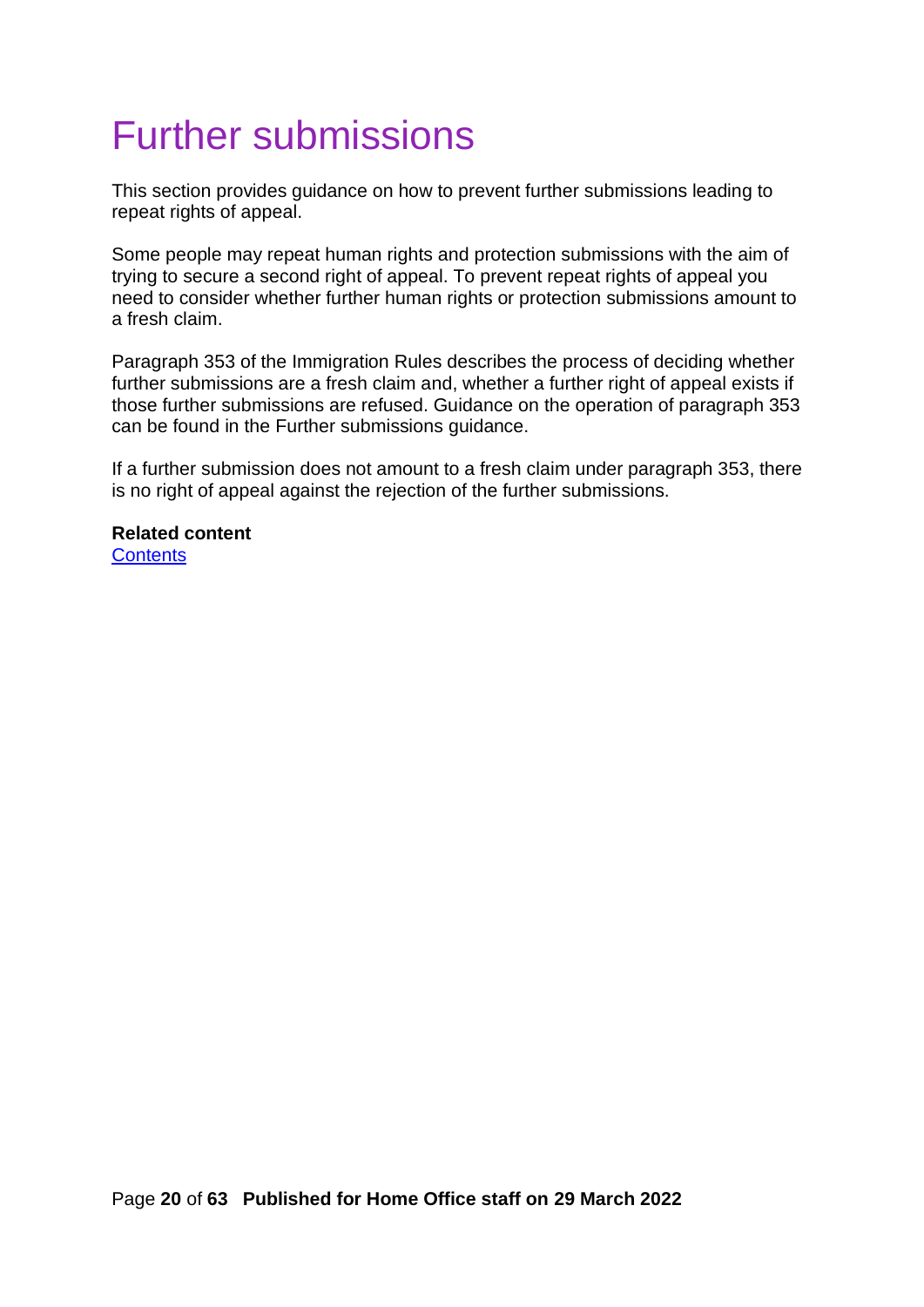# Further submissions

This section provides guidance on how to prevent further submissions leading to repeat rights of appeal.

Some people may repeat human rights and protection submissions with the aim of trying to secure a second right of appeal. To prevent repeat rights of appeal you need to consider whether further human rights or protection submissions amount to a fresh claim.

Paragraph 353 of the Immigration Rules describes the process of deciding whether further submissions are a fresh claim and, whether a further right of appeal exists if those further submissions are refused. Guidance on the operation of paragraph 353 can be found in the Further submissions guidance.

If a further submission does not amount to a fresh claim under paragraph 353, there is no right of appeal against the rejection of the further submissions.

**Related content**
Contents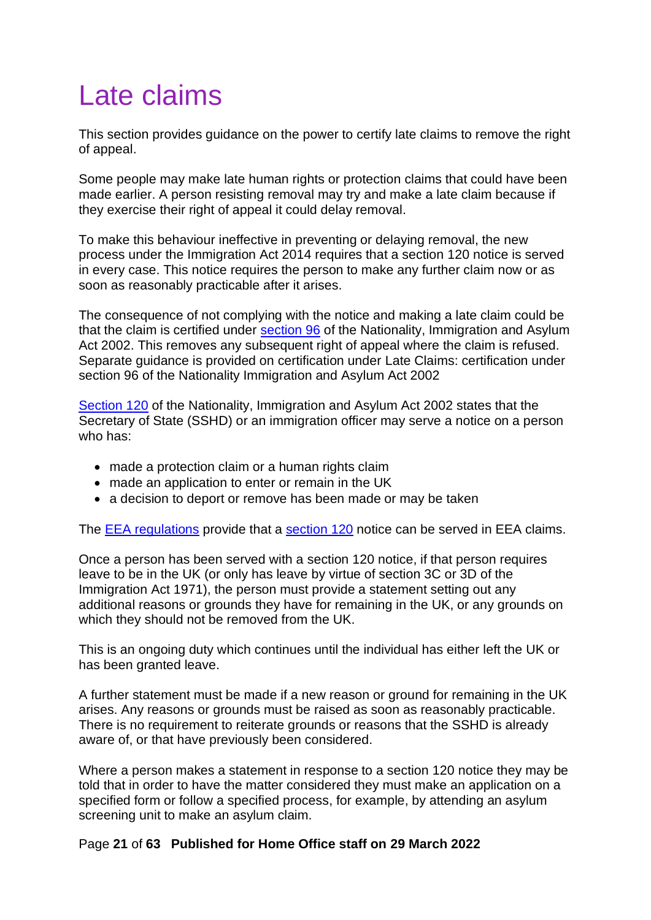# Late claims

This section provides guidance on the power to certify late claims to remove the right of appeal.

Some people may make late human rights or protection claims that could have been made earlier. A person resisting removal may try and make a late claim because if they exercise their right of appeal it could delay removal.

To make this behaviour ineffective in preventing or delaying removal, the new process under the Immigration Act 2014 requires that a section 120 notice is served in every case. This notice requires the person to make any further claim now or as soon as reasonably practicable after it arises.

The consequence of not complying with the notice and making a late claim could be that the claim is certified under section 96 of the Nationality, Immigration and Asylum Act 2002. This removes any subsequent right of appeal where the claim is refused. Separate guidance is provided on certification under Late Claims: certification under section 96 of the Nationality Immigration and Asylum Act 2002

Section 120 of the Nationality, Immigration and Asylum Act 2002 states that the Secretary of State (SSHD) or an immigration officer may serve a notice on a person who has:

- made a protection claim or a human rights claim
- made an application to enter or remain in the UK
- a decision to deport or remove has been made or may be taken

The EEA regulations provide that a section 120 notice can be served in EEA claims.

Once a person has been served with a section 120 notice, if that person requires leave to be in the UK (or only has leave by virtue of section 3C or 3D of the Immigration Act 1971), the person must provide a statement setting out any additional reasons or grounds they have for remaining in the UK, or any grounds on which they should not be removed from the UK.

This is an ongoing duty which continues until the individual has either left the UK or has been granted leave.

A further statement must be made if a new reason or ground for remaining in the UK arises. Any reasons or grounds must be raised as soon as reasonably practicable. There is no requirement to reiterate grounds or reasons that the SSHD is already aware of, or that have previously been considered.

Where a person makes a statement in response to a section 120 notice they may be told that in order to have the matter considered they must make an application on a specified form or follow a specified process, for example, by attending an asylum screening unit to make an asylum claim.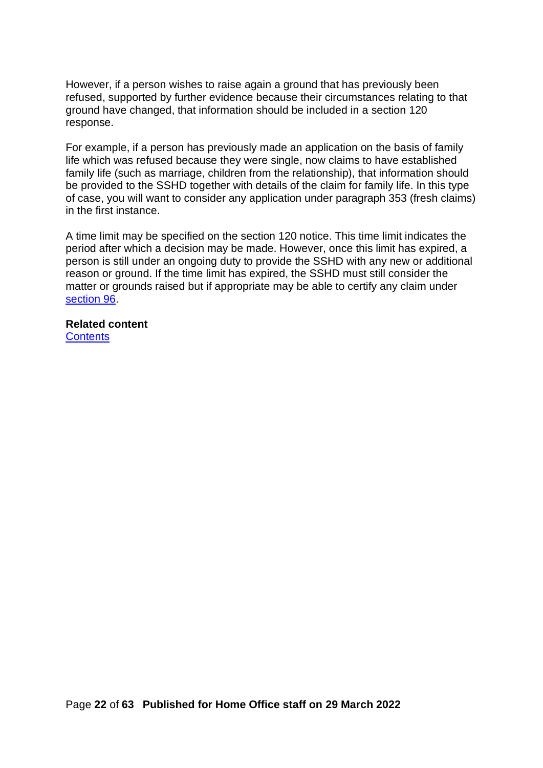However, if a person wishes to raise again a ground that has previously been refused, supported by further evidence because their circumstances relating to that ground have changed, that information should be included in a section 120 response.

For example, if a person has previously made an application on the basis of family life which was refused because they were single, now claims to have established family life (such as marriage, children from the relationship), that information should be provided to the SSHD together with details of the claim for family life. In this type of case, you will want to consider any application under paragraph 353 (fresh claims) in the first instance.

A time limit may be specified on the section 120 notice. This time limit indicates the period after which a decision may be made. However, once this limit has expired, a person is still under an ongoing duty to provide the SSHD with any new or additional reason or ground. If the time limit has expired, the SSHD must still consider the matter or grounds raised but if appropriate may be able to certify any claim under section 96.

**Related content**
Contents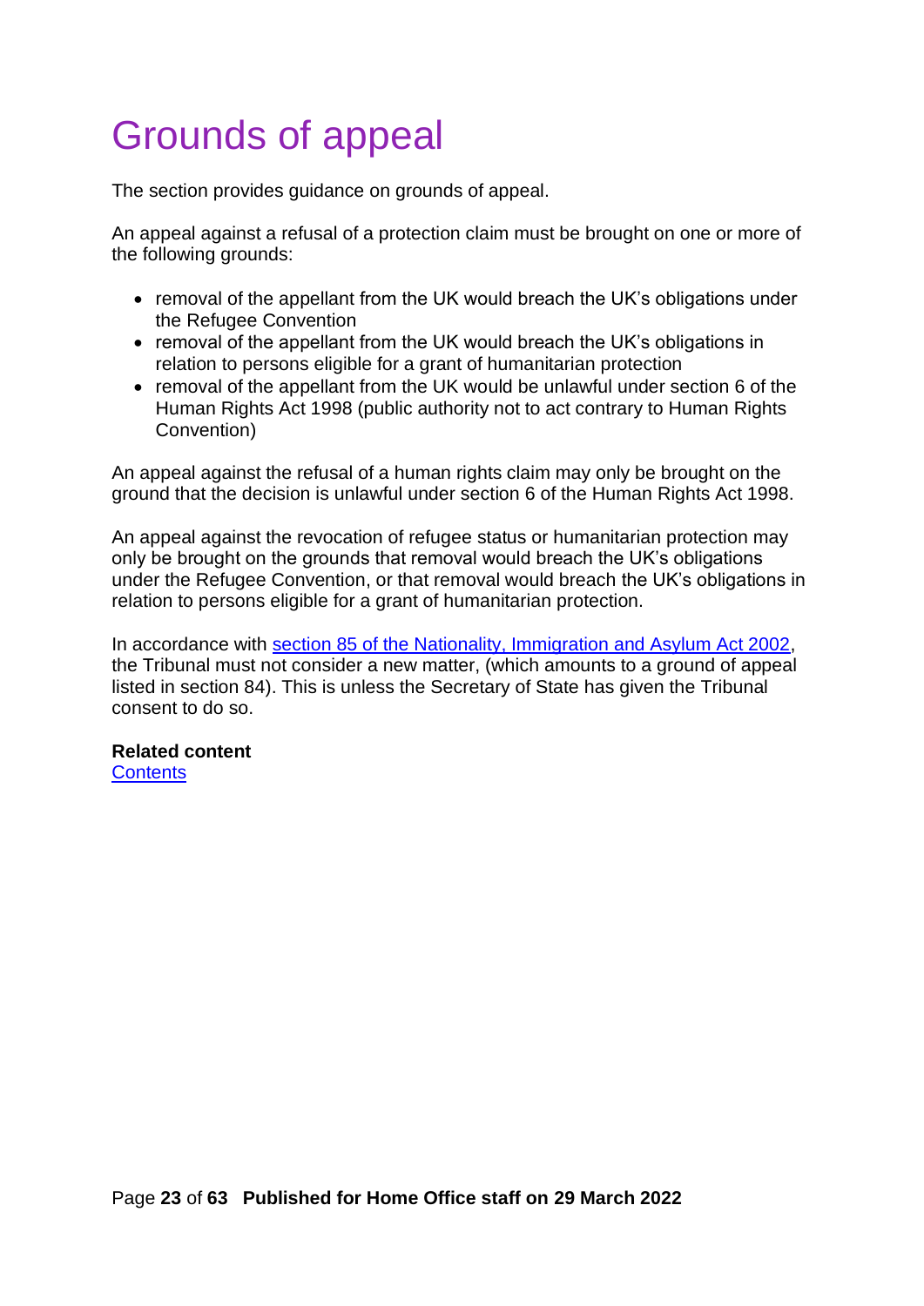# Grounds of appeal

The section provides guidance on grounds of appeal.

An appeal against a refusal of a protection claim must be brought on one or more of the following grounds:

- removal of the appellant from the UK would breach the UK's obligations under the Refugee Convention
- removal of the appellant from the UK would breach the UK's obligations in relation to persons eligible for a grant of humanitarian protection
- removal of the appellant from the UK would be unlawful under section 6 of the Human Rights Act 1998 (public authority not to act contrary to Human Rights Convention)

An appeal against the refusal of a human rights claim may only be brought on the ground that the decision is unlawful under section 6 of the Human Rights Act 1998.

An appeal against the revocation of refugee status or humanitarian protection may only be brought on the grounds that removal would breach the UK's obligations under the Refugee Convention, or that removal would breach the UK's obligations in relation to persons eligible for a grant of humanitarian protection.

In accordance with [section 85 of the Nationality, Immigration and Asylum Act 2002](), the Tribunal must not consider a new matter, (which amounts to a ground of appeal listed in section 84). This is unless the Secretary of State has given the Tribunal consent to do so.

**Related content**
[Contents]()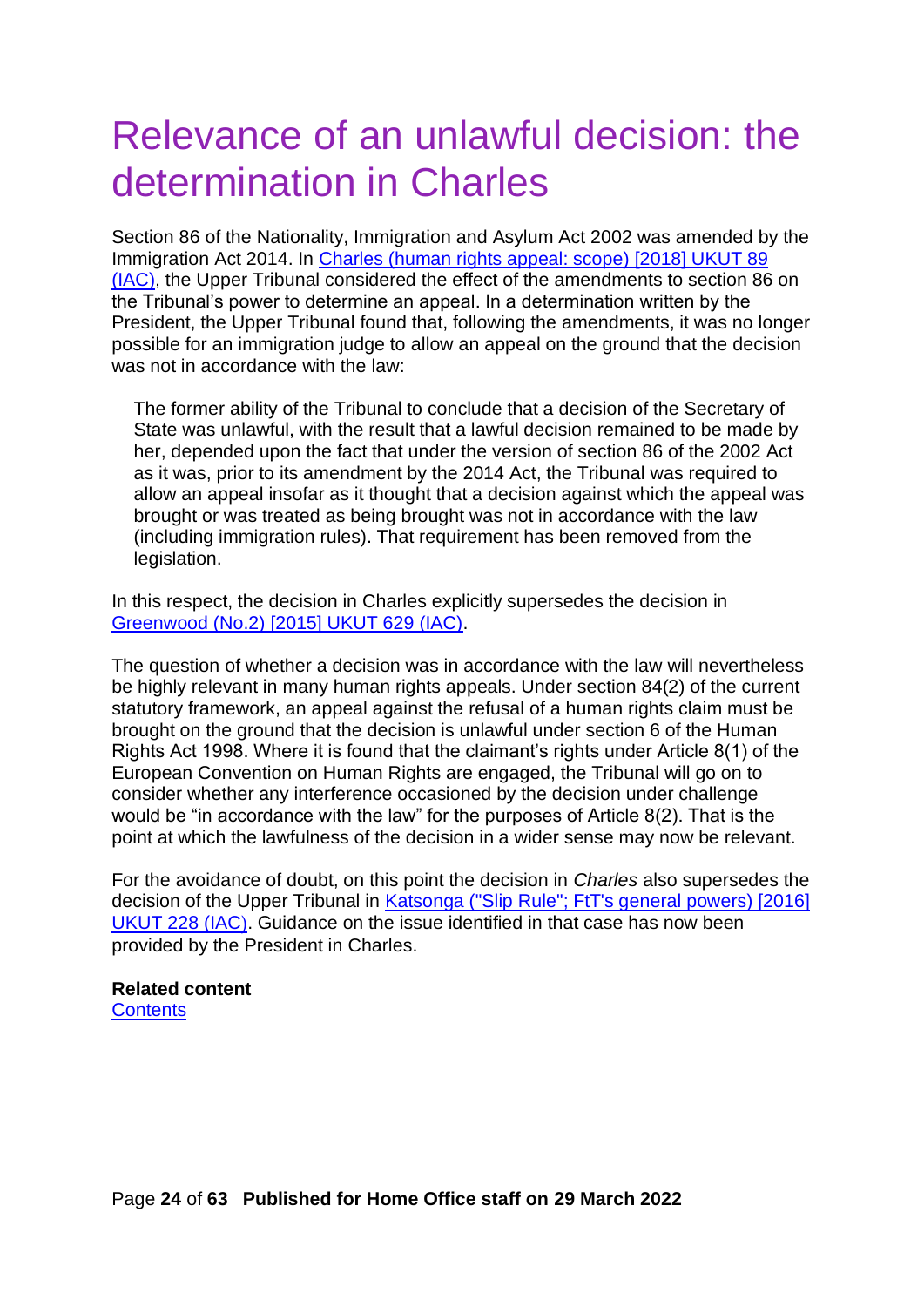# Relevance of an unlawful decision: the determination in Charles

Section 86 of the Nationality, Immigration and Asylum Act 2002 was amended by the Immigration Act 2014. In [Charles (human rights appeal: scope) [2018] UKUT 89 (IAC)](), the Upper Tribunal considered the effect of the amendments to section 86 on the Tribunal's power to determine an appeal. In a determination written by the President, the Upper Tribunal found that, following the amendments, it was no longer possible for an immigration judge to allow an appeal on the ground that the decision was not in accordance with the law:

> The former ability of the Tribunal to conclude that a decision of the Secretary of State was unlawful, with the result that a lawful decision remained to be made by her, depended upon the fact that under the version of section 86 of the 2002 Act as it was, prior to its amendment by the 2014 Act, the Tribunal was required to allow an appeal insofar as it thought that a decision against which the appeal was brought or was treated as being brought was not in accordance with the law (including immigration rules). That requirement has been removed from the legislation.

In this respect, the decision in Charles explicitly supersedes the decision in [Greenwood (No.2) [2015] UKUT 629 (IAC)]().

The question of whether a decision was in accordance with the law will nevertheless be highly relevant in many human rights appeals. Under section 84(2) of the current statutory framework, an appeal against the refusal of a human rights claim must be brought on the ground that the decision is unlawful under section 6 of the Human Rights Act 1998. Where it is found that the claimant's rights under Article 8(1) of the European Convention on Human Rights are engaged, the Tribunal will go on to consider whether any interference occasioned by the decision under challenge would be "in accordance with the law" for the purposes of Article 8(2). That is the point at which the lawfulness of the decision in a wider sense may now be relevant.

For the avoidance of doubt, on this point the decision in *Charles* also supersedes the decision of the Upper Tribunal in [Katsonga ("Slip Rule"; FtT's general powers) [2016] UKUT 228 (IAC)](). Guidance on the issue identified in that case has now been provided by the President in Charles.

**Related content**
[Contents]()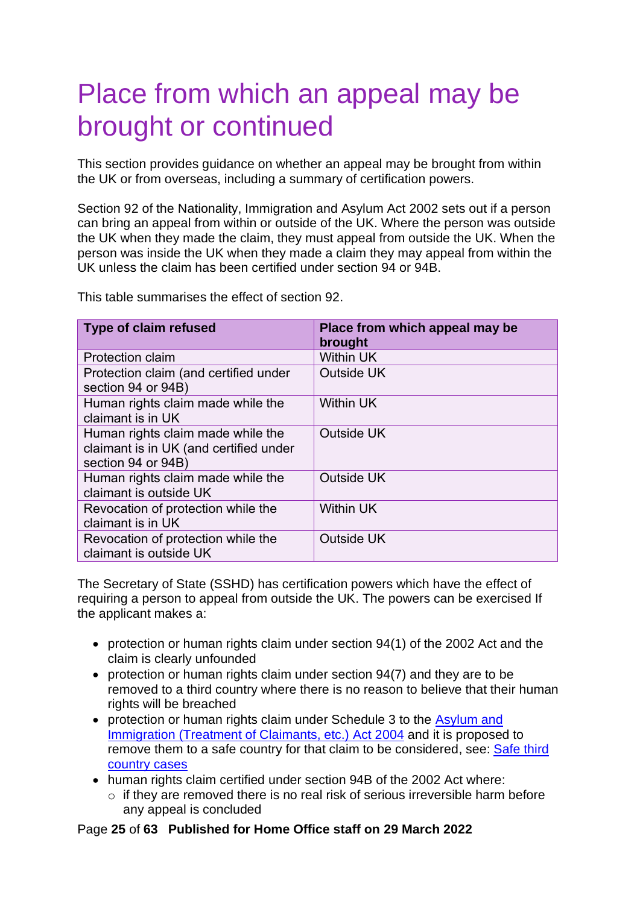# Place from which an appeal may be brought or continued

This section provides guidance on whether an appeal may be brought from within the UK or from overseas, including a summary of certification powers.

Section 92 of the Nationality, Immigration and Asylum Act 2002 sets out if a person can bring an appeal from within or outside of the UK. Where the person was outside the UK when they made the claim, they must appeal from outside the UK. When the person was inside the UK when they made a claim they may appeal from within the UK unless the claim has been certified under section 94 or 94B.

This table summarises the effect of section 92.

| Type of claim refused | Place from which appeal may be brought |
|---|---|
| Protection claim | Within UK |
| Protection claim (and certified under section 94 or 94B) | Outside UK |
| Human rights claim made while the claimant is in UK | Within UK |
| Human rights claim made while the claimant is in UK (and certified under section 94 or 94B) | Outside UK |
| Human rights claim made while the claimant is outside UK | Outside UK |
| Revocation of protection while the claimant is in UK | Within UK |
| Revocation of protection while the claimant is outside UK | Outside UK |

The Secretary of State (SSHD) has certification powers which have the effect of requiring a person to appeal from outside the UK. The powers can be exercised If the applicant makes a:

- protection or human rights claim under section 94(1) of the 2002 Act and the claim is clearly unfounded
- protection or human rights claim under section 94(7) and they are to be removed to a third country where there is no reason to believe that their human rights will be breached
- protection or human rights claim under Schedule 3 to the Asylum and Immigration (Treatment of Claimants, etc.) Act 2004 and it is proposed to remove them to a safe country for that claim to be considered, see: Safe third country cases
- human rights claim certified under section 94B of the 2002 Act where:
  - if they are removed there is no real risk of serious irreversible harm before any appeal is concluded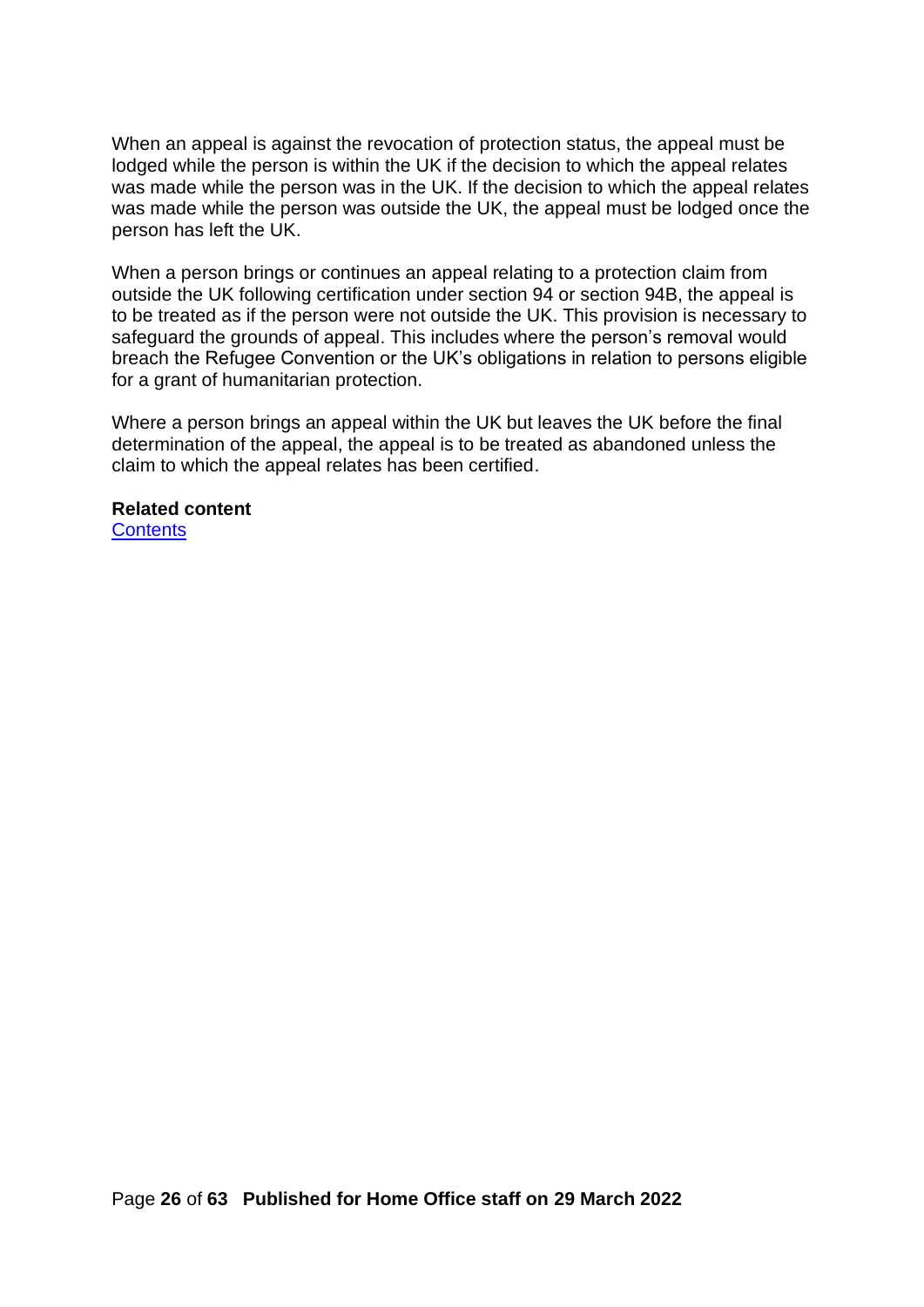When an appeal is against the revocation of protection status, the appeal must be lodged while the person is within the UK if the decision to which the appeal relates was made while the person was in the UK. If the decision to which the appeal relates was made while the person was outside the UK, the appeal must be lodged once the person has left the UK.

When a person brings or continues an appeal relating to a protection claim from outside the UK following certification under section 94 or section 94B, the appeal is to be treated as if the person were not outside the UK. This provision is necessary to safeguard the grounds of appeal. This includes where the person's removal would breach the Refugee Convention or the UK's obligations in relation to persons eligible for a grant of humanitarian protection.

Where a person brings an appeal within the UK but leaves the UK before the final determination of the appeal, the appeal is to be treated as abandoned unless the claim to which the appeal relates has been certified.

**Related content**
[Contents]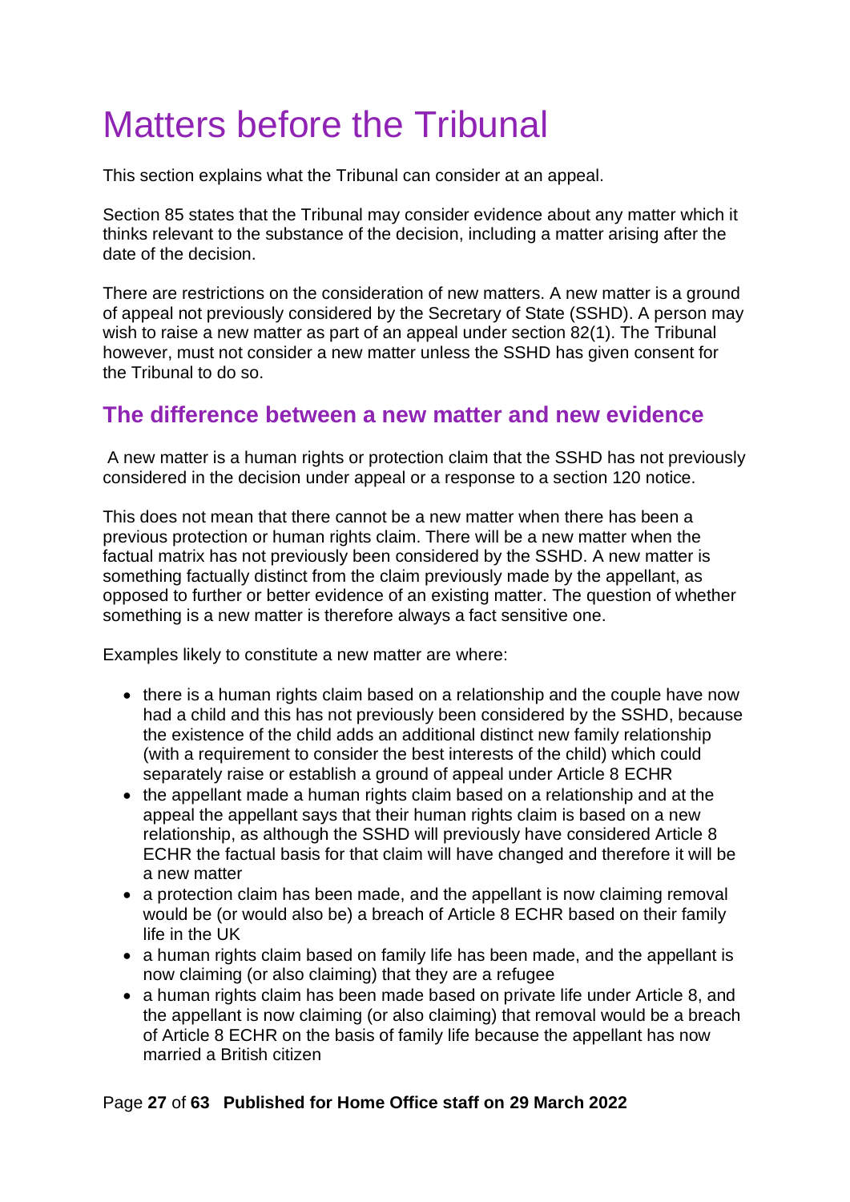# Matters before the Tribunal

This section explains what the Tribunal can consider at an appeal.

Section 85 states that the Tribunal may consider evidence about any matter which it thinks relevant to the substance of the decision, including a matter arising after the date of the decision.

There are restrictions on the consideration of new matters. A new matter is a ground of appeal not previously considered by the Secretary of State (SSHD). A person may wish to raise a new matter as part of an appeal under section 82(1). The Tribunal however, must not consider a new matter unless the SSHD has given consent for the Tribunal to do so.

## The difference between a new matter and new evidence

A new matter is a human rights or protection claim that the SSHD has not previously considered in the decision under appeal or a response to a section 120 notice.

This does not mean that there cannot be a new matter when there has been a previous protection or human rights claim. There will be a new matter when the factual matrix has not previously been considered by the SSHD. A new matter is something factually distinct from the claim previously made by the appellant, as opposed to further or better evidence of an existing matter. The question of whether something is a new matter is therefore always a fact sensitive one.

Examples likely to constitute a new matter are where:

- there is a human rights claim based on a relationship and the couple have now had a child and this has not previously been considered by the SSHD, because the existence of the child adds an additional distinct new family relationship (with a requirement to consider the best interests of the child) which could separately raise or establish a ground of appeal under Article 8 ECHR
- the appellant made a human rights claim based on a relationship and at the appeal the appellant says that their human rights claim is based on a new relationship, as although the SSHD will previously have considered Article 8 ECHR the factual basis for that claim will have changed and therefore it will be a new matter
- a protection claim has been made, and the appellant is now claiming removal would be (or would also be) a breach of Article 8 ECHR based on their family life in the UK
- a human rights claim based on family life has been made, and the appellant is now claiming (or also claiming) that they are a refugee
- a human rights claim has been made based on private life under Article 8, and the appellant is now claiming (or also claiming) that removal would be a breach of Article 8 ECHR on the basis of family life because the appellant has now married a British citizen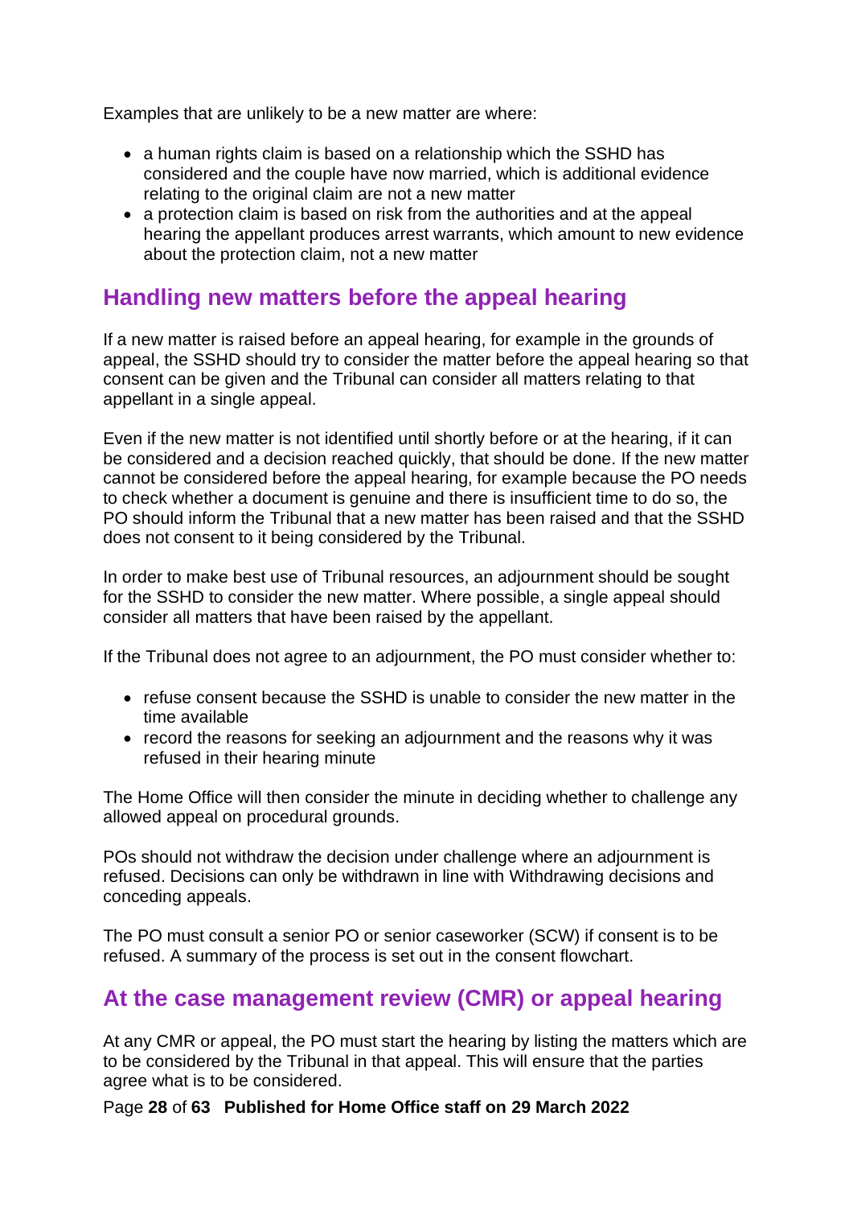Examples that are unlikely to be a new matter are where:

- a human rights claim is based on a relationship which the SSHD has considered and the couple have now married, which is additional evidence relating to the original claim are not a new matter
- a protection claim is based on risk from the authorities and at the appeal hearing the appellant produces arrest warrants, which amount to new evidence about the protection claim, not a new matter

## Handling new matters before the appeal hearing

If a new matter is raised before an appeal hearing, for example in the grounds of appeal, the SSHD should try to consider the matter before the appeal hearing so that consent can be given and the Tribunal can consider all matters relating to that appellant in a single appeal.

Even if the new matter is not identified until shortly before or at the hearing, if it can be considered and a decision reached quickly, that should be done. If the new matter cannot be considered before the appeal hearing, for example because the PO needs to check whether a document is genuine and there is insufficient time to do so, the PO should inform the Tribunal that a new matter has been raised and that the SSHD does not consent to it being considered by the Tribunal.

In order to make best use of Tribunal resources, an adjournment should be sought for the SSHD to consider the new matter. Where possible, a single appeal should consider all matters that have been raised by the appellant.

If the Tribunal does not agree to an adjournment, the PO must consider whether to:

- refuse consent because the SSHD is unable to consider the new matter in the time available
- record the reasons for seeking an adjournment and the reasons why it was refused in their hearing minute

The Home Office will then consider the minute in deciding whether to challenge any allowed appeal on procedural grounds.

POs should not withdraw the decision under challenge where an adjournment is refused. Decisions can only be withdrawn in line with Withdrawing decisions and conceding appeals.

The PO must consult a senior PO or senior caseworker (SCW) if consent is to be refused. A summary of the process is set out in the consent flowchart.

## At the case management review (CMR) or appeal hearing

At any CMR or appeal, the PO must start the hearing by listing the matters which are to be considered by the Tribunal in that appeal. This will ensure that the parties agree what is to be considered.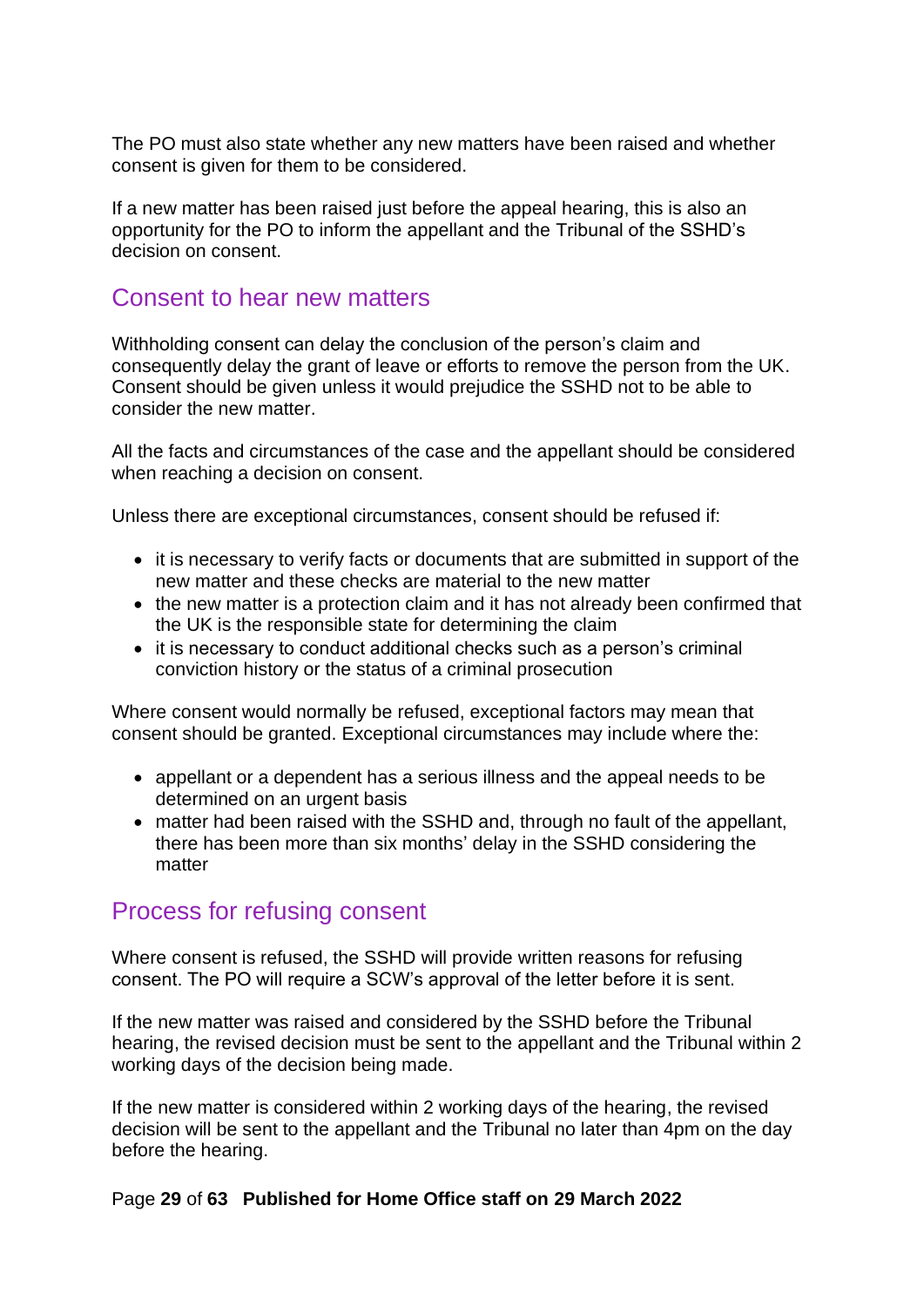The PO must also state whether any new matters have been raised and whether consent is given for them to be considered.

If a new matter has been raised just before the appeal hearing, this is also an opportunity for the PO to inform the appellant and the Tribunal of the SSHD's decision on consent.

## Consent to hear new matters

Withholding consent can delay the conclusion of the person's claim and consequently delay the grant of leave or efforts to remove the person from the UK. Consent should be given unless it would prejudice the SSHD not to be able to consider the new matter.

All the facts and circumstances of the case and the appellant should be considered when reaching a decision on consent.

Unless there are exceptional circumstances, consent should be refused if:

- it is necessary to verify facts or documents that are submitted in support of the new matter and these checks are material to the new matter
- the new matter is a protection claim and it has not already been confirmed that the UK is the responsible state for determining the claim
- it is necessary to conduct additional checks such as a person's criminal conviction history or the status of a criminal prosecution

Where consent would normally be refused, exceptional factors may mean that consent should be granted. Exceptional circumstances may include where the:

- appellant or a dependent has a serious illness and the appeal needs to be determined on an urgent basis
- matter had been raised with the SSHD and, through no fault of the appellant, there has been more than six months' delay in the SSHD considering the matter

## Process for refusing consent

Where consent is refused, the SSHD will provide written reasons for refusing consent. The PO will require a SCW's approval of the letter before it is sent.

If the new matter was raised and considered by the SSHD before the Tribunal hearing, the revised decision must be sent to the appellant and the Tribunal within 2 working days of the decision being made.

If the new matter is considered within 2 working days of the hearing, the revised decision will be sent to the appellant and the Tribunal no later than 4pm on the day before the hearing.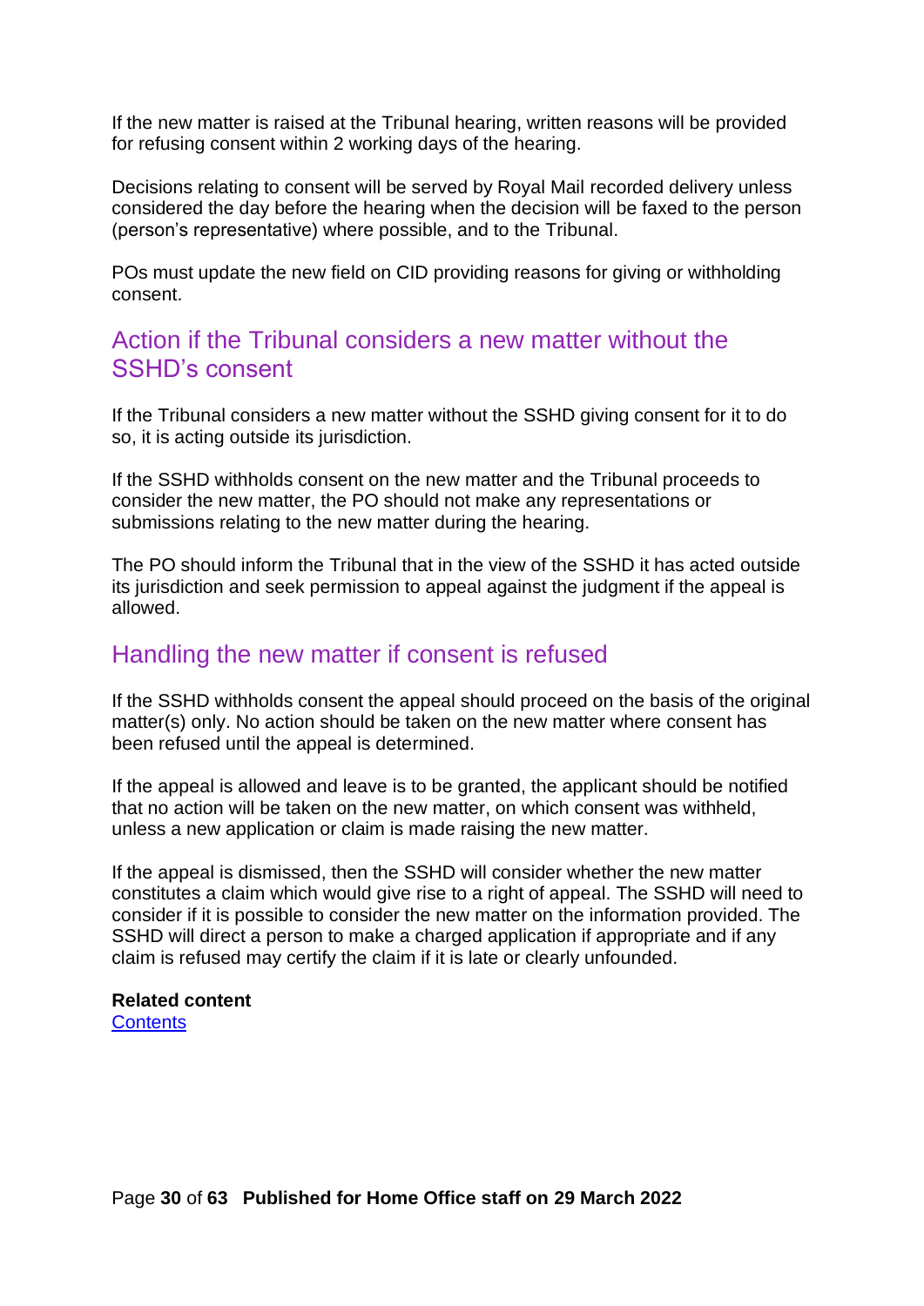If the new matter is raised at the Tribunal hearing, written reasons will be provided for refusing consent within 2 working days of the hearing.

Decisions relating to consent will be served by Royal Mail recorded delivery unless considered the day before the hearing when the decision will be faxed to the person (person's representative) where possible, and to the Tribunal.

POs must update the new field on CID providing reasons for giving or withholding consent.

## Action if the Tribunal considers a new matter without the SSHD's consent

If the Tribunal considers a new matter without the SSHD giving consent for it to do so, it is acting outside its jurisdiction.

If the SSHD withholds consent on the new matter and the Tribunal proceeds to consider the new matter, the PO should not make any representations or submissions relating to the new matter during the hearing.

The PO should inform the Tribunal that in the view of the SSHD it has acted outside its jurisdiction and seek permission to appeal against the judgment if the appeal is allowed.

## Handling the new matter if consent is refused

If the SSHD withholds consent the appeal should proceed on the basis of the original matter(s) only. No action should be taken on the new matter where consent has been refused until the appeal is determined.

If the appeal is allowed and leave is to be granted, the applicant should be notified that no action will be taken on the new matter, on which consent was withheld, unless a new application or claim is made raising the new matter.

If the appeal is dismissed, then the SSHD will consider whether the new matter constitutes a claim which would give rise to a right of appeal. The SSHD will need to consider if it is possible to consider the new matter on the information provided. The SSHD will direct a person to make a charged application if appropriate and if any claim is refused may certify the claim if it is late or clearly unfounded.

**Related content**
[Contents]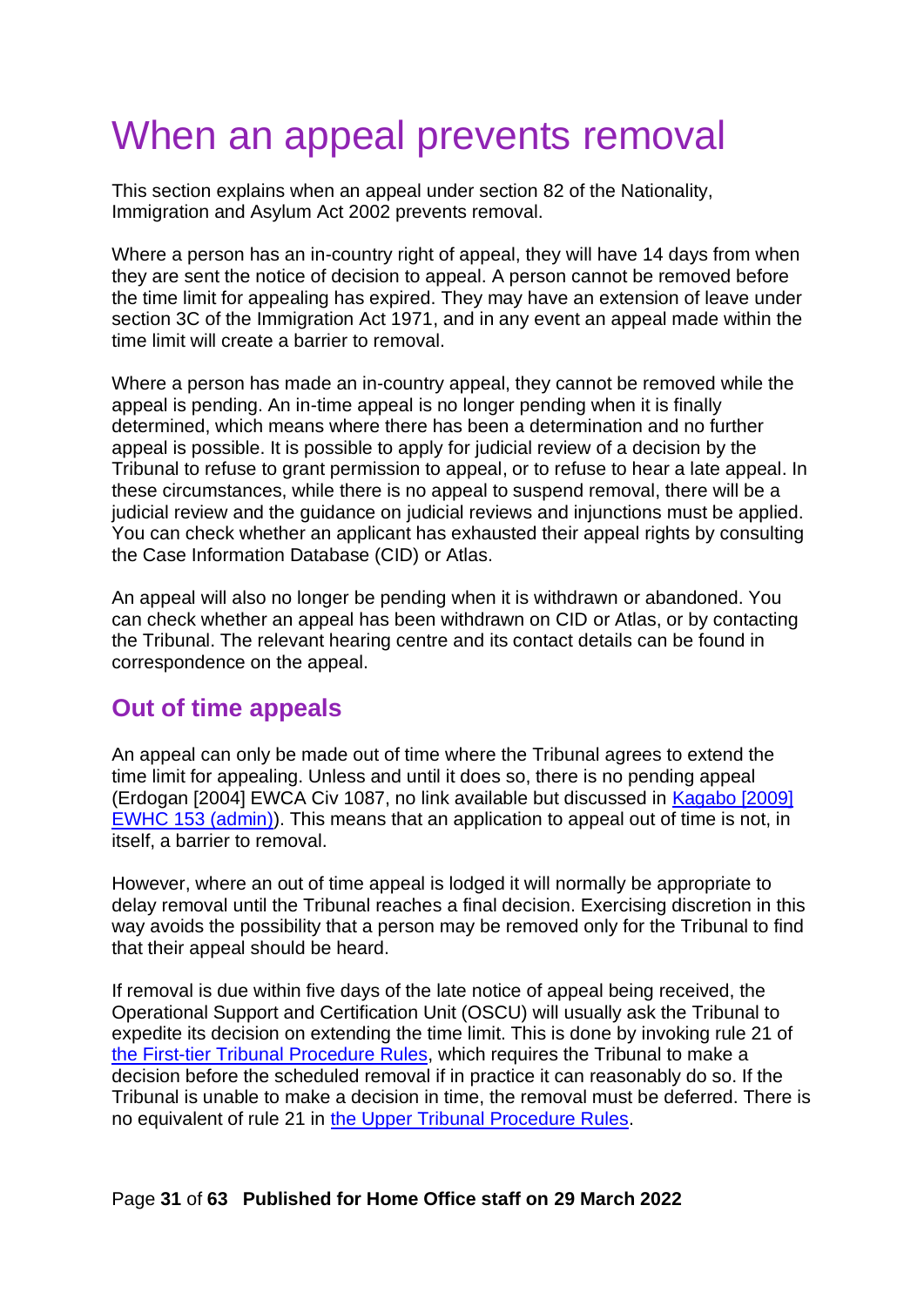# When an appeal prevents removal

This section explains when an appeal under section 82 of the Nationality, Immigration and Asylum Act 2002 prevents removal.

Where a person has an in-country right of appeal, they will have 14 days from when they are sent the notice of decision to appeal. A person cannot be removed before the time limit for appealing has expired. They may have an extension of leave under section 3C of the Immigration Act 1971, and in any event an appeal made within the time limit will create a barrier to removal.

Where a person has made an in-country appeal, they cannot be removed while the appeal is pending. An in-time appeal is no longer pending when it is finally determined, which means where there has been a determination and no further appeal is possible. It is possible to apply for judicial review of a decision by the Tribunal to refuse to grant permission to appeal, or to refuse to hear a late appeal. In these circumstances, while there is no appeal to suspend removal, there will be a judicial review and the guidance on judicial reviews and injunctions must be applied. You can check whether an applicant has exhausted their appeal rights by consulting the Case Information Database (CID) or Atlas.

An appeal will also no longer be pending when it is withdrawn or abandoned. You can check whether an appeal has been withdrawn on CID or Atlas, or by contacting the Tribunal. The relevant hearing centre and its contact details can be found in correspondence on the appeal.

## Out of time appeals

An appeal can only be made out of time where the Tribunal agrees to extend the time limit for appealing. Unless and until it does so, there is no pending appeal (Erdogan [2004] EWCA Civ 1087, no link available but discussed in Kagabo [2009] EWHC 153 (admin)). This means that an application to appeal out of time is not, in itself, a barrier to removal.

However, where an out of time appeal is lodged it will normally be appropriate to delay removal until the Tribunal reaches a final decision. Exercising discretion in this way avoids the possibility that a person may be removed only for the Tribunal to find that their appeal should be heard.

If removal is due within five days of the late notice of appeal being received, the Operational Support and Certification Unit (OSCU) will usually ask the Tribunal to expedite its decision on extending the time limit. This is done by invoking rule 21 of the First-tier Tribunal Procedure Rules, which requires the Tribunal to make a decision before the scheduled removal if in practice it can reasonably do so. If the Tribunal is unable to make a decision in time, the removal must be deferred. There is no equivalent of rule 21 in the Upper Tribunal Procedure Rules.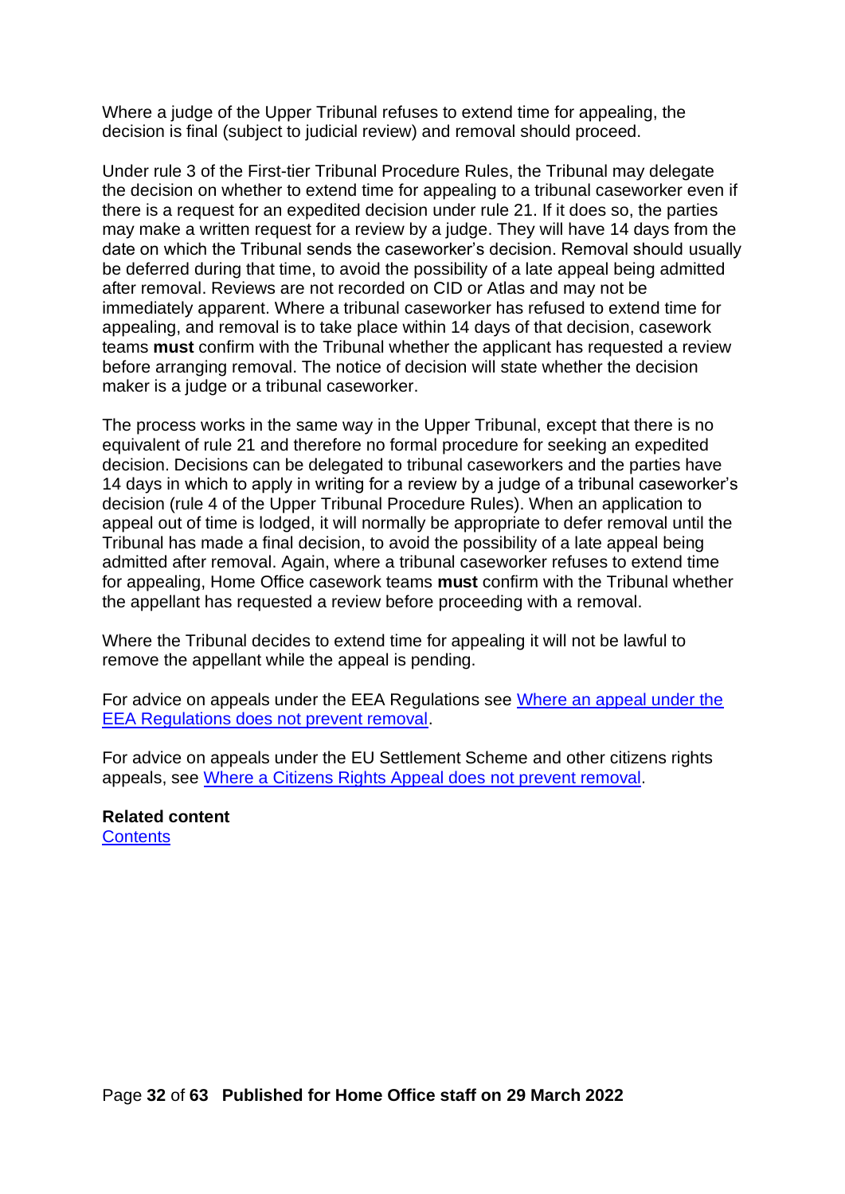Where a judge of the Upper Tribunal refuses to extend time for appealing, the decision is final (subject to judicial review) and removal should proceed.

Under rule 3 of the First-tier Tribunal Procedure Rules, the Tribunal may delegate the decision on whether to extend time for appealing to a tribunal caseworker even if there is a request for an expedited decision under rule 21. If it does so, the parties may make a written request for a review by a judge. They will have 14 days from the date on which the Tribunal sends the caseworker's decision. Removal should usually be deferred during that time, to avoid the possibility of a late appeal being admitted after removal. Reviews are not recorded on CID or Atlas and may not be immediately apparent. Where a tribunal caseworker has refused to extend time for appealing, and removal is to take place within 14 days of that decision, casework teams **must** confirm with the Tribunal whether the applicant has requested a review before arranging removal. The notice of decision will state whether the decision maker is a judge or a tribunal caseworker.

The process works in the same way in the Upper Tribunal, except that there is no equivalent of rule 21 and therefore no formal procedure for seeking an expedited decision. Decisions can be delegated to tribunal caseworkers and the parties have 14 days in which to apply in writing for a review by a judge of a tribunal caseworker's decision (rule 4 of the Upper Tribunal Procedure Rules). When an application to appeal out of time is lodged, it will normally be appropriate to defer removal until the Tribunal has made a final decision, to avoid the possibility of a late appeal being admitted after removal. Again, where a tribunal caseworker refuses to extend time for appealing, Home Office casework teams **must** confirm with the Tribunal whether the appellant has requested a review before proceeding with a removal.

Where the Tribunal decides to extend time for appealing it will not be lawful to remove the appellant while the appeal is pending.

For advice on appeals under the EEA Regulations see [Where an appeal under the EEA Regulations does not prevent removal](#).

For advice on appeals under the EU Settlement Scheme and other citizens rights appeals, see [Where a Citizens Rights Appeal does not prevent removal](#).

**Related content**
[Contents](#)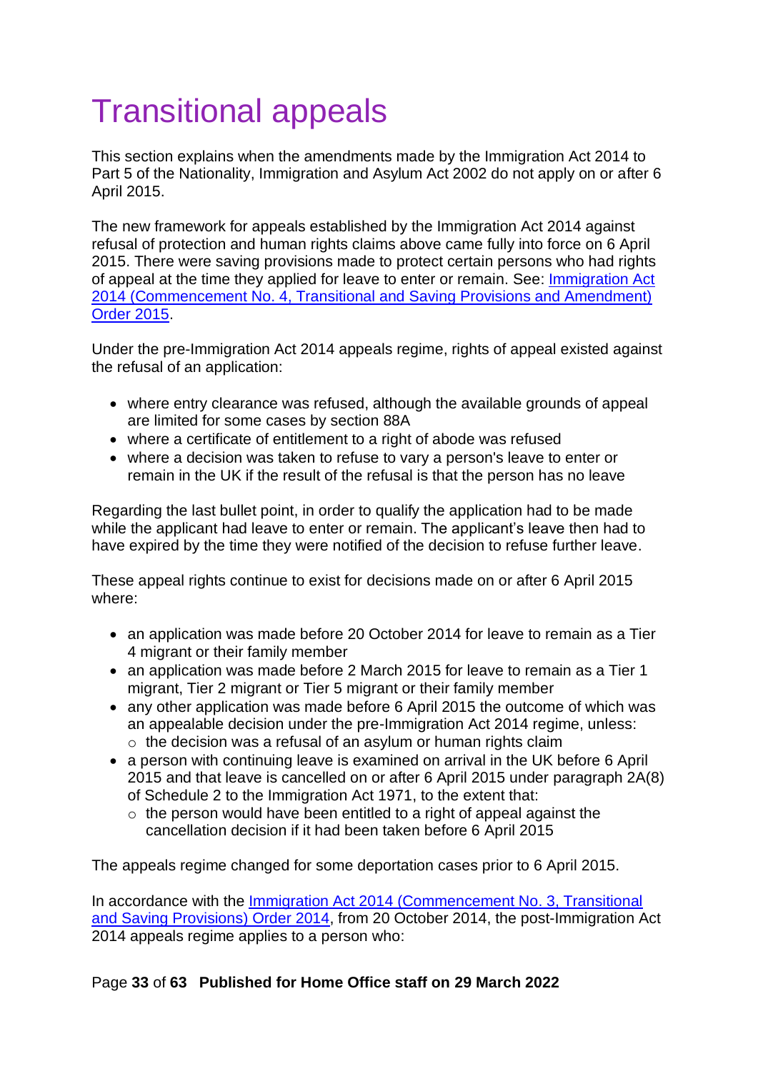# Transitional appeals

This section explains when the amendments made by the Immigration Act 2014 to Part 5 of the Nationality, Immigration and Asylum Act 2002 do not apply on or after 6 April 2015.

The new framework for appeals established by the Immigration Act 2014 against refusal of protection and human rights claims above came fully into force on 6 April 2015. There were saving provisions made to protect certain persons who had rights of appeal at the time they applied for leave to enter or remain. See: [Immigration Act 2014 (Commencement No. 4, Transitional and Saving Provisions and Amendment) Order 2015](#).

Under the pre-Immigration Act 2014 appeals regime, rights of appeal existed against the refusal of an application:

- where entry clearance was refused, although the available grounds of appeal are limited for some cases by section 88A
- where a certificate of entitlement to a right of abode was refused
- where a decision was taken to refuse to vary a person's leave to enter or remain in the UK if the result of the refusal is that the person has no leave

Regarding the last bullet point, in order to qualify the application had to be made while the applicant had leave to enter or remain. The applicant's leave then had to have expired by the time they were notified of the decision to refuse further leave.

These appeal rights continue to exist for decisions made on or after 6 April 2015 where:

- an application was made before 20 October 2014 for leave to remain as a Tier 4 migrant or their family member
- an application was made before 2 March 2015 for leave to remain as a Tier 1 migrant, Tier 2 migrant or Tier 5 migrant or their family member
- any other application was made before 6 April 2015 the outcome of which was an appealable decision under the pre-Immigration Act 2014 regime, unless:
  - the decision was a refusal of an asylum or human rights claim
- a person with continuing leave is examined on arrival in the UK before 6 April 2015 and that leave is cancelled on or after 6 April 2015 under paragraph 2A(8) of Schedule 2 to the Immigration Act 1971, to the extent that:
  - the person would have been entitled to a right of appeal against the cancellation decision if it had been taken before 6 April 2015

The appeals regime changed for some deportation cases prior to 6 April 2015.

In accordance with the [Immigration Act 2014 (Commencement No. 3, Transitional and Saving Provisions) Order 2014](#), from 20 October 2014, the post-Immigration Act 2014 appeals regime applies to a person who: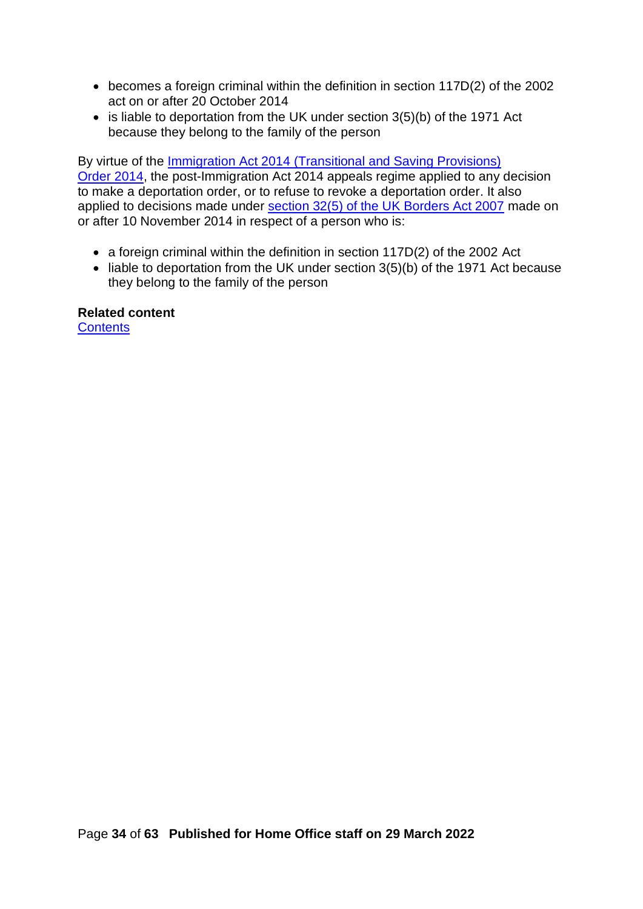- becomes a foreign criminal within the definition in section 117D(2) of the 2002 act on or after 20 October 2014
- is liable to deportation from the UK under section 3(5)(b) of the 1971 Act because they belong to the family of the person

By virtue of the [Immigration Act 2014 (Transitional and Saving Provisions) Order 2014](), the post-Immigration Act 2014 appeals regime applied to any decision to make a deportation order, or to refuse to revoke a deportation order. It also applied to decisions made under [section 32(5) of the UK Borders Act 2007]() made on or after 10 November 2014 in respect of a person who is:

- a foreign criminal within the definition in section 117D(2) of the 2002 Act
- liable to deportation from the UK under section 3(5)(b) of the 1971 Act because they belong to the family of the person

**Related content**
[Contents]()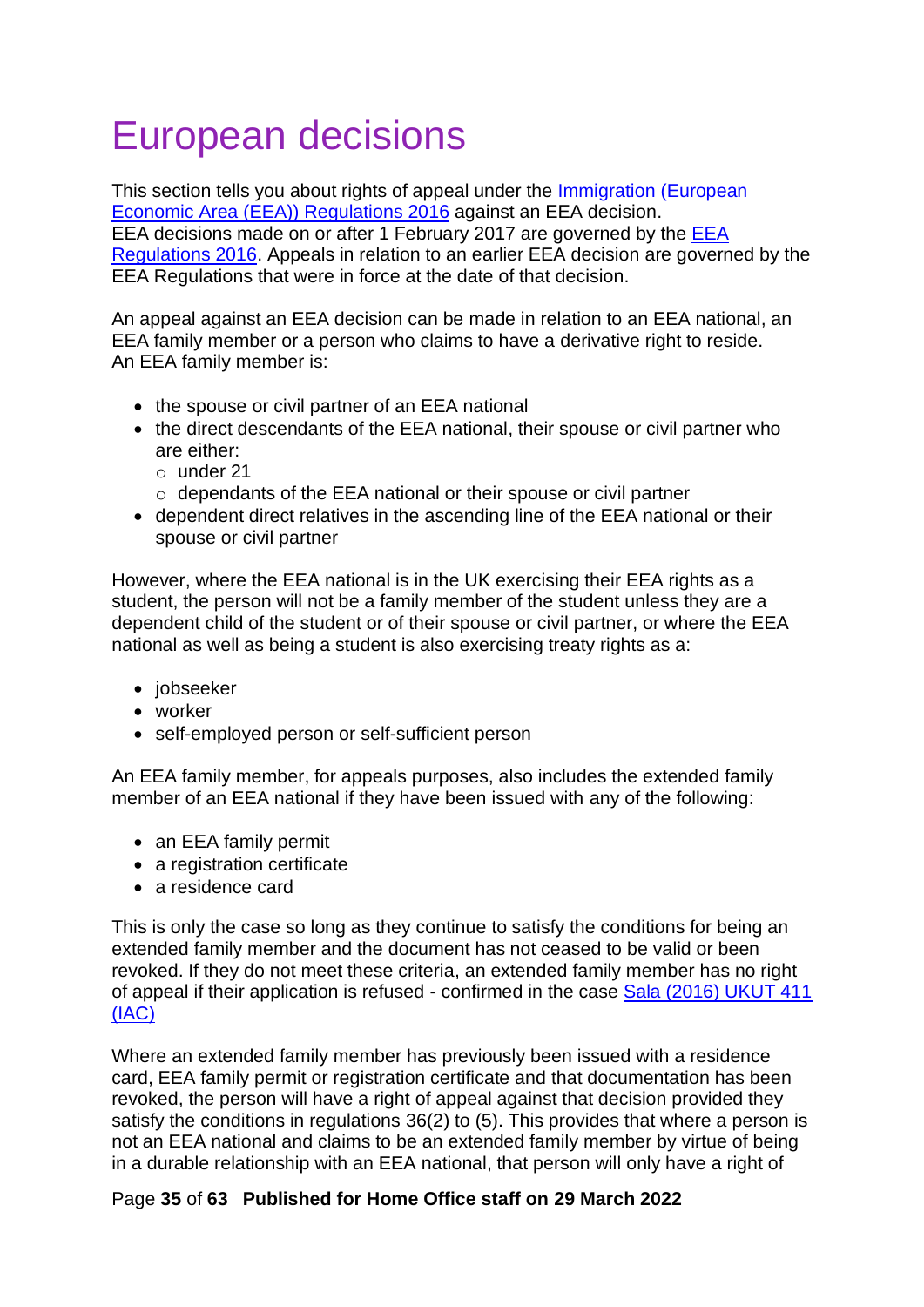# European decisions

This section tells you about rights of appeal under the [Immigration (European Economic Area (EEA)) Regulations 2016]() against an EEA decision.
EEA decisions made on or after 1 February 2017 are governed by the [EEA Regulations 2016](). Appeals in relation to an earlier EEA decision are governed by the EEA Regulations that were in force at the date of that decision.

An appeal against an EEA decision can be made in relation to an EEA national, an EEA family member or a person who claims to have a derivative right to reside.
An EEA family member is:

- the spouse or civil partner of an EEA national
- the direct descendants of the EEA national, their spouse or civil partner who are either:
  - under 21
  - dependants of the EEA national or their spouse or civil partner
- dependent direct relatives in the ascending line of the EEA national or their spouse or civil partner

However, where the EEA national is in the UK exercising their EEA rights as a student, the person will not be a family member of the student unless they are a dependent child of the student or of their spouse or civil partner, or where the EEA national as well as being a student is also exercising treaty rights as a:

- jobseeker
- worker
- self-employed person or self-sufficient person

An EEA family member, for appeals purposes, also includes the extended family member of an EEA national if they have been issued with any of the following:

- an EEA family permit
- a registration certificate
- a residence card

This is only the case so long as they continue to satisfy the conditions for being an extended family member and the document has not ceased to be valid or been revoked. If they do not meet these criteria, an extended family member has no right of appeal if their application is refused - confirmed in the case [Sala (2016) UKUT 411 (IAC)]()

Where an extended family member has previously been issued with a residence card, EEA family permit or registration certificate and that documentation has been revoked, the person will have a right of appeal against that decision provided they satisfy the conditions in regulations 36(2) to (5). This provides that where a person is not an EEA national and claims to be an extended family member by virtue of being in a durable relationship with an EEA national, that person will only have a right of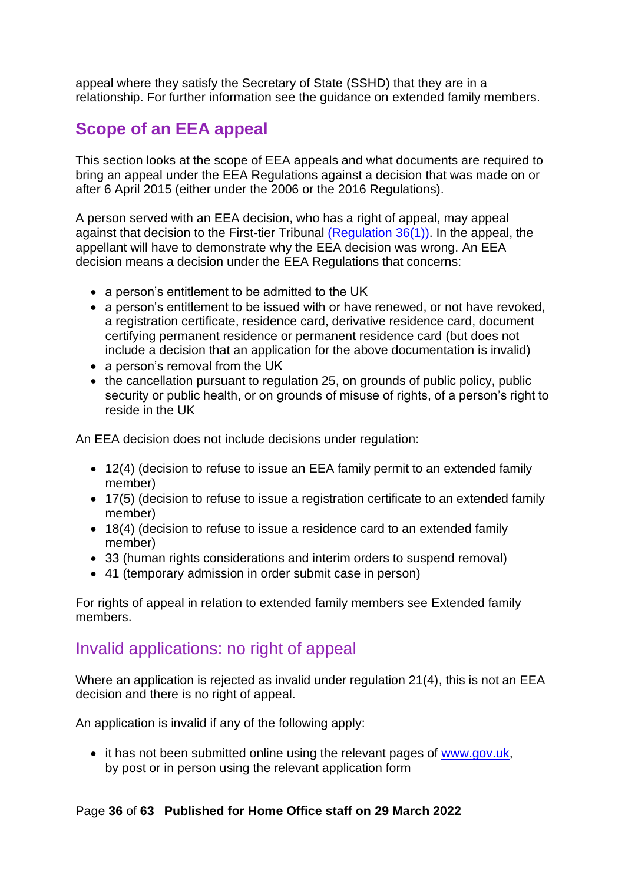appeal where they satisfy the Secretary of State (SSHD) that they are in a relationship. For further information see the guidance on extended family members.

## Scope of an EEA appeal

This section looks at the scope of EEA appeals and what documents are required to bring an appeal under the EEA Regulations against a decision that was made on or after 6 April 2015 (either under the 2006 or the 2016 Regulations).

A person served with an EEA decision, who has a right of appeal, may appeal against that decision to the First-tier Tribunal [(Regulation 36(1))](). In the appeal, the appellant will have to demonstrate why the EEA decision was wrong. An EEA decision means a decision under the EEA Regulations that concerns:

- a person's entitlement to be admitted to the UK
- a person's entitlement to be issued with or have renewed, or not have revoked, a registration certificate, residence card, derivative residence card, document certifying permanent residence or permanent residence card (but does not include a decision that an application for the above documentation is invalid)
- a person's removal from the UK
- the cancellation pursuant to regulation 25, on grounds of public policy, public security or public health, or on grounds of misuse of rights, of a person's right to reside in the UK

An EEA decision does not include decisions under regulation:

- 12(4) (decision to refuse to issue an EEA family permit to an extended family member)
- 17(5) (decision to refuse to issue a registration certificate to an extended family member)
- 18(4) (decision to refuse to issue a residence card to an extended family member)
- 33 (human rights considerations and interim orders to suspend removal)
- 41 (temporary admission in order submit case in person)

For rights of appeal in relation to extended family members see Extended family members.

### Invalid applications: no right of appeal

Where an application is rejected as invalid under regulation 21(4), this is not an EEA decision and there is no right of appeal.

An application is invalid if any of the following apply:

- it has not been submitted online using the relevant pages of [www.gov.uk](), by post or in person using the relevant application form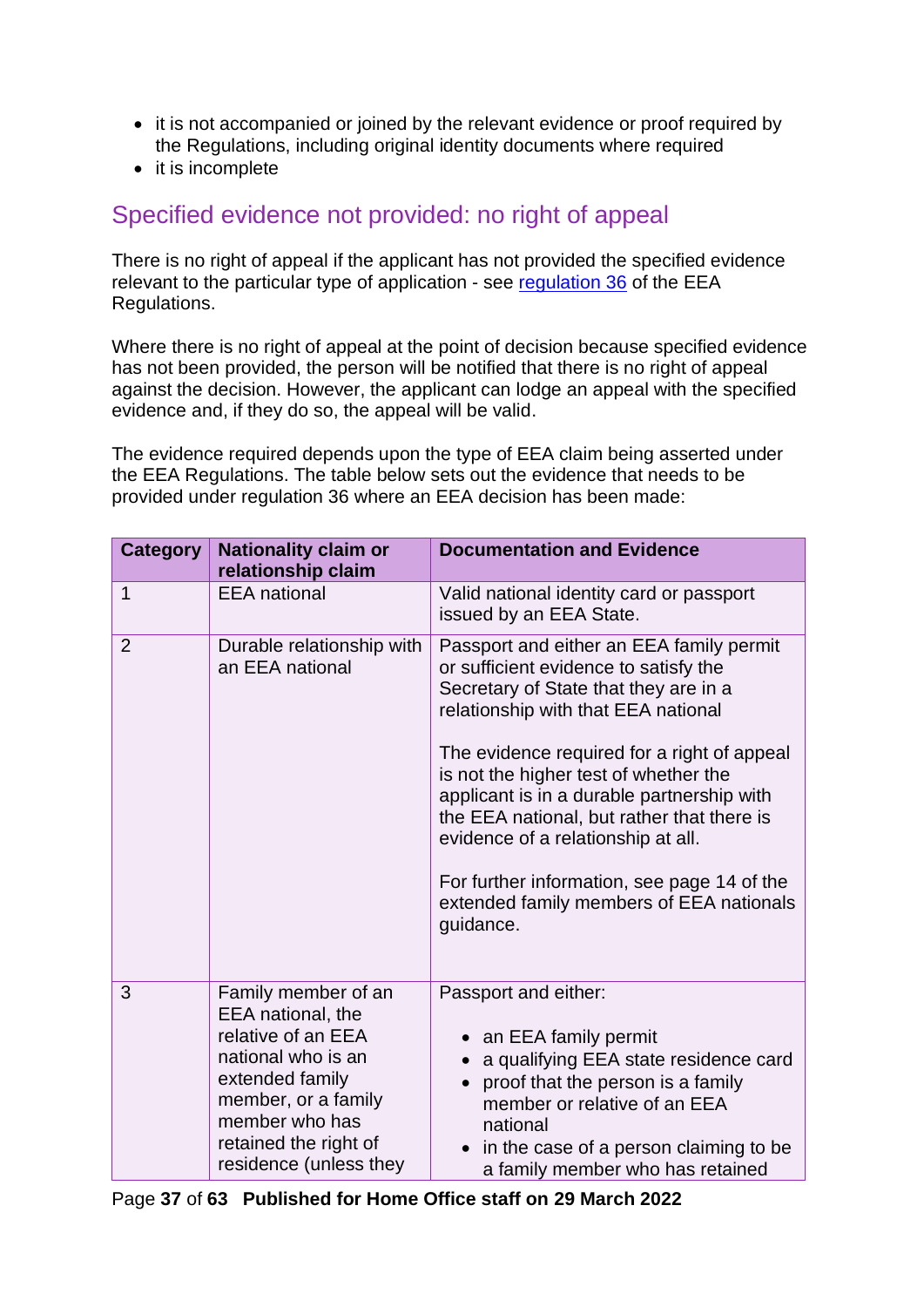- it is not accompanied or joined by the relevant evidence or proof required by the Regulations, including original identity documents where required
- it is incomplete

## Specified evidence not provided: no right of appeal

There is no right of appeal if the applicant has not provided the specified evidence relevant to the particular type of application - see [regulation 36](#) of the EEA Regulations.

Where there is no right of appeal at the point of decision because specified evidence has not been provided, the person will be notified that there is no right of appeal against the decision. However, the applicant can lodge an appeal with the specified evidence and, if they do so, the appeal will be valid.

The evidence required depends upon the type of EEA claim being asserted under the EEA Regulations. The table below sets out the evidence that needs to be provided under regulation 36 where an EEA decision has been made:

| Category | Nationality claim or relationship claim | Documentation and Evidence |
|---|---|---|
| 1 | EEA national | Valid national identity card or passport issued by an EEA State. |
| 2 | Durable relationship with an EEA national | Passport and either an EEA family permit or sufficient evidence to satisfy the Secretary of State that they are in a relationship with that EEA national<br><br>The evidence required for a right of appeal is not the higher test of whether the applicant is in a durable partnership with the EEA national, but rather that there is evidence of a relationship at all.<br><br>For further information, see page 14 of the extended family members of EEA nationals guidance. |
| 3 | Family member of an EEA national, the relative of an EEA national who is an extended family member, or a family member who has retained the right of residence (unless they | Passport and either:<br><br>• an EEA family permit<br>• a qualifying EEA state residence card<br>• proof that the person is a family member or relative of an EEA national<br>• in the case of a person claiming to be a family member who has retained |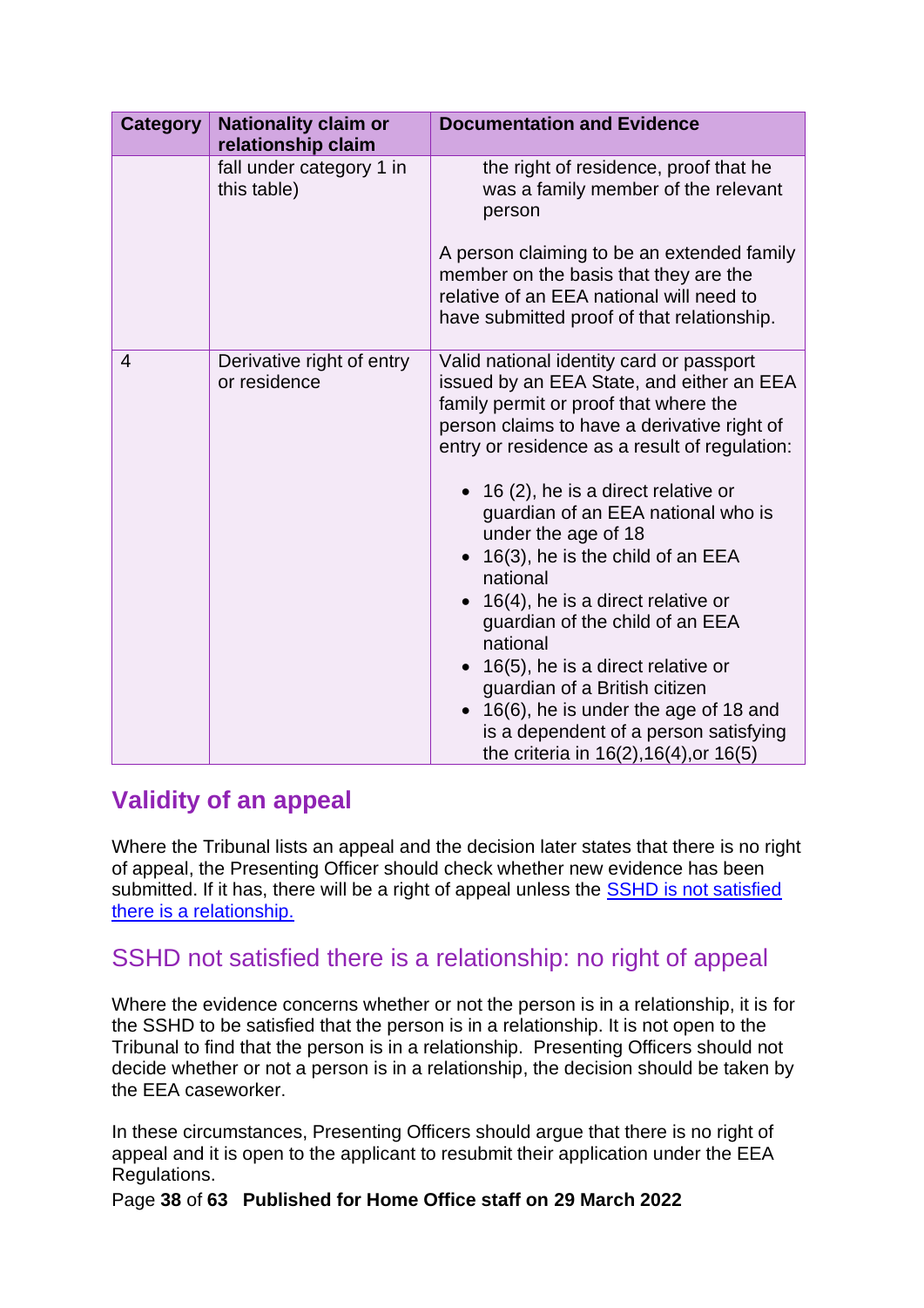| Category | Nationality claim or relationship claim | Documentation and Evidence |
|---|---|---|
| | fall under category 1 in this table) | the right of residence, proof that he was a family member of the relevant person<br><br>A person claiming to be an extended family member on the basis that they are the relative of an EEA national will need to have submitted proof of that relationship. |
| 4 | Derivative right of entry or residence | Valid national identity card or passport issued by an EEA State, and either an EEA family permit or proof that where the person claims to have a derivative right of entry or residence as a result of regulation:<br><br>• 16 (2), he is a direct relative or guardian of an EEA national who is under the age of 18<br>• 16(3), he is the child of an EEA national<br>• 16(4), he is a direct relative or guardian of the child of an EEA national<br>• 16(5), he is a direct relative or guardian of a British citizen<br>• 16(6), he is under the age of 18 and is a dependent of a person satisfying the criteria in 16(2),16(4),or 16(5) |

## Validity of an appeal

Where the Tribunal lists an appeal and the decision later states that there is no right of appeal, the Presenting Officer should check whether new evidence has been submitted. If it has, there will be a right of appeal unless the SSHD is not satisfied there is a relationship.

### SSHD not satisfied there is a relationship: no right of appeal

Where the evidence concerns whether or not the person is in a relationship, it is for the SSHD to be satisfied that the person is in a relationship. It is not open to the Tribunal to find that the person is in a relationship. Presenting Officers should not decide whether or not a person is in a relationship, the decision should be taken by the EEA caseworker.

In these circumstances, Presenting Officers should argue that there is no right of appeal and it is open to the applicant to resubmit their application under the EEA Regulations.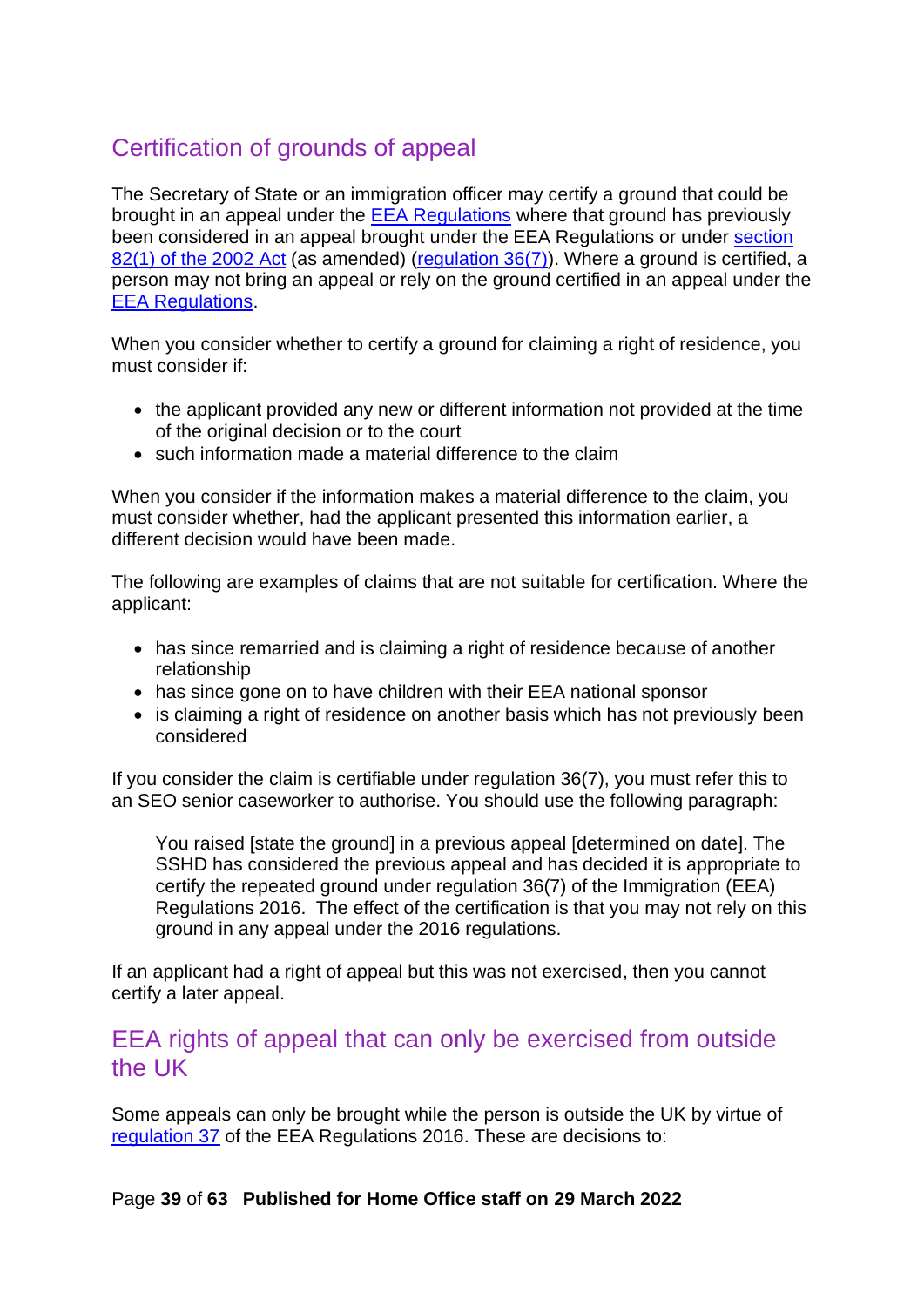## Certification of grounds of appeal

The Secretary of State or an immigration officer may certify a ground that could be brought in an appeal under the EEA Regulations where that ground has previously been considered in an appeal brought under the EEA Regulations or under section 82(1) of the 2002 Act (as amended) (regulation 36(7)). Where a ground is certified, a person may not bring an appeal or rely on the ground certified in an appeal under the EEA Regulations.

When you consider whether to certify a ground for claiming a right of residence, you must consider if:

- the applicant provided any new or different information not provided at the time of the original decision or to the court
- such information made a material difference to the claim

When you consider if the information makes a material difference to the claim, you must consider whether, had the applicant presented this information earlier, a different decision would have been made.

The following are examples of claims that are not suitable for certification. Where the applicant:

- has since remarried and is claiming a right of residence because of another relationship
- has since gone on to have children with their EEA national sponsor
- is claiming a right of residence on another basis which has not previously been considered

If you consider the claim is certifiable under regulation 36(7), you must refer this to an SEO senior caseworker to authorise. You should use the following paragraph:

> You raised [state the ground] in a previous appeal [determined on date]. The SSHD has considered the previous appeal and has decided it is appropriate to certify the repeated ground under regulation 36(7) of the Immigration (EEA) Regulations 2016. The effect of the certification is that you may not rely on this ground in any appeal under the 2016 regulations.

If an applicant had a right of appeal but this was not exercised, then you cannot certify a later appeal.

## EEA rights of appeal that can only be exercised from outside the UK

Some appeals can only be brought while the person is outside the UK by virtue of regulation 37 of the EEA Regulations 2016. These are decisions to: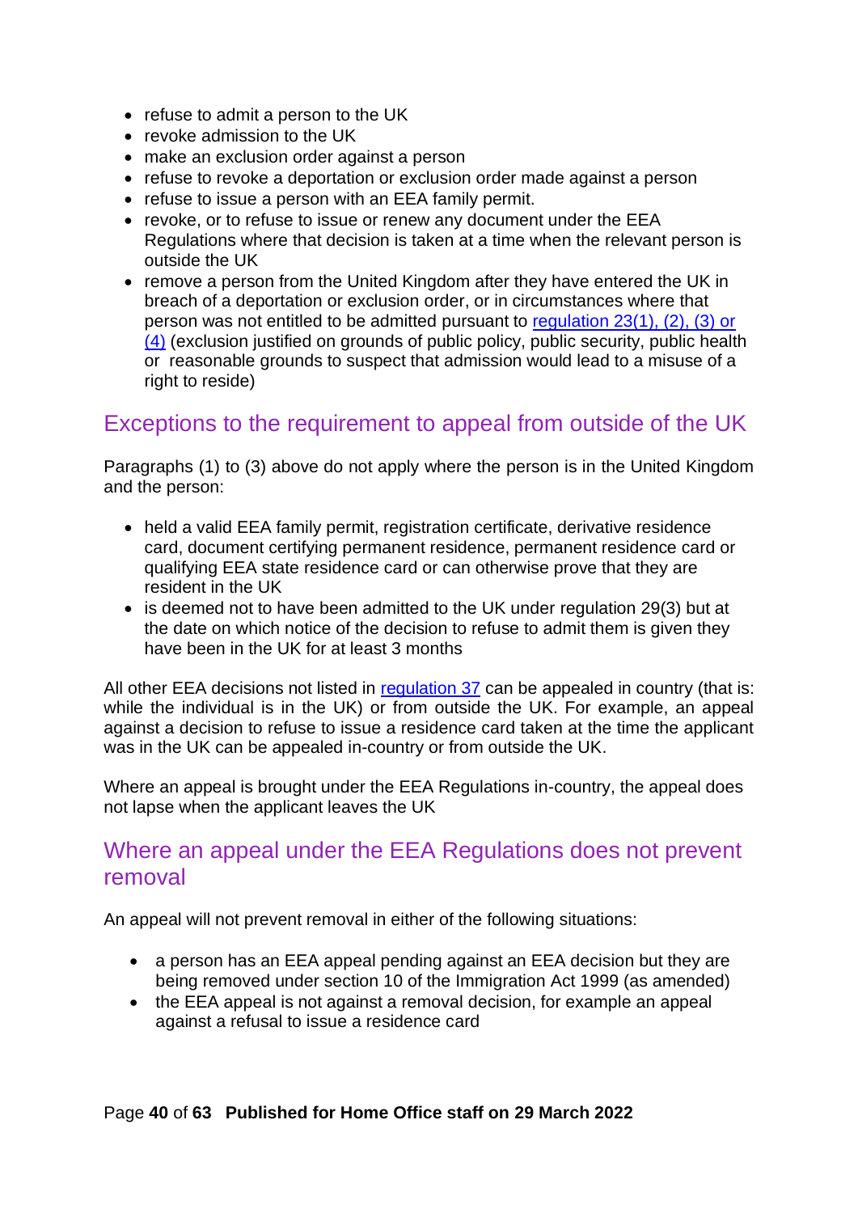- refuse to admit a person to the UK
- revoke admission to the UK
- make an exclusion order against a person
- refuse to revoke a deportation or exclusion order made against a person
- refuse to issue a person with an EEA family permit.
- revoke, or to refuse to issue or renew any document under the EEA Regulations where that decision is taken at a time when the relevant person is outside the UK
- remove a person from the United Kingdom after they have entered the UK in breach of a deportation or exclusion order, or in circumstances where that person was not entitled to be admitted pursuant to regulation 23(1), (2), (3) or (4) (exclusion justified on grounds of public policy, public security, public health or reasonable grounds to suspect that admission would lead to a misuse of a right to reside)

## Exceptions to the requirement to appeal from outside of the UK

Paragraphs (1) to (3) above do not apply where the person is in the United Kingdom and the person:

- held a valid EEA family permit, registration certificate, derivative residence card, document certifying permanent residence, permanent residence card or qualifying EEA state residence card or can otherwise prove that they are resident in the UK
- is deemed not to have been admitted to the UK under regulation 29(3) but at the date on which notice of the decision to refuse to admit them is given they have been in the UK for at least 3 months

All other EEA decisions not listed in regulation 37 can be appealed in country (that is: while the individual is in the UK) or from outside the UK. For example, an appeal against a decision to refuse to issue a residence card taken at the time the applicant was in the UK can be appealed in-country or from outside the UK.

Where an appeal is brought under the EEA Regulations in-country, the appeal does not lapse when the applicant leaves the UK

## Where an appeal under the EEA Regulations does not prevent removal

An appeal will not prevent removal in either of the following situations:

- a person has an EEA appeal pending against an EEA decision but they are being removed under section 10 of the Immigration Act 1999 (as amended)
- the EEA appeal is not against a removal decision, for example an appeal against a refusal to issue a residence card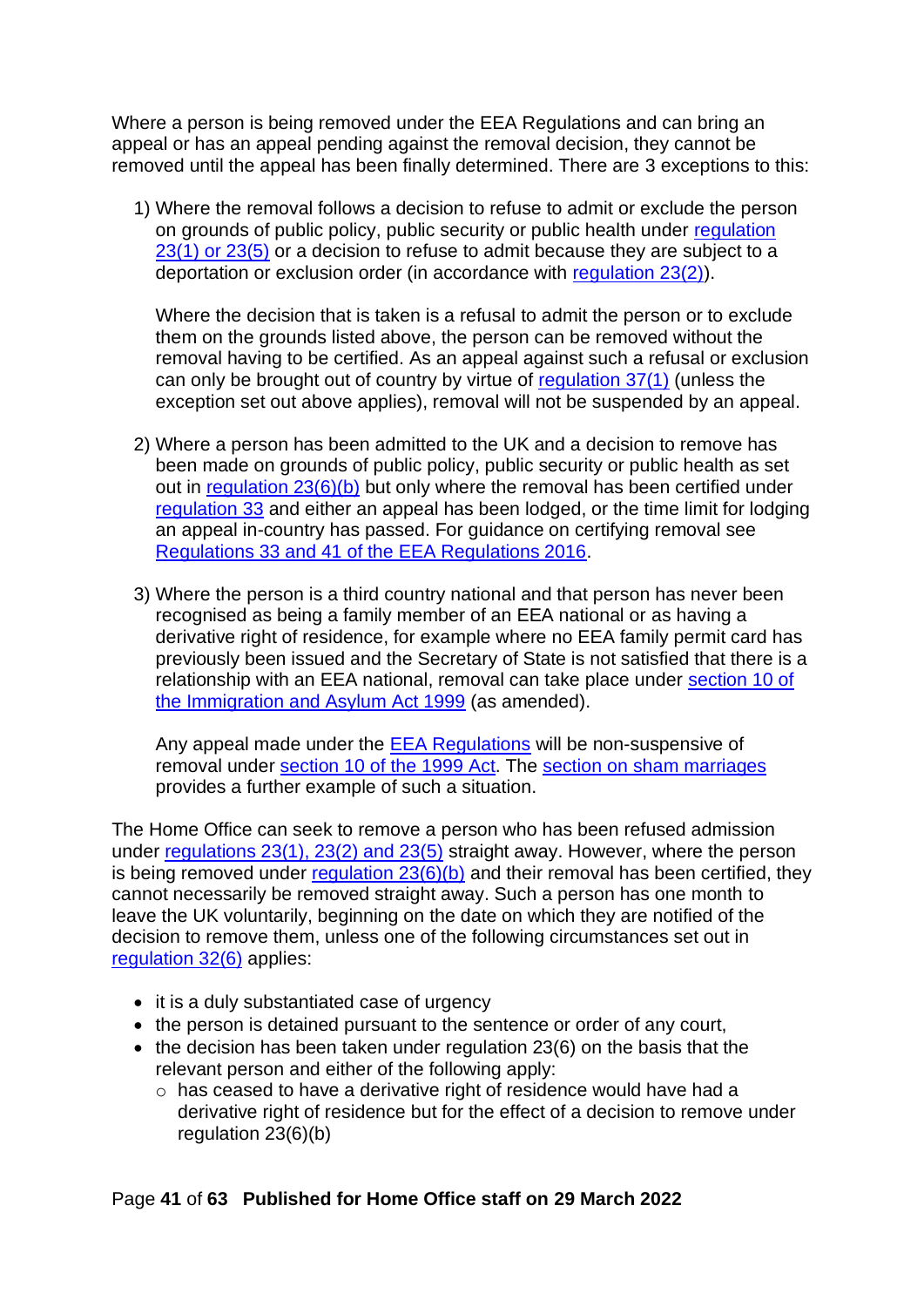Where a person is being removed under the EEA Regulations and can bring an appeal or has an appeal pending against the removal decision, they cannot be removed until the appeal has been finally determined. There are 3 exceptions to this:

1) Where the removal follows a decision to refuse to admit or exclude the person on grounds of public policy, public security or public health under regulation 23(1) or 23(5) or a decision to refuse to admit because they are subject to a deportation or exclusion order (in accordance with regulation 23(2)).

   Where the decision that is taken is a refusal to admit the person or to exclude them on the grounds listed above, the person can be removed without the removal having to be certified. As an appeal against such a refusal or exclusion can only be brought out of country by virtue of regulation 37(1) (unless the exception set out above applies), removal will not be suspended by an appeal.

2) Where a person has been admitted to the UK and a decision to remove has been made on grounds of public policy, public security or public health as set out in regulation 23(6)(b) but only where the removal has been certified under regulation 33 and either an appeal has been lodged, or the time limit for lodging an appeal in-country has passed. For guidance on certifying removal see Regulations 33 and 41 of the EEA Regulations 2016.

3) Where the person is a third country national and that person has never been recognised as being a family member of an EEA national or as having a derivative right of residence, for example where no EEA family permit card has previously been issued and the Secretary of State is not satisfied that there is a relationship with an EEA national, removal can take place under section 10 of the Immigration and Asylum Act 1999 (as amended).

   Any appeal made under the EEA Regulations will be non-suspensive of removal under section 10 of the 1999 Act. The section on sham marriages provides a further example of such a situation.

The Home Office can seek to remove a person who has been refused admission under regulations 23(1), 23(2) and 23(5) straight away. However, where the person is being removed under regulation 23(6)(b) and their removal has been certified, they cannot necessarily be removed straight away. Such a person has one month to leave the UK voluntarily, beginning on the date on which they are notified of the decision to remove them, unless one of the following circumstances set out in regulation 32(6) applies:

- it is a duly substantiated case of urgency
- the person is detained pursuant to the sentence or order of any court,
- the decision has been taken under regulation 23(6) on the basis that the relevant person and either of the following apply:
  - has ceased to have a derivative right of residence would have had a derivative right of residence but for the effect of a decision to remove under regulation 23(6)(b)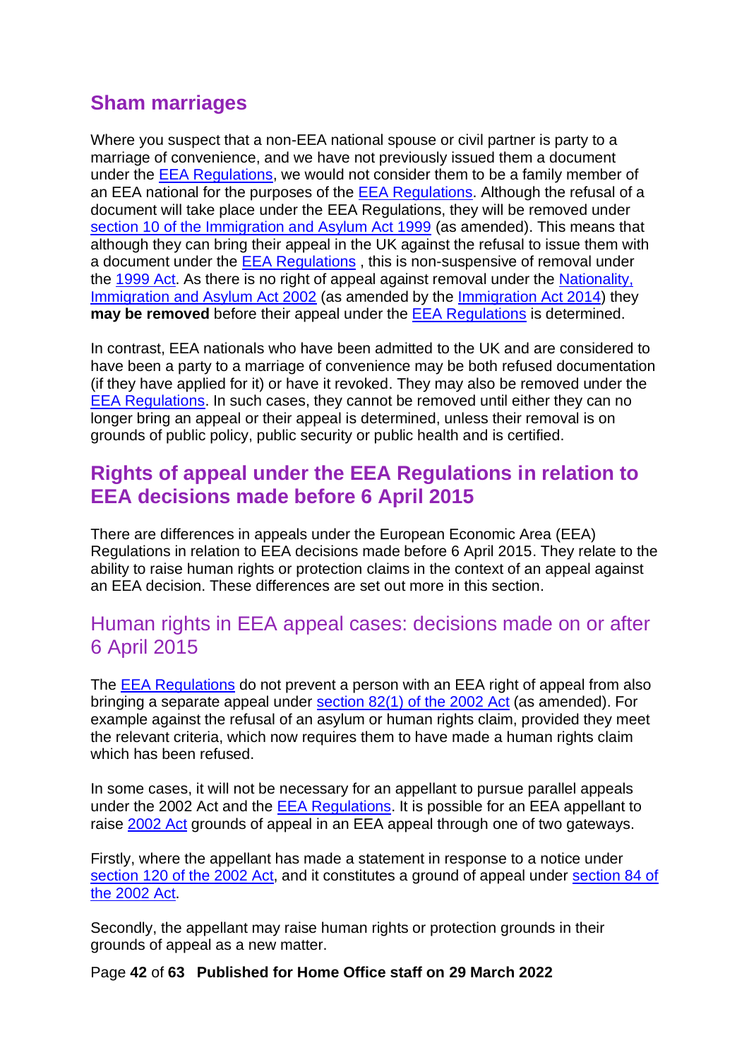## Sham marriages

Where you suspect that a non-EEA national spouse or civil partner is party to a marriage of convenience, and we have not previously issued them a document under the EEA Regulations, we would not consider them to be a family member of an EEA national for the purposes of the EEA Regulations. Although the refusal of a document will take place under the EEA Regulations, they will be removed under section 10 of the Immigration and Asylum Act 1999 (as amended). This means that although they can bring their appeal in the UK against the refusal to issue them with a document under the EEA Regulations , this is non-suspensive of removal under the 1999 Act. As there is no right of appeal against removal under the Nationality, Immigration and Asylum Act 2002 (as amended by the Immigration Act 2014) they **may be removed** before their appeal under the EEA Regulations is determined.

In contrast, EEA nationals who have been admitted to the UK and are considered to have been a party to a marriage of convenience may be both refused documentation (if they have applied for it) or have it revoked. They may also be removed under the EEA Regulations. In such cases, they cannot be removed until either they can no longer bring an appeal or their appeal is determined, unless their removal is on grounds of public policy, public security or public health and is certified.

## Rights of appeal under the EEA Regulations in relation to EEA decisions made before 6 April 2015

There are differences in appeals under the European Economic Area (EEA) Regulations in relation to EEA decisions made before 6 April 2015. They relate to the ability to raise human rights or protection claims in the context of an appeal against an EEA decision. These differences are set out more in this section.

### Human rights in EEA appeal cases: decisions made on or after 6 April 2015

The EEA Regulations do not prevent a person with an EEA right of appeal from also bringing a separate appeal under section 82(1) of the 2002 Act (as amended). For example against the refusal of an asylum or human rights claim, provided they meet the relevant criteria, which now requires them to have made a human rights claim which has been refused.

In some cases, it will not be necessary for an appellant to pursue parallel appeals under the 2002 Act and the EEA Regulations. It is possible for an EEA appellant to raise 2002 Act grounds of appeal in an EEA appeal through one of two gateways.

Firstly, where the appellant has made a statement in response to a notice under section 120 of the 2002 Act, and it constitutes a ground of appeal under section 84 of the 2002 Act.

Secondly, the appellant may raise human rights or protection grounds in their grounds of appeal as a new matter.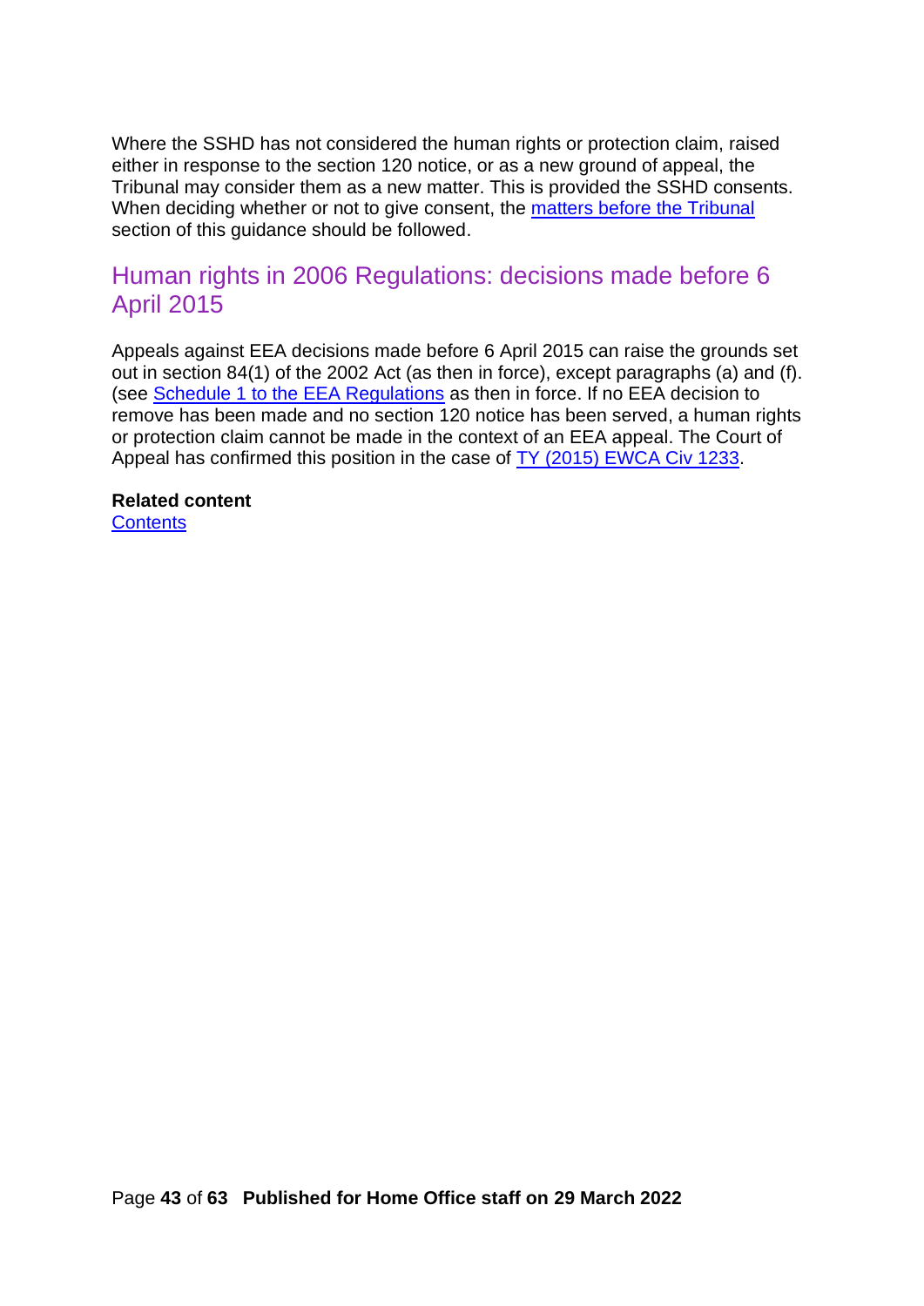Where the SSHD has not considered the human rights or protection claim, raised either in response to the section 120 notice, or as a new ground of appeal, the Tribunal may consider them as a new matter. This is provided the SSHD consents. When deciding whether or not to give consent, the matters before the Tribunal section of this guidance should be followed.

## Human rights in 2006 Regulations: decisions made before 6 April 2015

Appeals against EEA decisions made before 6 April 2015 can raise the grounds set out in section 84(1) of the 2002 Act (as then in force), except paragraphs (a) and (f). (see Schedule 1 to the EEA Regulations as then in force. If no EEA decision to remove has been made and no section 120 notice has been served, a human rights or protection claim cannot be made in the context of an EEA appeal. The Court of Appeal has confirmed this position in the case of TY (2015) EWCA Civ 1233.

**Related content**
Contents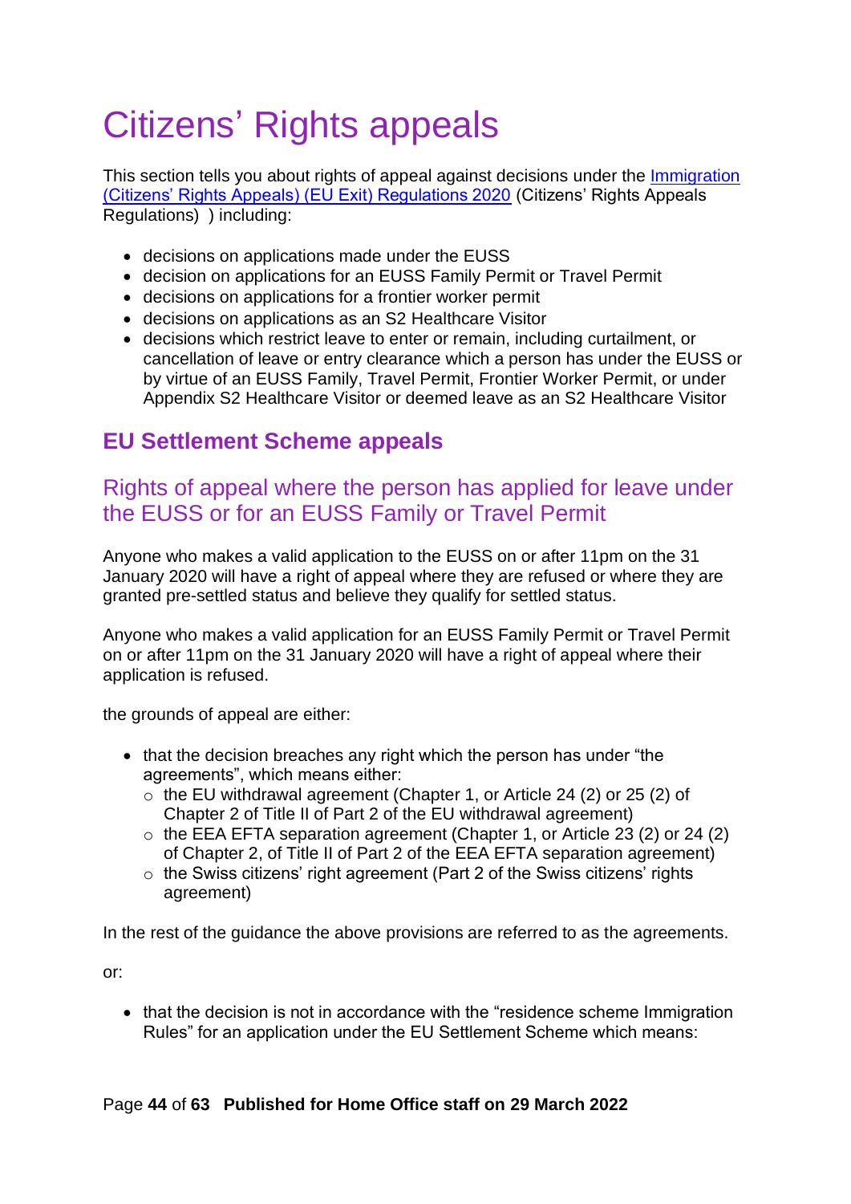# Citizens' Rights appeals

This section tells you about rights of appeal against decisions under the [Immigration (Citizens' Rights Appeals) (EU Exit) Regulations 2020](https://www.legislation.gov.uk/) (Citizens' Rights Appeals Regulations) ) including:

- decisions on applications made under the EUSS
- decision on applications for an EUSS Family Permit or Travel Permit
- decisions on applications for a frontier worker permit
- decisions on applications as an S2 Healthcare Visitor
- decisions which restrict leave to enter or remain, including curtailment, or cancellation of leave or entry clearance which a person has under the EUSS or by virtue of an EUSS Family, Travel Permit, Frontier Worker Permit, or under Appendix S2 Healthcare Visitor or deemed leave as an S2 Healthcare Visitor

## EU Settlement Scheme appeals

### Rights of appeal where the person has applied for leave under the EUSS or for an EUSS Family or Travel Permit

Anyone who makes a valid application to the EUSS on or after 11pm on the 31 January 2020 will have a right of appeal where they are refused or where they are granted pre-settled status and believe they qualify for settled status.

Anyone who makes a valid application for an EUSS Family Permit or Travel Permit on or after 11pm on the 31 January 2020 will have a right of appeal where their application is refused.

the grounds of appeal are either:

- that the decision breaches any right which the person has under "the agreements", which means either:
  - the EU withdrawal agreement (Chapter 1, or Article 24 (2) or 25 (2) of Chapter 2 of Title II of Part 2 of the EU withdrawal agreement)
  - the EEA EFTA separation agreement (Chapter 1, or Article 23 (2) or 24 (2) of Chapter 2, of Title II of Part 2 of the EEA EFTA separation agreement)
  - the Swiss citizens' right agreement (Part 2 of the Swiss citizens' rights agreement)

In the rest of the guidance the above provisions are referred to as the agreements.

or:

- that the decision is not in accordance with the "residence scheme Immigration Rules" for an application under the EU Settlement Scheme which means: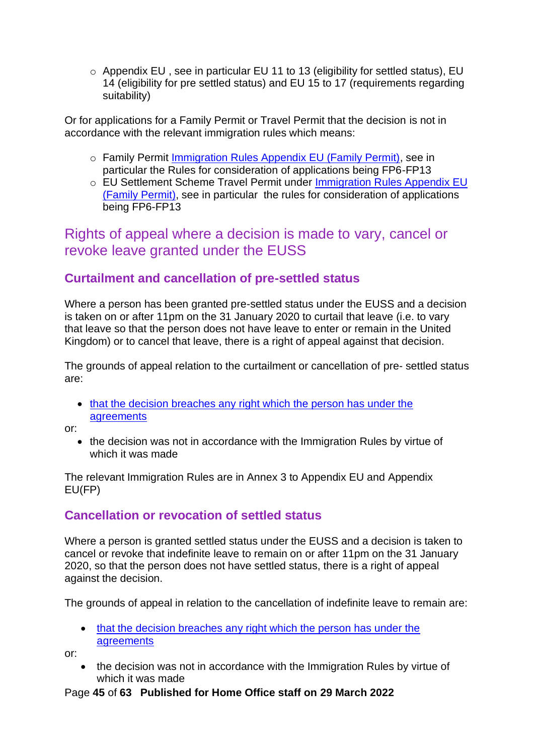- Appendix EU , see in particular EU 11 to 13 (eligibility for settled status), EU 14 (eligibility for pre settled status) and EU 15 to 17 (requirements regarding suitability)

Or for applications for a Family Permit or Travel Permit that the decision is not in accordance with the relevant immigration rules which means:

- Family Permit Immigration Rules Appendix EU (Family Permit), see in particular the Rules for consideration of applications being FP6-FP13
- EU Settlement Scheme Travel Permit under Immigration Rules Appendix EU (Family Permit), see in particular the rules for consideration of applications being FP6-FP13

## Rights of appeal where a decision is made to vary, cancel or revoke leave granted under the EUSS

### Curtailment and cancellation of pre-settled status

Where a person has been granted pre-settled status under the EUSS and a decision is taken on or after 11pm on the 31 January 2020 to curtail that leave (i.e. to vary that leave so that the person does not have leave to enter or remain in the United Kingdom) or to cancel that leave, there is a right of appeal against that decision.

The grounds of appeal relation to the curtailment or cancellation of pre- settled status are:

- that the decision breaches any right which the person has under the agreements

or:

- the decision was not in accordance with the Immigration Rules by virtue of which it was made

The relevant Immigration Rules are in Annex 3 to Appendix EU and Appendix EU(FP)

### Cancellation or revocation of settled status

Where a person is granted settled status under the EUSS and a decision is taken to cancel or revoke that indefinite leave to remain on or after 11pm on the 31 January 2020, so that the person does not have settled status, there is a right of appeal against the decision.

The grounds of appeal in relation to the cancellation of indefinite leave to remain are:

- that the decision breaches any right which the person has under the agreements

or:

- the decision was not in accordance with the Immigration Rules by virtue of which it was made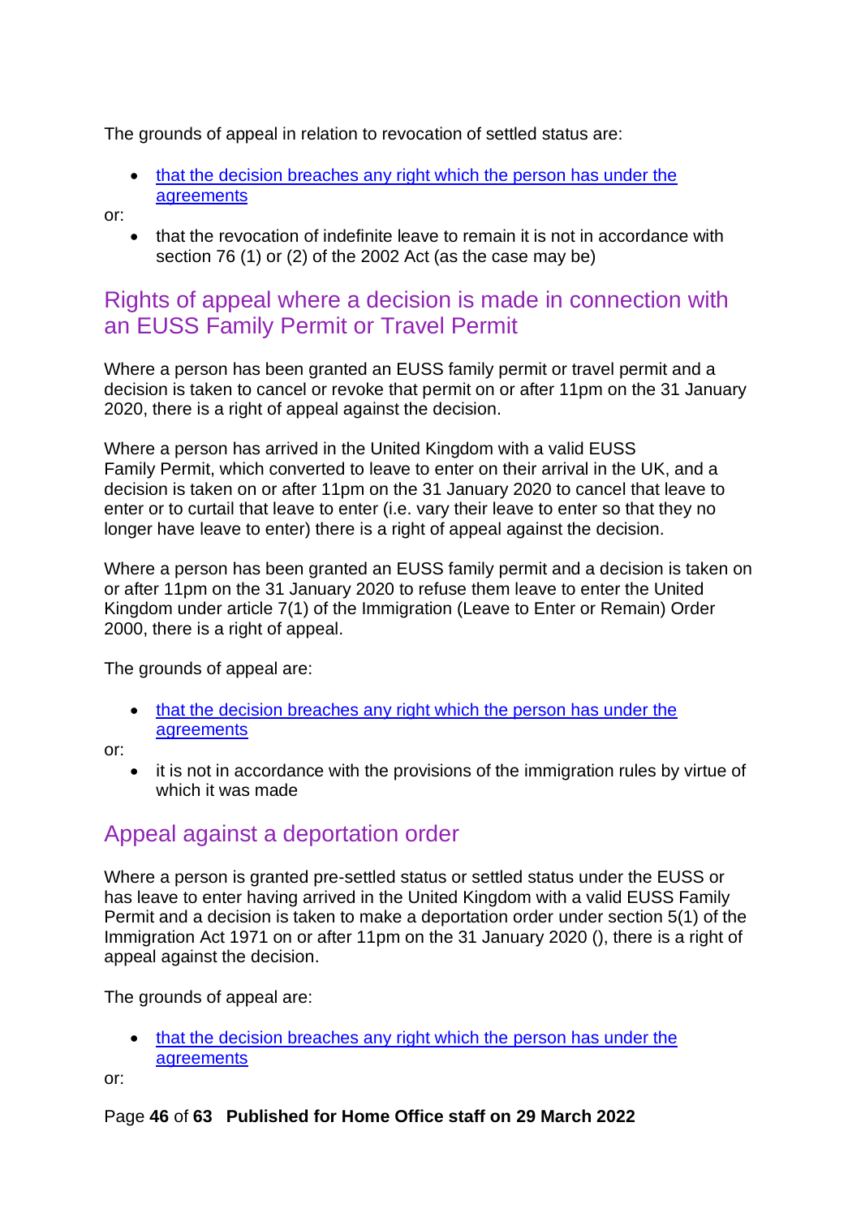The grounds of appeal in relation to revocation of settled status are:

- that the decision breaches any right which the person has under the agreements

or:

- that the revocation of indefinite leave to remain it is not in accordance with section 76 (1) or (2) of the 2002 Act (as the case may be)

## Rights of appeal where a decision is made in connection with an EUSS Family Permit or Travel Permit

Where a person has been granted an EUSS family permit or travel permit and a decision is taken to cancel or revoke that permit on or after 11pm on the 31 January 2020, there is a right of appeal against the decision.

Where a person has arrived in the United Kingdom with a valid EUSS Family Permit, which converted to leave to enter on their arrival in the UK, and a decision is taken on or after 11pm on the 31 January 2020 to cancel that leave to enter or to curtail that leave to enter (i.e. vary their leave to enter so that they no longer have leave to enter) there is a right of appeal against the decision.

Where a person has been granted an EUSS family permit and a decision is taken on or after 11pm on the 31 January 2020 to refuse them leave to enter the United Kingdom under article 7(1) of the Immigration (Leave to Enter or Remain) Order 2000, there is a right of appeal.

The grounds of appeal are:

- that the decision breaches any right which the person has under the agreements

or:

- it is not in accordance with the provisions of the immigration rules by virtue of which it was made

## Appeal against a deportation order

Where a person is granted pre-settled status or settled status under the EUSS or has leave to enter having arrived in the United Kingdom with a valid EUSS Family Permit and a decision is taken to make a deportation order under section 5(1) of the Immigration Act 1971 on or after 11pm on the 31 January 2020 (), there is a right of appeal against the decision.

The grounds of appeal are:

- that the decision breaches any right which the person has under the agreements

or: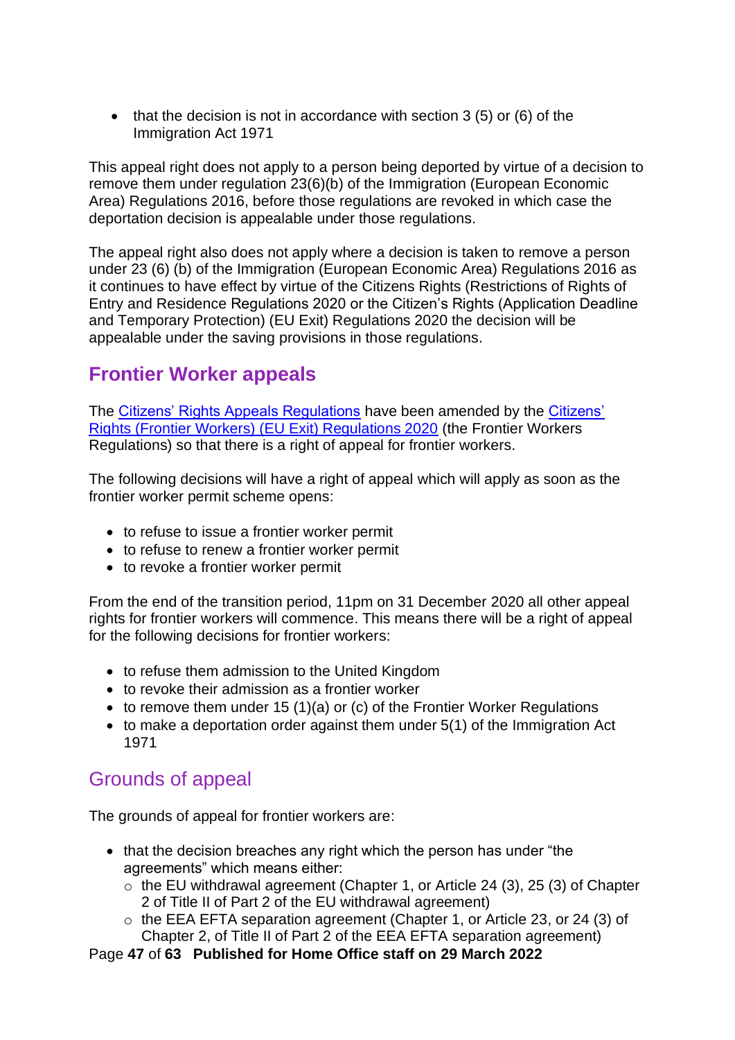- that the decision is not in accordance with section 3 (5) or (6) of the Immigration Act 1971

This appeal right does not apply to a person being deported by virtue of a decision to remove them under regulation 23(6)(b) of the Immigration (European Economic Area) Regulations 2016, before those regulations are revoked in which case the deportation decision is appealable under those regulations.

The appeal right also does not apply where a decision is taken to remove a person under 23 (6) (b) of the Immigration (European Economic Area) Regulations 2016 as it continues to have effect by virtue of the Citizens Rights (Restrictions of Rights of Entry and Residence Regulations 2020 or the Citizen's Rights (Application Deadline and Temporary Protection) (EU Exit) Regulations 2020 the decision will be appealable under the saving provisions in those regulations.

## Frontier Worker appeals

The Citizens' Rights Appeals Regulations have been amended by the Citizens' Rights (Frontier Workers) (EU Exit) Regulations 2020 (the Frontier Workers Regulations) so that there is a right of appeal for frontier workers.

The following decisions will have a right of appeal which will apply as soon as the frontier worker permit scheme opens:

- to refuse to issue a frontier worker permit
- to refuse to renew a frontier worker permit
- to revoke a frontier worker permit

From the end of the transition period, 11pm on 31 December 2020 all other appeal rights for frontier workers will commence. This means there will be a right of appeal for the following decisions for frontier workers:

- to refuse them admission to the United Kingdom
- to revoke their admission as a frontier worker
- to remove them under 15 (1)(a) or (c) of the Frontier Worker Regulations
- to make a deportation order against them under 5(1) of the Immigration Act 1971

### Grounds of appeal

The grounds of appeal for frontier workers are:

- that the decision breaches any right which the person has under "the agreements" which means either:
  - the EU withdrawal agreement (Chapter 1, or Article 24 (3), 25 (3) of Chapter 2 of Title II of Part 2 of the EU withdrawal agreement)
  - the EEA EFTA separation agreement (Chapter 1, or Article 23, or 24 (3) of Chapter 2, of Title II of Part 2 of the EEA EFTA separation agreement)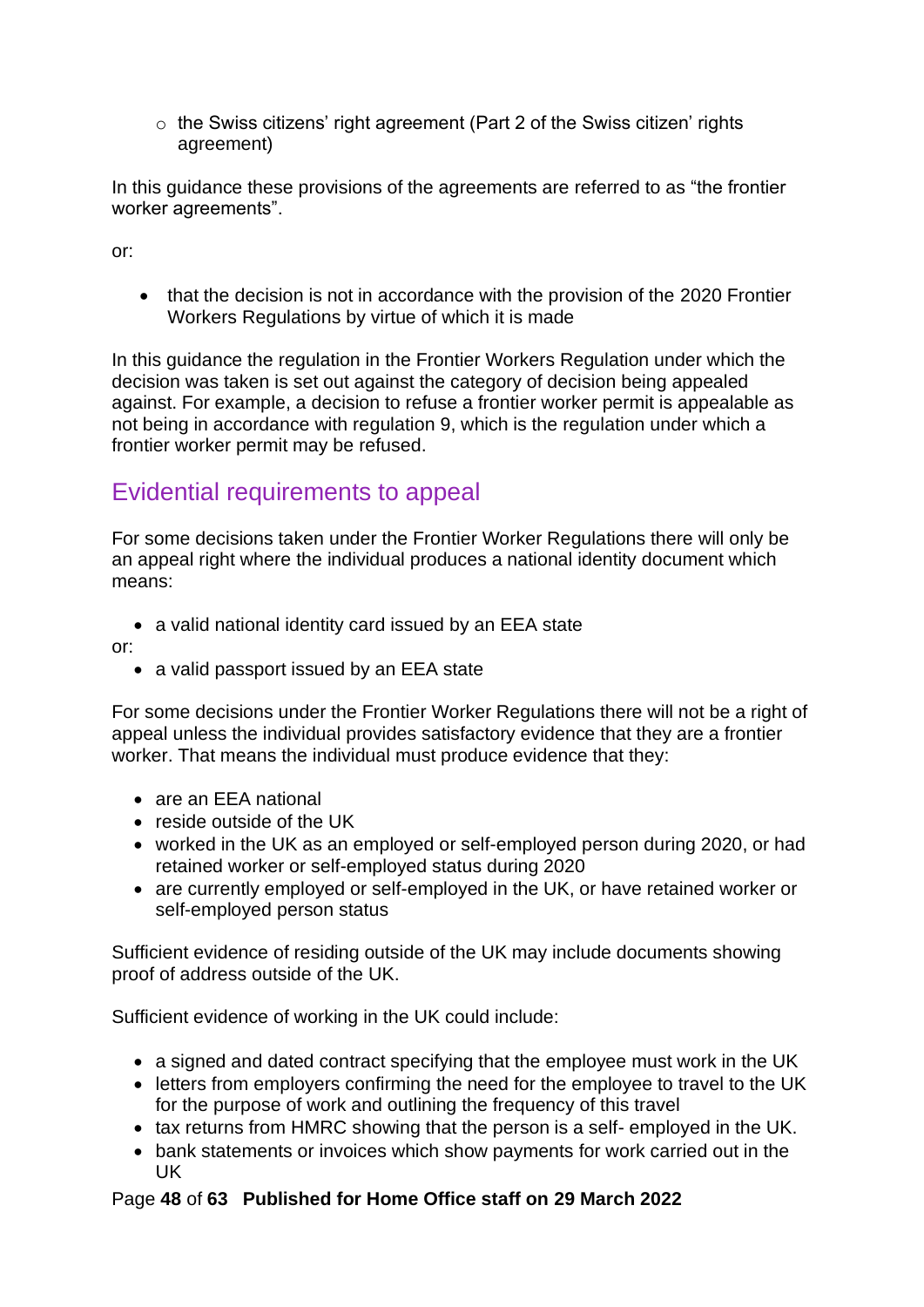- the Swiss citizens' right agreement (Part 2 of the Swiss citizen' rights agreement)

In this guidance these provisions of the agreements are referred to as "the frontier worker agreements".

or:

- that the decision is not in accordance with the provision of the 2020 Frontier Workers Regulations by virtue of which it is made

In this guidance the regulation in the Frontier Workers Regulation under which the decision was taken is set out against the category of decision being appealed against. For example, a decision to refuse a frontier worker permit is appealable as not being in accordance with regulation 9, which is the regulation under which a frontier worker permit may be refused.

## Evidential requirements to appeal

For some decisions taken under the Frontier Worker Regulations there will only be an appeal right where the individual produces a national identity document which means:

- a valid national identity card issued by an EEA state

or:

- a valid passport issued by an EEA state

For some decisions under the Frontier Worker Regulations there will not be a right of appeal unless the individual provides satisfactory evidence that they are a frontier worker. That means the individual must produce evidence that they:

- are an EEA national
- reside outside of the UK
- worked in the UK as an employed or self-employed person during 2020, or had retained worker or self-employed status during 2020
- are currently employed or self-employed in the UK, or have retained worker or self-employed person status

Sufficient evidence of residing outside of the UK may include documents showing proof of address outside of the UK.

Sufficient evidence of working in the UK could include:

- a signed and dated contract specifying that the employee must work in the UK
- letters from employers confirming the need for the employee to travel to the UK for the purpose of work and outlining the frequency of this travel
- tax returns from HMRC showing that the person is a self- employed in the UK.
- bank statements or invoices which show payments for work carried out in the UK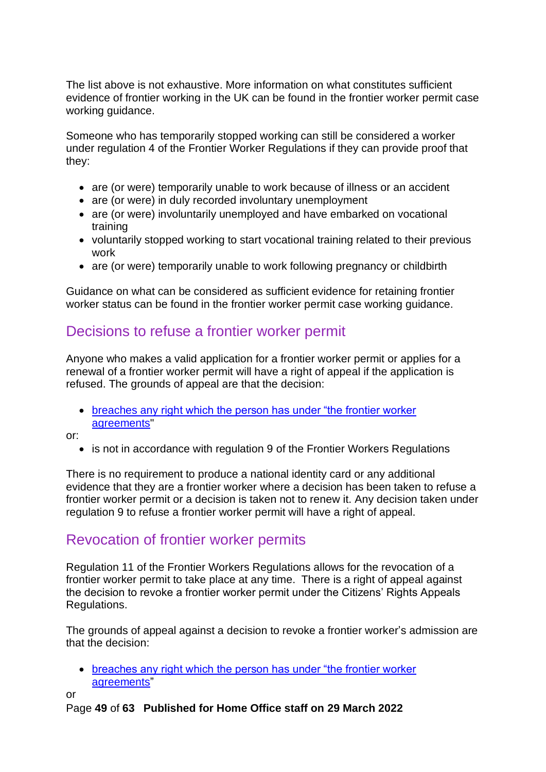The list above is not exhaustive. More information on what constitutes sufficient evidence of frontier working in the UK can be found in the frontier worker permit case working guidance.

Someone who has temporarily stopped working can still be considered a worker under regulation 4 of the Frontier Worker Regulations if they can provide proof that they:

- are (or were) temporarily unable to work because of illness or an accident
- are (or were) in duly recorded involuntary unemployment
- are (or were) involuntarily unemployed and have embarked on vocational training
- voluntarily stopped working to start vocational training related to their previous work
- are (or were) temporarily unable to work following pregnancy or childbirth

Guidance on what can be considered as sufficient evidence for retaining frontier worker status can be found in the frontier worker permit case working guidance.

## Decisions to refuse a frontier worker permit

Anyone who makes a valid application for a frontier worker permit or applies for a renewal of a frontier worker permit will have a right of appeal if the application is refused. The grounds of appeal are that the decision:

- breaches any right which the person has under "the frontier worker agreements"

or:

- is not in accordance with regulation 9 of the Frontier Workers Regulations

There is no requirement to produce a national identity card or any additional evidence that they are a frontier worker where a decision has been taken to refuse a frontier worker permit or a decision is taken not to renew it. Any decision taken under regulation 9 to refuse a frontier worker permit will have a right of appeal.

## Revocation of frontier worker permits

Regulation 11 of the Frontier Workers Regulations allows for the revocation of a frontier worker permit to take place at any time. There is a right of appeal against the decision to revoke a frontier worker permit under the Citizens' Rights Appeals Regulations.

The grounds of appeal against a decision to revoke a frontier worker's admission are that the decision:

- breaches any right which the person has under "the frontier worker agreements"

or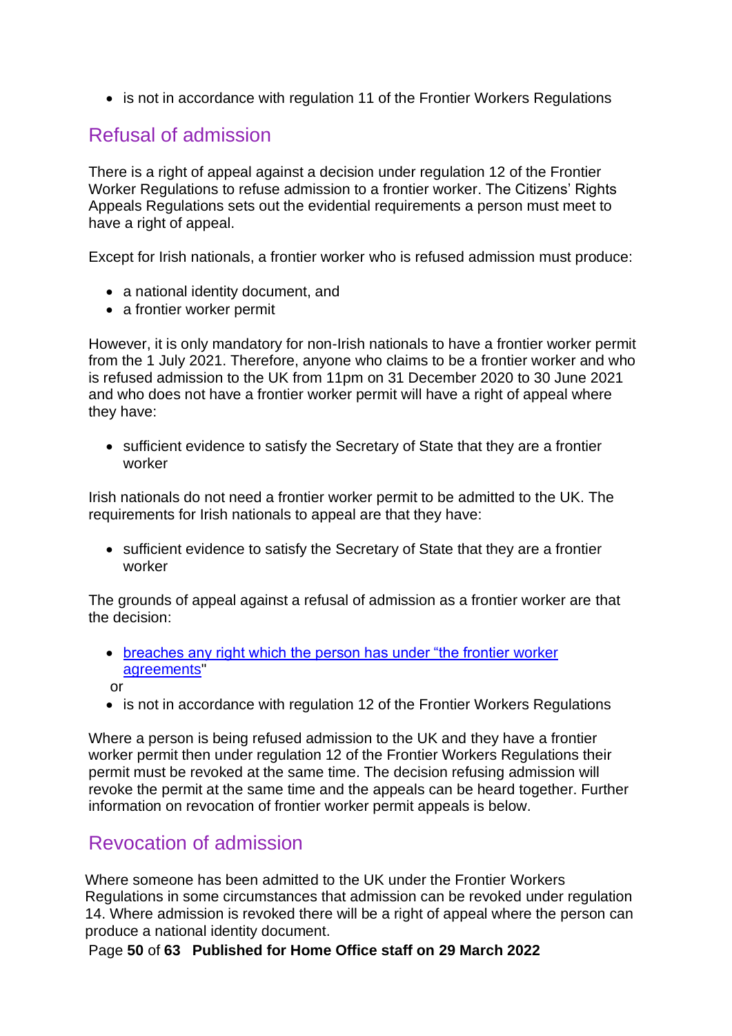- is not in accordance with regulation 11 of the Frontier Workers Regulations

## Refusal of admission

There is a right of appeal against a decision under regulation 12 of the Frontier Worker Regulations to refuse admission to a frontier worker. The Citizens' Rights Appeals Regulations sets out the evidential requirements a person must meet to have a right of appeal.

Except for Irish nationals, a frontier worker who is refused admission must produce:

- a national identity document, and
- a frontier worker permit

However, it is only mandatory for non-Irish nationals to have a frontier worker permit from the 1 July 2021. Therefore, anyone who claims to be a frontier worker and who is refused admission to the UK from 11pm on 31 December 2020 to 30 June 2021 and who does not have a frontier worker permit will have a right of appeal where they have:

- sufficient evidence to satisfy the Secretary of State that they are a frontier worker

Irish nationals do not need a frontier worker permit to be admitted to the UK. The requirements for Irish nationals to appeal are that they have:

- sufficient evidence to satisfy the Secretary of State that they are a frontier worker

The grounds of appeal against a refusal of admission as a frontier worker are that the decision:

- breaches any right which the person has under "the frontier worker agreements"

  or
- is not in accordance with regulation 12 of the Frontier Workers Regulations

Where a person is being refused admission to the UK and they have a frontier worker permit then under regulation 12 of the Frontier Workers Regulations their permit must be revoked at the same time. The decision refusing admission will revoke the permit at the same time and the appeals can be heard together. Further information on revocation of frontier worker permit appeals is below.

## Revocation of admission

Where someone has been admitted to the UK under the Frontier Workers Regulations in some circumstances that admission can be revoked under regulation 14. Where admission is revoked there will be a right of appeal where the person can produce a national identity document.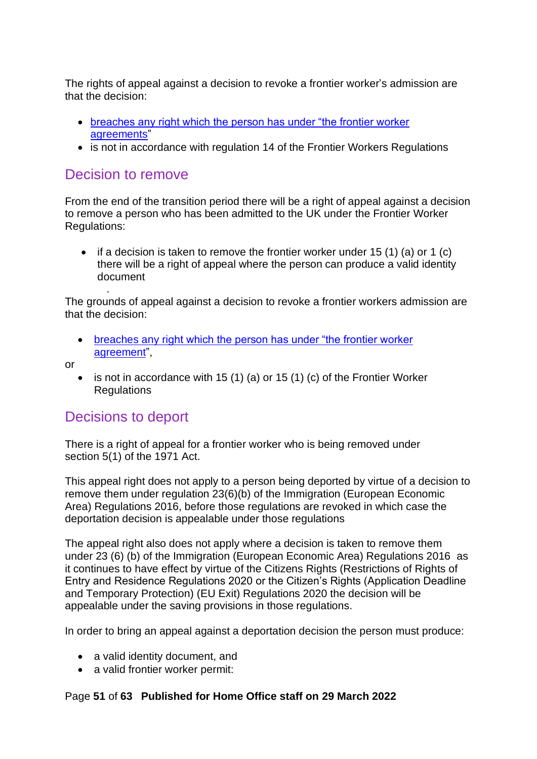The rights of appeal against a decision to revoke a frontier worker's admission are that the decision:

- breaches any right which the person has under "the frontier worker agreements"
- is not in accordance with regulation 14 of the Frontier Workers Regulations

## Decision to remove

From the end of the transition period there will be a right of appeal against a decision to remove a person who has been admitted to the UK under the Frontier Worker Regulations:

- if a decision is taken to remove the frontier worker under 15 (1) (a) or 1 (c) there will be a right of appeal where the person can produce a valid identity document

.

The grounds of appeal against a decision to revoke a frontier workers admission are that the decision:

- breaches any right which the person has under "the frontier worker agreement",

or

- is not in accordance with 15 (1) (a) or 15 (1) (c) of the Frontier Worker Regulations

## Decisions to deport

There is a right of appeal for a frontier worker who is being removed under section 5(1) of the 1971 Act.

This appeal right does not apply to a person being deported by virtue of a decision to remove them under regulation 23(6)(b) of the Immigration (European Economic Area) Regulations 2016, before those regulations are revoked in which case the deportation decision is appealable under those regulations

The appeal right also does not apply where a decision is taken to remove them under 23 (6) (b) of the Immigration (European Economic Area) Regulations 2016 as it continues to have effect by virtue of the Citizens Rights (Restrictions of Rights of Entry and Residence Regulations 2020 or the Citizen's Rights (Application Deadline and Temporary Protection) (EU Exit) Regulations 2020 the decision will be appealable under the saving provisions in those regulations.

In order to bring an appeal against a deportation decision the person must produce:

- a valid identity document, and
- a valid frontier worker permit: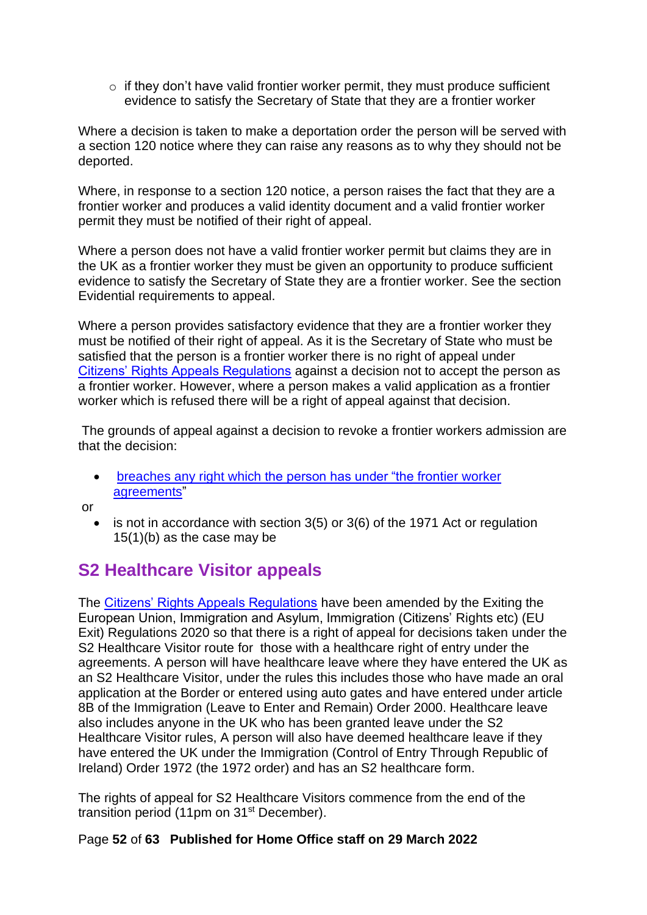- if they don't have valid frontier worker permit, they must produce sufficient evidence to satisfy the Secretary of State that they are a frontier worker

Where a decision is taken to make a deportation order the person will be served with a section 120 notice where they can raise any reasons as to why they should not be deported.

Where, in response to a section 120 notice, a person raises the fact that they are a frontier worker and produces a valid identity document and a valid frontier worker permit they must be notified of their right of appeal.

Where a person does not have a valid frontier worker permit but claims they are in the UK as a frontier worker they must be given an opportunity to produce sufficient evidence to satisfy the Secretary of State they are a frontier worker. See the section Evidential requirements to appeal.

Where a person provides satisfactory evidence that they are a frontier worker they must be notified of their right of appeal. As it is the Secretary of State who must be satisfied that the person is a frontier worker there is no right of appeal under Citizens' Rights Appeals Regulations against a decision not to accept the person as a frontier worker. However, where a person makes a valid application as a frontier worker which is refused there will be a right of appeal against that decision.

The grounds of appeal against a decision to revoke a frontier workers admission are that the decision:

- breaches any right which the person has under "the frontier worker agreements"

or

- is not in accordance with section 3(5) or 3(6) of the 1971 Act or regulation 15(1)(b) as the case may be

## S2 Healthcare Visitor appeals

The Citizens' Rights Appeals Regulations have been amended by the Exiting the European Union, Immigration and Asylum, Immigration (Citizens' Rights etc) (EU Exit) Regulations 2020 so that there is a right of appeal for decisions taken under the S2 Healthcare Visitor route for those with a healthcare right of entry under the agreements. A person will have healthcare leave where they have entered the UK as an S2 Healthcare Visitor, under the rules this includes those who have made an oral application at the Border or entered using auto gates and have entered under article 8B of the Immigration (Leave to Enter and Remain) Order 2000. Healthcare leave also includes anyone in the UK who has been granted leave under the S2 Healthcare Visitor rules, A person will also have deemed healthcare leave if they have entered the UK under the Immigration (Control of Entry Through Republic of Ireland) Order 1972 (the 1972 order) and has an S2 healthcare form.

The rights of appeal for S2 Healthcare Visitors commence from the end of the transition period (11pm on 31st December).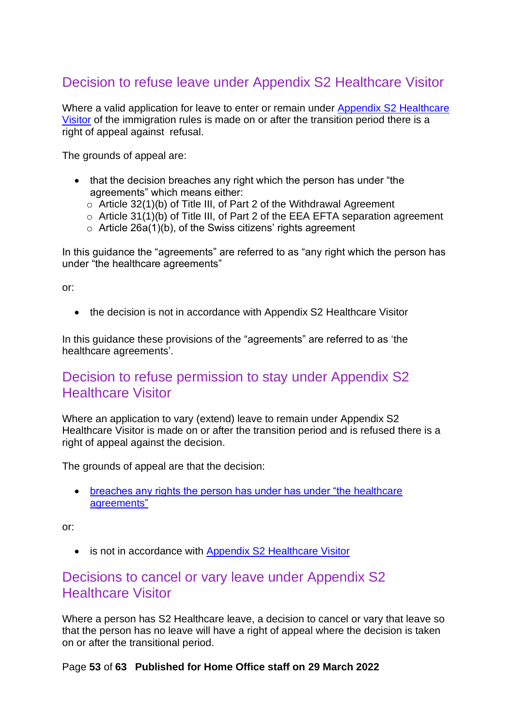## Decision to refuse leave under Appendix S2 Healthcare Visitor

Where a valid application for leave to enter or remain under Appendix S2 Healthcare Visitor of the immigration rules is made on or after the transition period there is a right of appeal against refusal.

The grounds of appeal are:

- that the decision breaches any right which the person has under "the agreements" which means either:
  - Article 32(1)(b) of Title III, of Part 2 of the Withdrawal Agreement
  - Article 31(1)(b) of Title III, of Part 2 of the EEA EFTA separation agreement
  - Article 26a(1)(b), of the Swiss citizens' rights agreement

In this guidance the "agreements" are referred to as "any right which the person has under "the healthcare agreements"

or:

- the decision is not in accordance with Appendix S2 Healthcare Visitor

In this guidance these provisions of the "agreements" are referred to as 'the healthcare agreements'.

## Decision to refuse permission to stay under Appendix S2 Healthcare Visitor

Where an application to vary (extend) leave to remain under Appendix S2 Healthcare Visitor is made on or after the transition period and is refused there is a right of appeal against the decision.

The grounds of appeal are that the decision:

- breaches any rights the person has under has under "the healthcare agreements"

or:

- is not in accordance with Appendix S2 Healthcare Visitor

## Decisions to cancel or vary leave under Appendix S2 Healthcare Visitor

Where a person has S2 Healthcare leave, a decision to cancel or vary that leave so that the person has no leave will have a right of appeal where the decision is taken on or after the transitional period.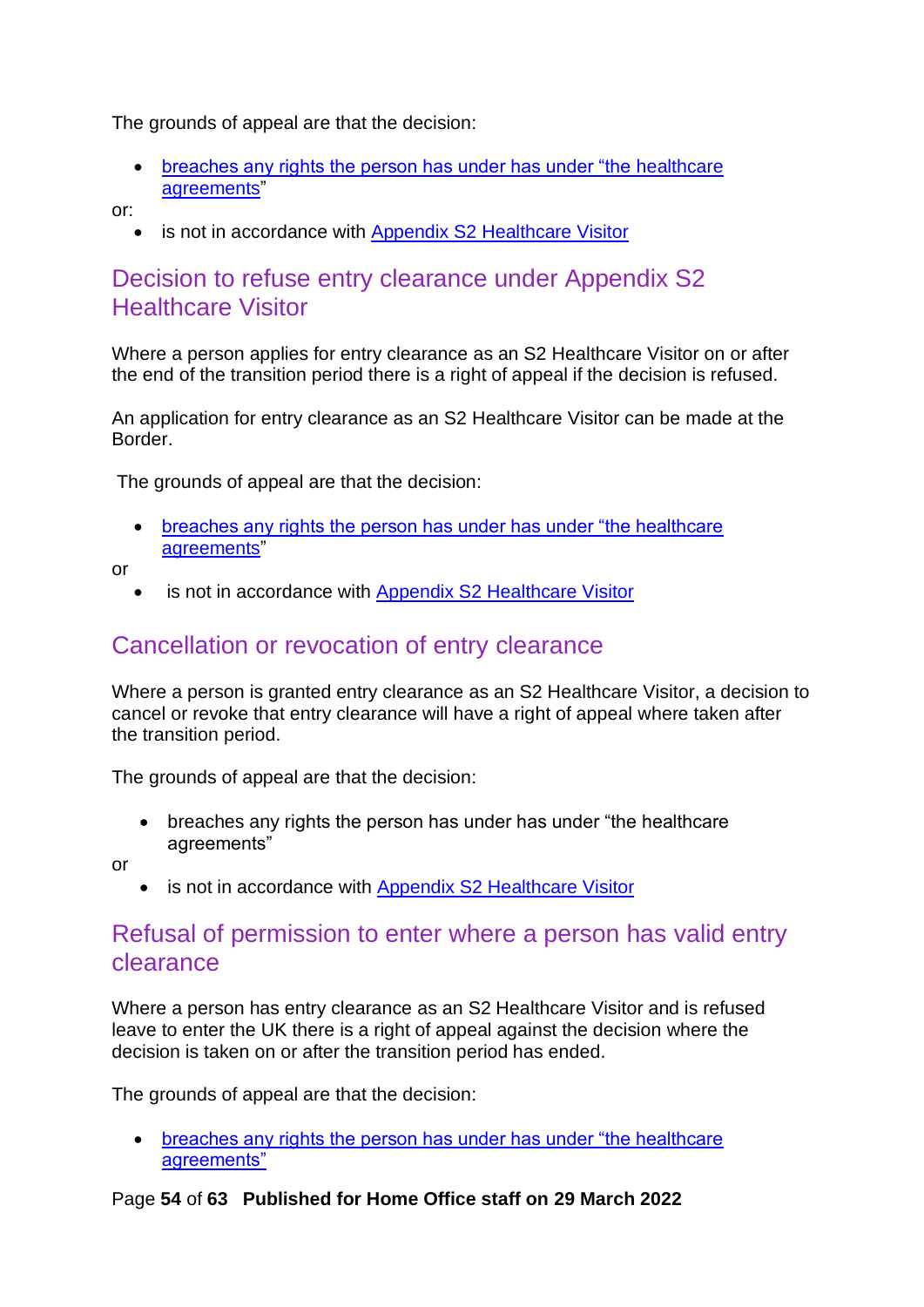The grounds of appeal are that the decision:

- breaches any rights the person has under has under "the healthcare agreements"

or:

- is not in accordance with Appendix S2 Healthcare Visitor

## Decision to refuse entry clearance under Appendix S2 Healthcare Visitor

Where a person applies for entry clearance as an S2 Healthcare Visitor on or after the end of the transition period there is a right of appeal if the decision is refused.

An application for entry clearance as an S2 Healthcare Visitor can be made at the Border.

The grounds of appeal are that the decision:

- breaches any rights the person has under has under "the healthcare agreements"

or

- is not in accordance with Appendix S2 Healthcare Visitor

## Cancellation or revocation of entry clearance

Where a person is granted entry clearance as an S2 Healthcare Visitor, a decision to cancel or revoke that entry clearance will have a right of appeal where taken after the transition period.

The grounds of appeal are that the decision:

- breaches any rights the person has under has under "the healthcare agreements"

or

- is not in accordance with Appendix S2 Healthcare Visitor

## Refusal of permission to enter where a person has valid entry clearance

Where a person has entry clearance as an S2 Healthcare Visitor and is refused leave to enter the UK there is a right of appeal against the decision where the decision is taken on or after the transition period has ended.

The grounds of appeal are that the decision:

- breaches any rights the person has under has under "the healthcare agreements"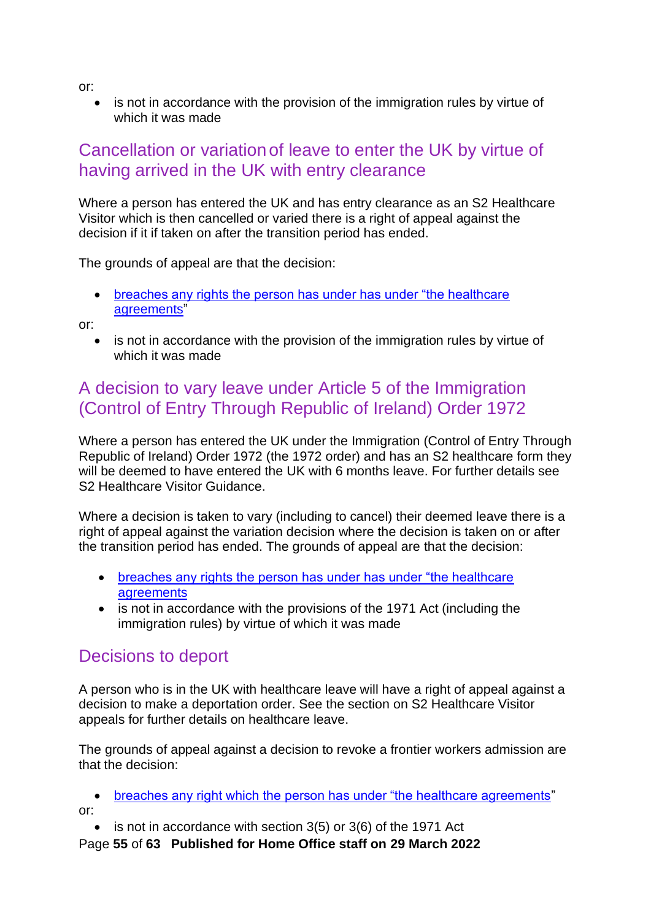or:

- is not in accordance with the provision of the immigration rules by virtue of which it was made

## Cancellation or variation of leave to enter the UK by virtue of having arrived in the UK with entry clearance

Where a person has entered the UK and has entry clearance as an S2 Healthcare Visitor which is then cancelled or varied there is a right of appeal against the decision if it if taken on after the transition period has ended.

The grounds of appeal are that the decision:

- breaches any rights the person has under has under "the healthcare agreements"

or:

- is not in accordance with the provision of the immigration rules by virtue of which it was made

## A decision to vary leave under Article 5 of the Immigration (Control of Entry Through Republic of Ireland) Order 1972

Where a person has entered the UK under the Immigration (Control of Entry Through Republic of Ireland) Order 1972 (the 1972 order) and has an S2 healthcare form they will be deemed to have entered the UK with 6 months leave. For further details see S2 Healthcare Visitor Guidance.

Where a decision is taken to vary (including to cancel) their deemed leave there is a right of appeal against the variation decision where the decision is taken on or after the transition period has ended. The grounds of appeal are that the decision:

- breaches any rights the person has under has under "the healthcare agreements
- is not in accordance with the provisions of the 1971 Act (including the immigration rules) by virtue of which it was made

## Decisions to deport

A person who is in the UK with healthcare leave will have a right of appeal against a decision to make a deportation order. See the section on S2 Healthcare Visitor appeals for further details on healthcare leave.

The grounds of appeal against a decision to revoke a frontier workers admission are that the decision:

- breaches any right which the person has under "the healthcare agreements"

or:

- is not in accordance with section 3(5) or 3(6) of the 1971 Act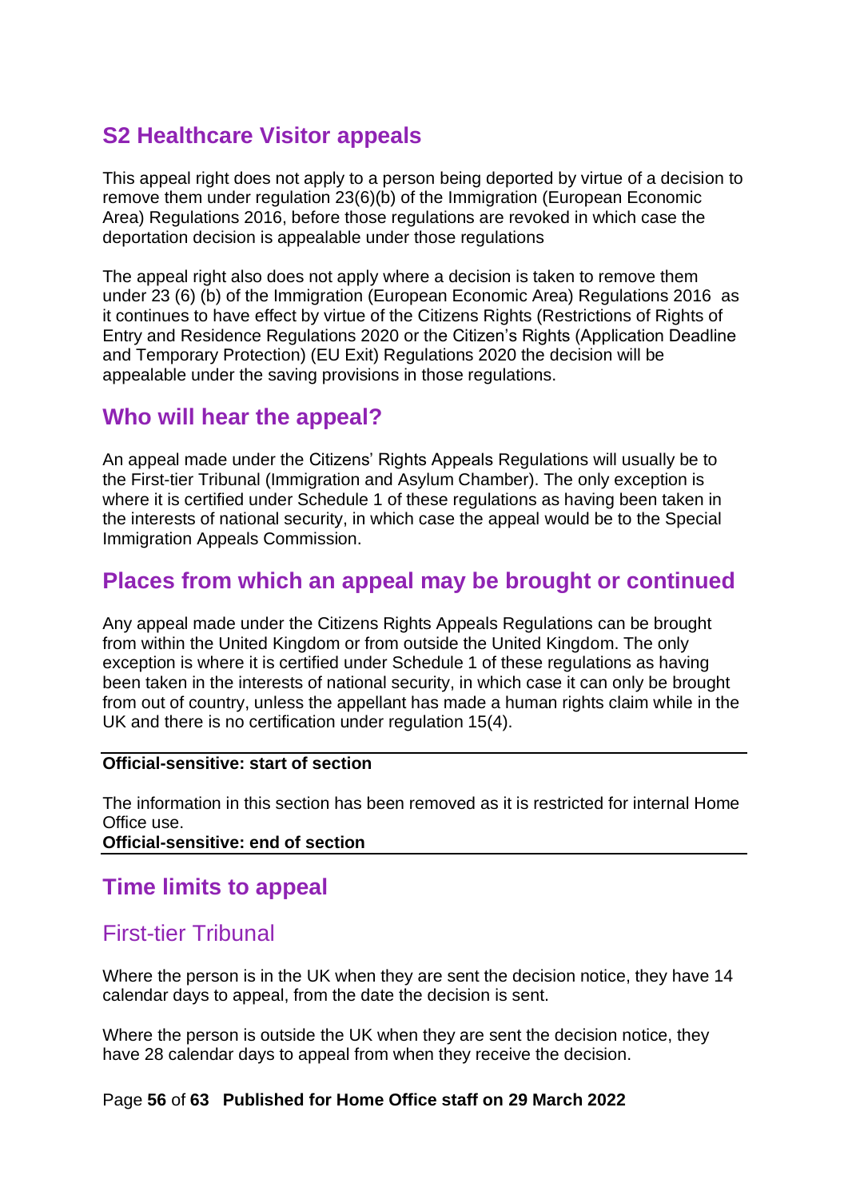## S2 Healthcare Visitor appeals

This appeal right does not apply to a person being deported by virtue of a decision to remove them under regulation 23(6)(b) of the Immigration (European Economic Area) Regulations 2016, before those regulations are revoked in which case the deportation decision is appealable under those regulations

The appeal right also does not apply where a decision is taken to remove them under 23 (6) (b) of the Immigration (European Economic Area) Regulations 2016 as it continues to have effect by virtue of the Citizens Rights (Restrictions of Rights of Entry and Residence Regulations 2020 or the Citizen's Rights (Application Deadline and Temporary Protection) (EU Exit) Regulations 2020 the decision will be appealable under the saving provisions in those regulations.

## Who will hear the appeal?

An appeal made under the Citizens' Rights Appeals Regulations will usually be to the First-tier Tribunal (Immigration and Asylum Chamber). The only exception is where it is certified under Schedule 1 of these regulations as having been taken in the interests of national security, in which case the appeal would be to the Special Immigration Appeals Commission.

## Places from which an appeal may be brought or continued

Any appeal made under the Citizens Rights Appeals Regulations can be brought from within the United Kingdom or from outside the United Kingdom. The only exception is where it is certified under Schedule 1 of these regulations as having been taken in the interests of national security, in which case it can only be brought from out of country, unless the appellant has made a human rights claim while in the UK and there is no certification under regulation 15(4).

---

**Official-sensitive: start of section**

The information in this section has been removed as it is restricted for internal Home Office use.

**Official-sensitive: end of section**

---

## Time limits to appeal

### First-tier Tribunal

Where the person is in the UK when they are sent the decision notice, they have 14 calendar days to appeal, from the date the decision is sent.

Where the person is outside the UK when they are sent the decision notice, they have 28 calendar days to appeal from when they receive the decision.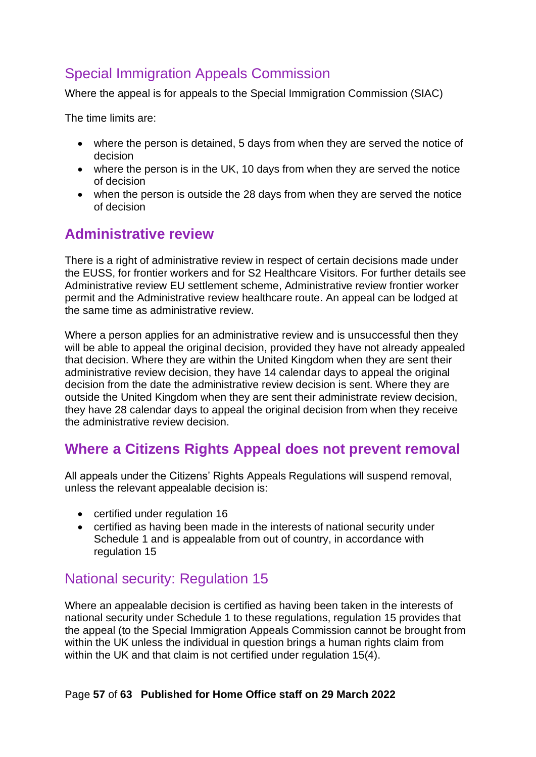### Special Immigration Appeals Commission

Where the appeal is for appeals to the Special Immigration Commission (SIAC)

The time limits are:

- where the person is detained, 5 days from when they are served the notice of decision
- where the person is in the UK, 10 days from when they are served the notice of decision
- when the person is outside the 28 days from when they are served the notice of decision

## Administrative review

There is a right of administrative review in respect of certain decisions made under the EUSS, for frontier workers and for S2 Healthcare Visitors. For further details see Administrative review EU settlement scheme, Administrative review frontier worker permit and the Administrative review healthcare route. An appeal can be lodged at the same time as administrative review.

Where a person applies for an administrative review and is unsuccessful then they will be able to appeal the original decision, provided they have not already appealed that decision. Where they are within the United Kingdom when they are sent their administrative review decision, they have 14 calendar days to appeal the original decision from the date the administrative review decision is sent. Where they are outside the United Kingdom when they are sent their administrate review decision, they have 28 calendar days to appeal the original decision from when they receive the administrative review decision.

## Where a Citizens Rights Appeal does not prevent removal

All appeals under the Citizens' Rights Appeals Regulations will suspend removal, unless the relevant appealable decision is:

- certified under regulation 16
- certified as having been made in the interests of national security under Schedule 1 and is appealable from out of country, in accordance with regulation 15

### National security: Regulation 15

Where an appealable decision is certified as having been taken in the interests of national security under Schedule 1 to these regulations, regulation 15 provides that the appeal (to the Special Immigration Appeals Commission cannot be brought from within the UK unless the individual in question brings a human rights claim from within the UK and that claim is not certified under regulation 15(4).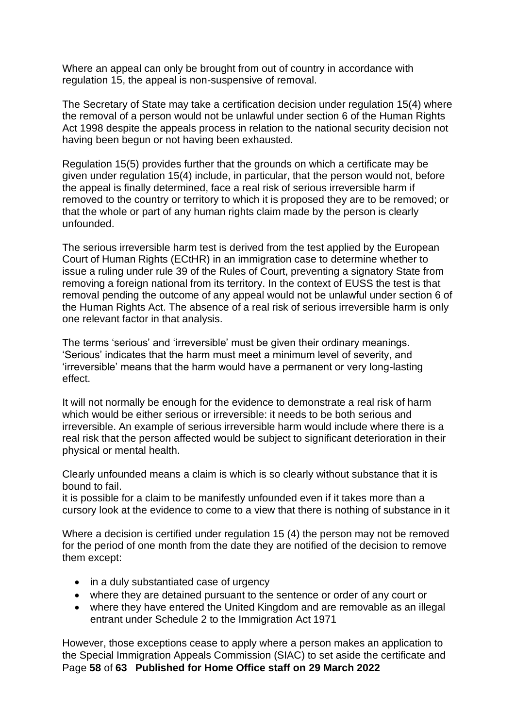Where an appeal can only be brought from out of country in accordance with regulation 15, the appeal is non-suspensive of removal.

The Secretary of State may take a certification decision under regulation 15(4) where the removal of a person would not be unlawful under section 6 of the Human Rights Act 1998 despite the appeals process in relation to the national security decision not having been begun or not having been exhausted.

Regulation 15(5) provides further that the grounds on which a certificate may be given under regulation 15(4) include, in particular, that the person would not, before the appeal is finally determined, face a real risk of serious irreversible harm if removed to the country or territory to which it is proposed they are to be removed; or that the whole or part of any human rights claim made by the person is clearly unfounded.

The serious irreversible harm test is derived from the test applied by the European Court of Human Rights (ECtHR) in an immigration case to determine whether to issue a ruling under rule 39 of the Rules of Court, preventing a signatory State from removing a foreign national from its territory. In the context of EUSS the test is that removal pending the outcome of any appeal would not be unlawful under section 6 of the Human Rights Act. The absence of a real risk of serious irreversible harm is only one relevant factor in that analysis.

The terms 'serious' and 'irreversible' must be given their ordinary meanings. 'Serious' indicates that the harm must meet a minimum level of severity, and 'irreversible' means that the harm would have a permanent or very long-lasting effect.

It will not normally be enough for the evidence to demonstrate a real risk of harm which would be either serious or irreversible: it needs to be both serious and irreversible. An example of serious irreversible harm would include where there is a real risk that the person affected would be subject to significant deterioration in their physical or mental health.

Clearly unfounded means a claim is which is so clearly without substance that it is bound to fail.
it is possible for a claim to be manifestly unfounded even if it takes more than a cursory look at the evidence to come to a view that there is nothing of substance in it

Where a decision is certified under regulation 15 (4) the person may not be removed for the period of one month from the date they are notified of the decision to remove them except:

- in a duly substantiated case of urgency
- where they are detained pursuant to the sentence or order of any court or
- where they have entered the United Kingdom and are removable as an illegal entrant under Schedule 2 to the Immigration Act 1971

However, those exceptions cease to apply where a person makes an application to the Special Immigration Appeals Commission (SIAC) to set aside the certificate and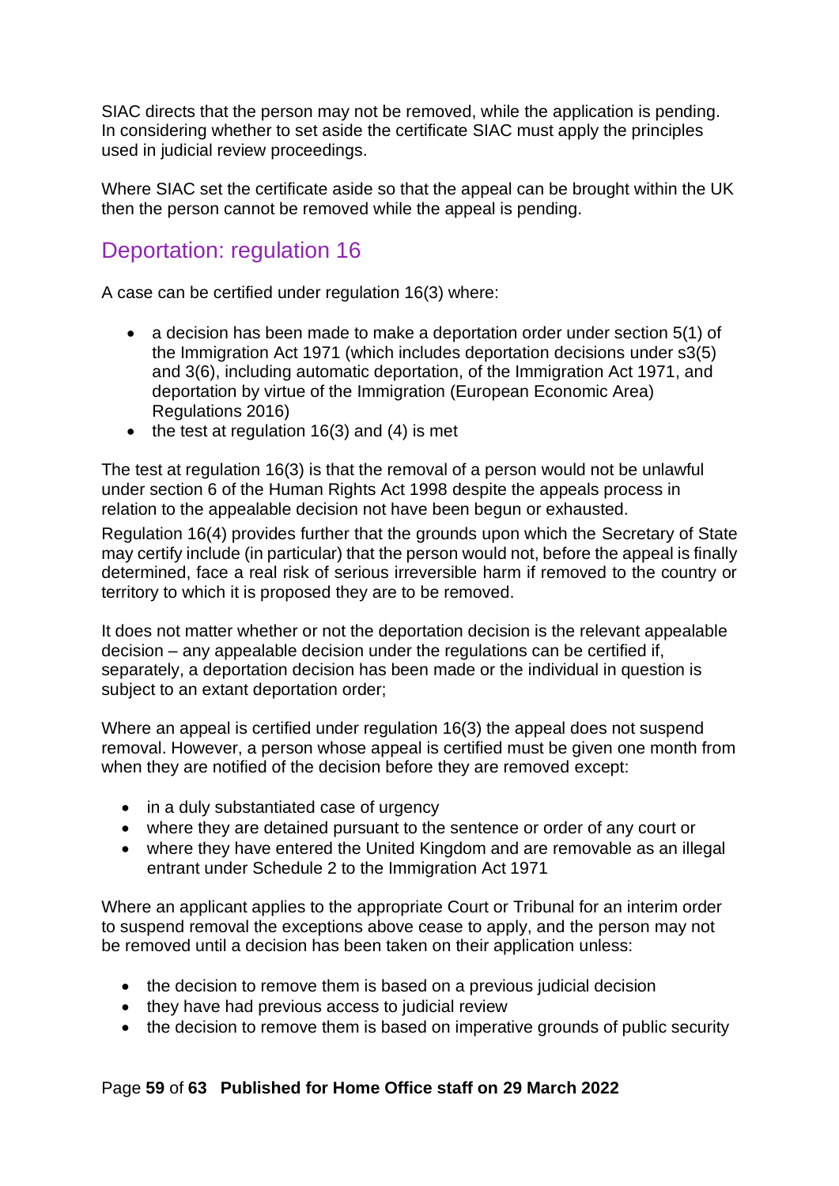SIAC directs that the person may not be removed, while the application is pending. In considering whether to set aside the certificate SIAC must apply the principles used in judicial review proceedings.

Where SIAC set the certificate aside so that the appeal can be brought within the UK then the person cannot be removed while the appeal is pending.

## Deportation: regulation 16

A case can be certified under regulation 16(3) where:

- a decision has been made to make a deportation order under section 5(1) of the Immigration Act 1971 (which includes deportation decisions under s3(5) and 3(6), including automatic deportation, of the Immigration Act 1971, and deportation by virtue of the Immigration (European Economic Area) Regulations 2016)
- the test at regulation 16(3) and (4) is met

The test at regulation 16(3) is that the removal of a person would not be unlawful under section 6 of the Human Rights Act 1998 despite the appeals process in relation to the appealable decision not have been begun or exhausted.

Regulation 16(4) provides further that the grounds upon which the Secretary of State may certify include (in particular) that the person would not, before the appeal is finally determined, face a real risk of serious irreversible harm if removed to the country or territory to which it is proposed they are to be removed.

It does not matter whether or not the deportation decision is the relevant appealable decision – any appealable decision under the regulations can be certified if, separately, a deportation decision has been made or the individual in question is subject to an extant deportation order;

Where an appeal is certified under regulation 16(3) the appeal does not suspend removal. However, a person whose appeal is certified must be given one month from when they are notified of the decision before they are removed except:

- in a duly substantiated case of urgency
- where they are detained pursuant to the sentence or order of any court or
- where they have entered the United Kingdom and are removable as an illegal entrant under Schedule 2 to the Immigration Act 1971

Where an applicant applies to the appropriate Court or Tribunal for an interim order to suspend removal the exceptions above cease to apply, and the person may not be removed until a decision has been taken on their application unless:

- the decision to remove them is based on a previous judicial decision
- they have had previous access to judicial review
- the decision to remove them is based on imperative grounds of public security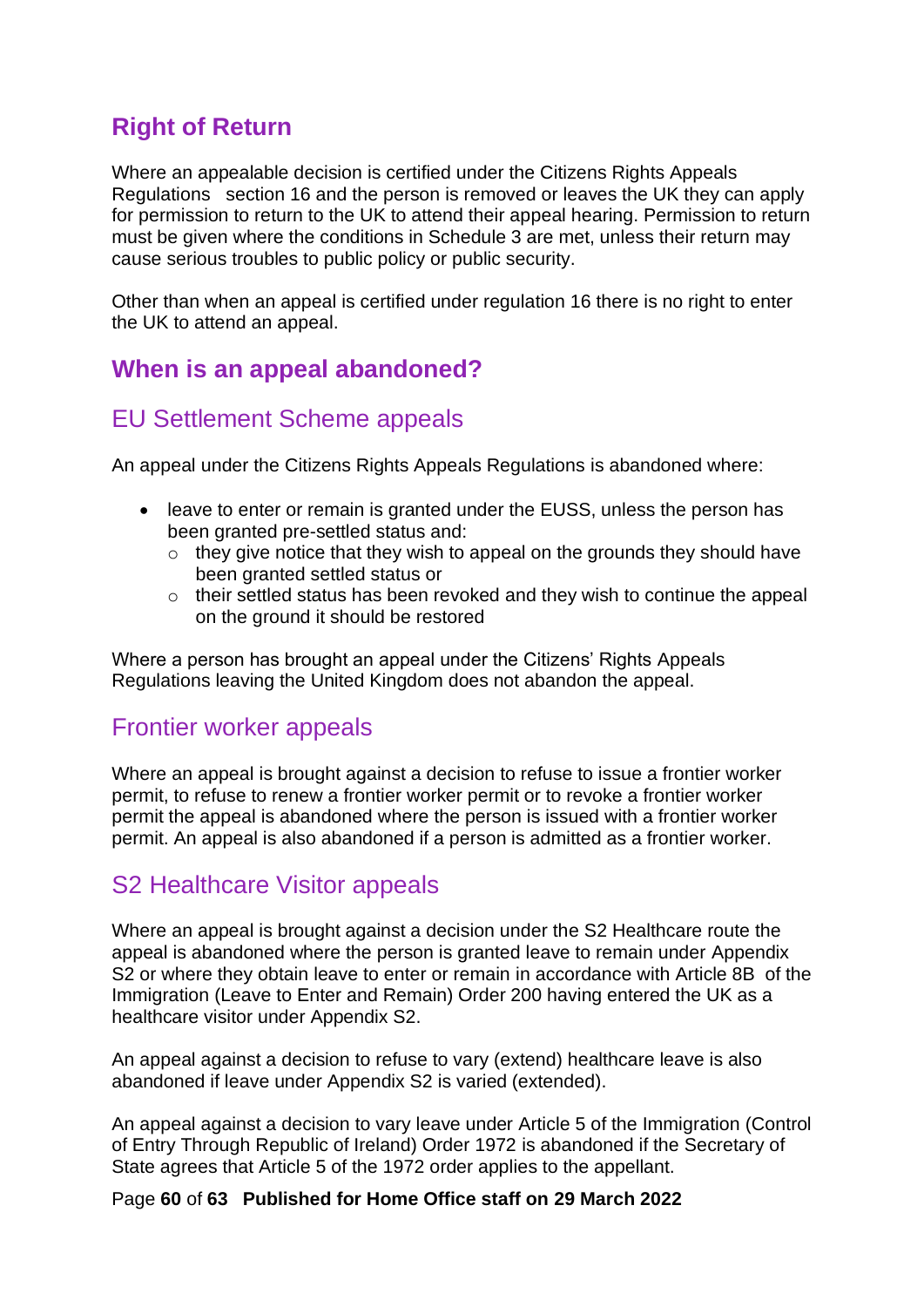## Right of Return

Where an appealable decision is certified under the Citizens Rights Appeals Regulations section 16 and the person is removed or leaves the UK they can apply for permission to return to the UK to attend their appeal hearing. Permission to return must be given where the conditions in Schedule 3 are met, unless their return may cause serious troubles to public policy or public security.

Other than when an appeal is certified under regulation 16 there is no right to enter the UK to attend an appeal.

## When is an appeal abandoned?

### EU Settlement Scheme appeals

An appeal under the Citizens Rights Appeals Regulations is abandoned where:

- leave to enter or remain is granted under the EUSS, unless the person has been granted pre-settled status and:
    - they give notice that they wish to appeal on the grounds they should have been granted settled status or
    - their settled status has been revoked and they wish to continue the appeal on the ground it should be restored

Where a person has brought an appeal under the Citizens' Rights Appeals Regulations leaving the United Kingdom does not abandon the appeal.

### Frontier worker appeals

Where an appeal is brought against a decision to refuse to issue a frontier worker permit, to refuse to renew a frontier worker permit or to revoke a frontier worker permit the appeal is abandoned where the person is issued with a frontier worker permit. An appeal is also abandoned if a person is admitted as a frontier worker.

### S2 Healthcare Visitor appeals

Where an appeal is brought against a decision under the S2 Healthcare route the appeal is abandoned where the person is granted leave to remain under Appendix S2 or where they obtain leave to enter or remain in accordance with Article 8B of the Immigration (Leave to Enter and Remain) Order 200 having entered the UK as a healthcare visitor under Appendix S2.

An appeal against a decision to refuse to vary (extend) healthcare leave is also abandoned if leave under Appendix S2 is varied (extended).

An appeal against a decision to vary leave under Article 5 of the Immigration (Control of Entry Through Republic of Ireland) Order 1972 is abandoned if the Secretary of State agrees that Article 5 of the 1972 order applies to the appellant.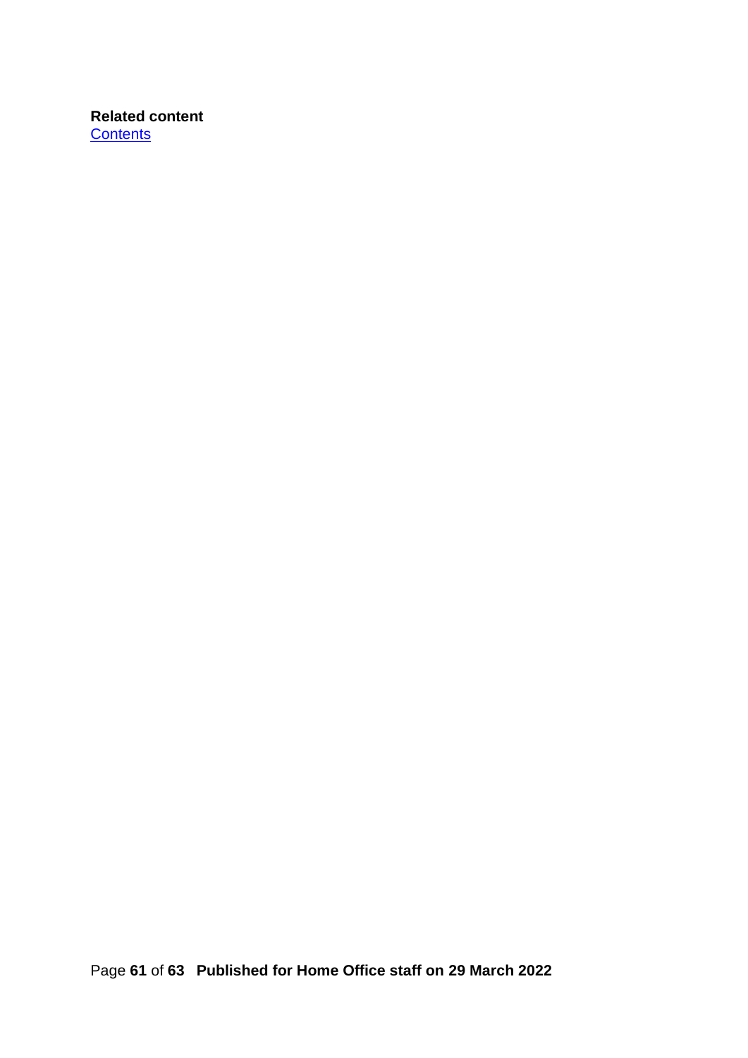**Related content**
[Contents]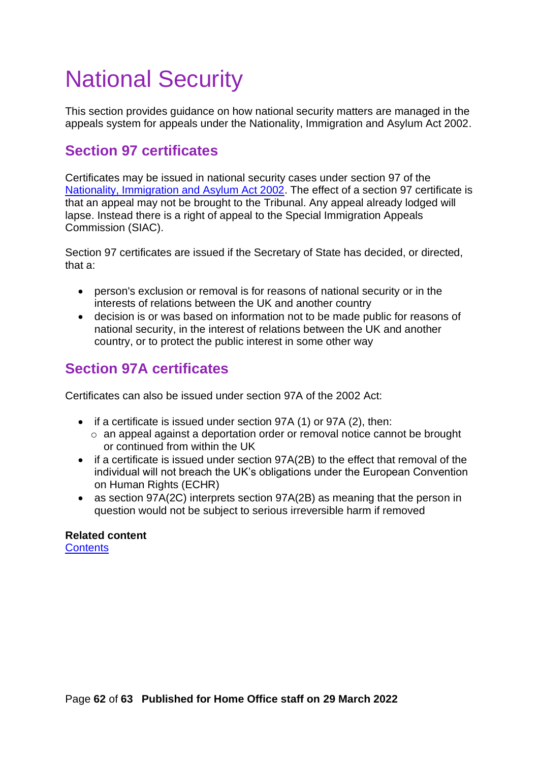# National Security

This section provides guidance on how national security matters are managed in the appeals system for appeals under the Nationality, Immigration and Asylum Act 2002.

## Section 97 certificates

Certificates may be issued in national security cases under section 97 of the [Nationality, Immigration and Asylum Act 2002](). The effect of a section 97 certificate is that an appeal may not be brought to the Tribunal. Any appeal already lodged will lapse. Instead there is a right of appeal to the Special Immigration Appeals Commission (SIAC).

Section 97 certificates are issued if the Secretary of State has decided, or directed, that a:

- person's exclusion or removal is for reasons of national security or in the interests of relations between the UK and another country
- decision is or was based on information not to be made public for reasons of national security, in the interest of relations between the UK and another country, or to protect the public interest in some other way

## Section 97A certificates

Certificates can also be issued under section 97A of the 2002 Act:

- if a certificate is issued under section 97A (1) or 97A (2), then:
  - an appeal against a deportation order or removal notice cannot be brought or continued from within the UK
- if a certificate is issued under section 97A(2B) to the effect that removal of the individual will not breach the UK's obligations under the European Convention on Human Rights (ECHR)
- as section 97A(2C) interprets section 97A(2B) as meaning that the person in question would not be subject to serious irreversible harm if removed

**Related content**
[Contents]()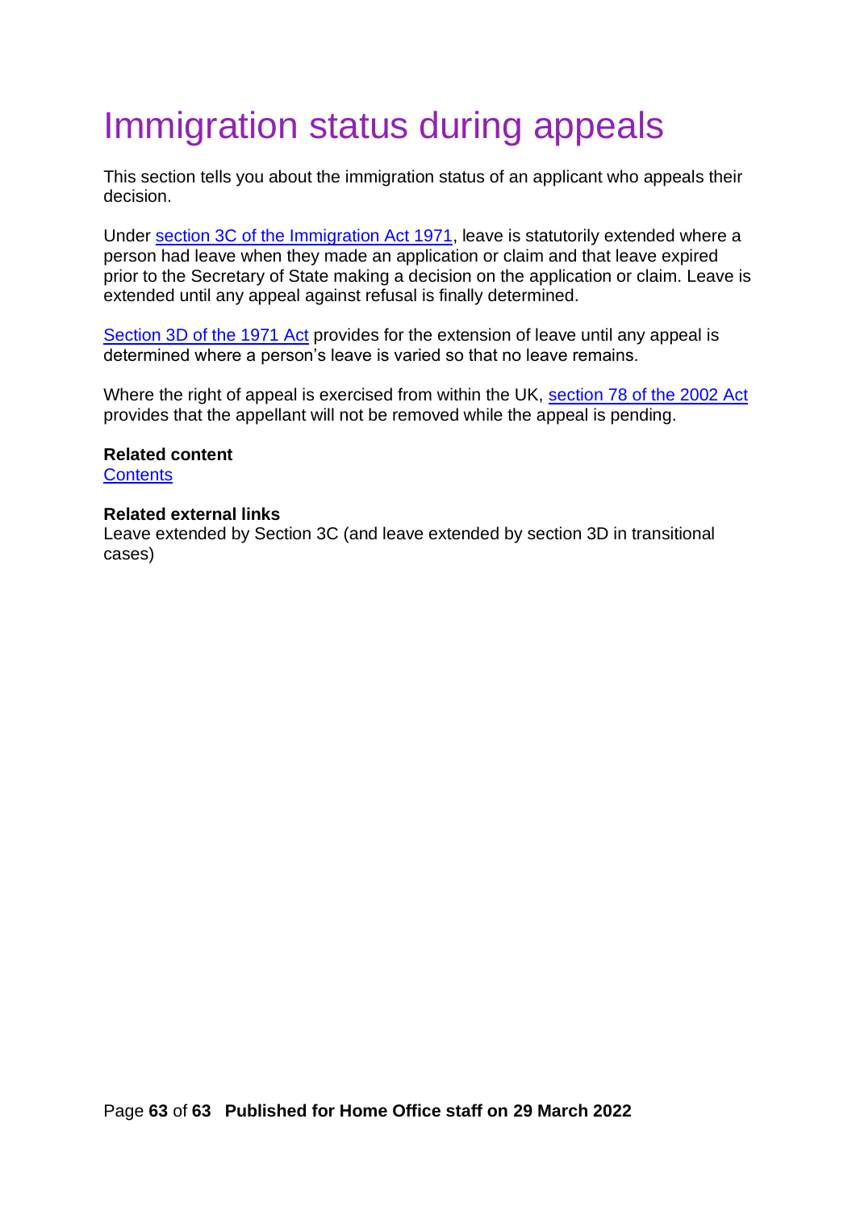# Immigration status during appeals

This section tells you about the immigration status of an applicant who appeals their decision.

Under section 3C of the Immigration Act 1971, leave is statutorily extended where a person had leave when they made an application or claim and that leave expired prior to the Secretary of State making a decision on the application or claim. Leave is extended until any appeal against refusal is finally determined.

Section 3D of the 1971 Act provides for the extension of leave until any appeal is determined where a person's leave is varied so that no leave remains.

Where the right of appeal is exercised from within the UK, section 78 of the 2002 Act provides that the appellant will not be removed while the appeal is pending.

**Related content**
Contents

**Related external links**
Leave extended by Section 3C (and leave extended by section 3D in transitional cases)